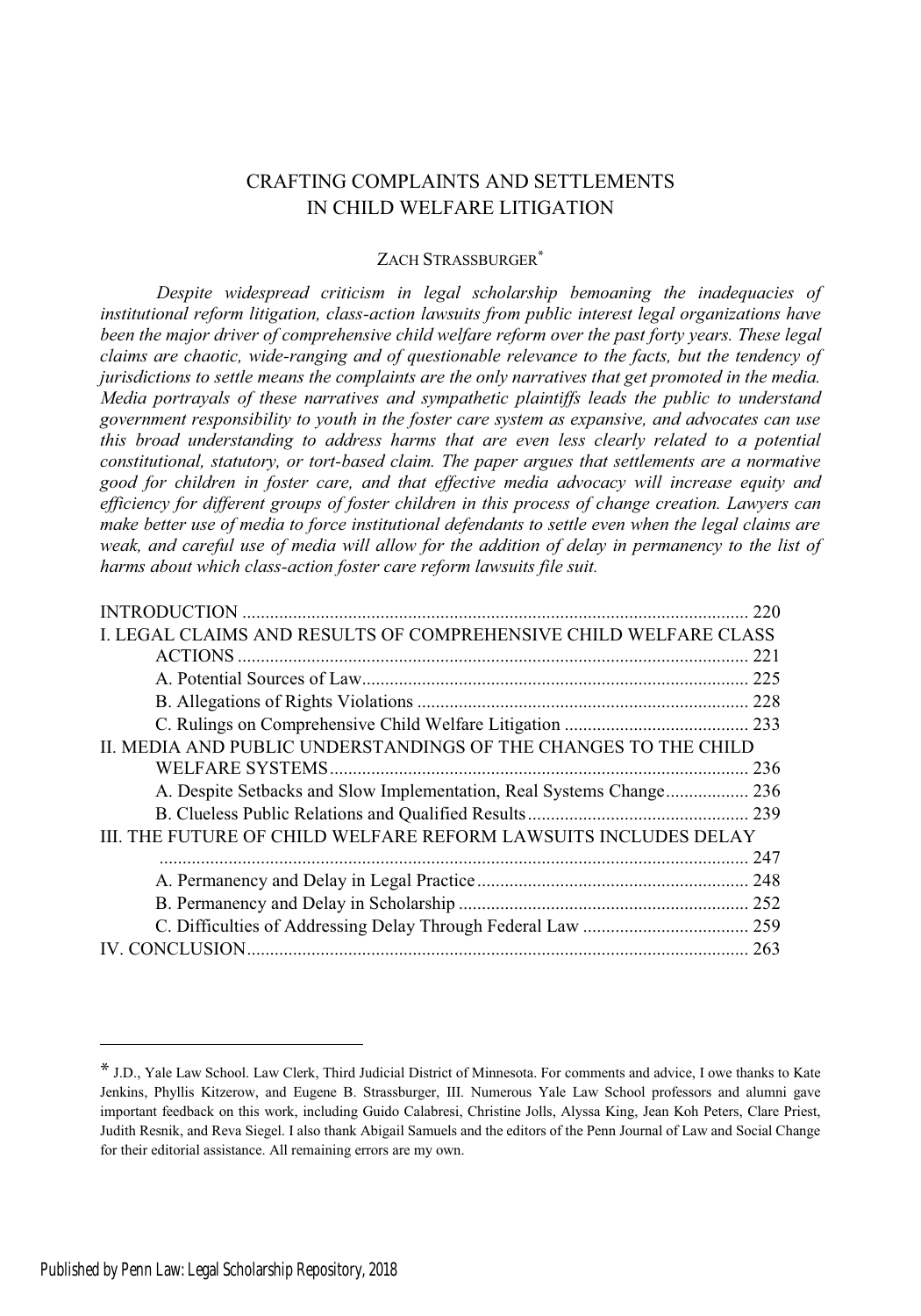# CRAFTING COMPLAINTS AND SETTLEMENTS IN CHILD WELFARE LITIGATION

ZACH STRASSBURGER[*]

*Despite widespread criticism in legal scholarship bemoaning the inadequacies of institutional reform litigation, class-action lawsuits from public interest legal organizations have been the major driver of comprehensive child welfare reform over the past forty years. These legal claims are chaotic, wide-ranging and of questionable relevance to the facts, but the tendency of jurisdictions to settle means the complaints are the only narratives that get promoted in the media. Media portrayals of these narratives and sympathetic plaintiffs leads the public to understand government responsibility to youth in the foster care system as expansive, and advocates can use this broad understanding to address harms that are even less clearly related to a potential constitutional, statutory, or tort-based claim. The paper argues that settlements are a normative good for children in foster care, and that effective media advocacy will increase equity and efficiency for different groups of foster children in this process of change creation. Lawyers can make better use of media to force institutional defendants to settle even when the legal claims are weak, and careful use of media will allow for the addition of delay in permanency to the list of harms about which class-action foster care reform lawsuits file suit.*

| | |
|---|---|
| INTRODUCTION | 220 |
| I. LEGAL CLAIMS AND RESULTS OF COMPREHENSIVE CHILD WELFARE CLASS ACTIONS | 221 |
| A. Potential Sources of Law | 225 |
| B. Allegations of Rights Violations | 228 |
| C. Rulings on Comprehensive Child Welfare Litigation | 233 |
| II. MEDIA AND PUBLIC UNDERSTANDINGS OF THE CHANGES TO THE CHILD WELFARE SYSTEMS | 236 |
| A. Despite Setbacks and Slow Implementation, Real Systems Change | 236 |
| B. Clueless Public Relations and Qualified Results | 239 |
| III. THE FUTURE OF CHILD WELFARE REFORM LAWSUITS INCLUDES DELAY | 247 |
| A. Permanency and Delay in Legal Practice | 248 |
| B. Permanency and Delay in Scholarship | 252 |
| C. Difficulties of Addressing Delay Through Federal Law | 259 |
| IV. CONCLUSION | 263 |

[*] J.D., Yale Law School. Law Clerk, Third Judicial District of Minnesota. For comments and advice, I owe thanks to Kate Jenkins, Phyllis Kitzerow, and Eugene B. Strassburger, III. Numerous Yale Law School professors and alumni gave important feedback on this work, including Guido Calabresi, Christine Jolls, Alyssa King, Jean Koh Peters, Clare Priest, Judith Resnik, and Reva Siegel. I also thank Abigail Samuels and the editors of the Penn Journal of Law and Social Change for their editorial assistance. All remaining errors are my own.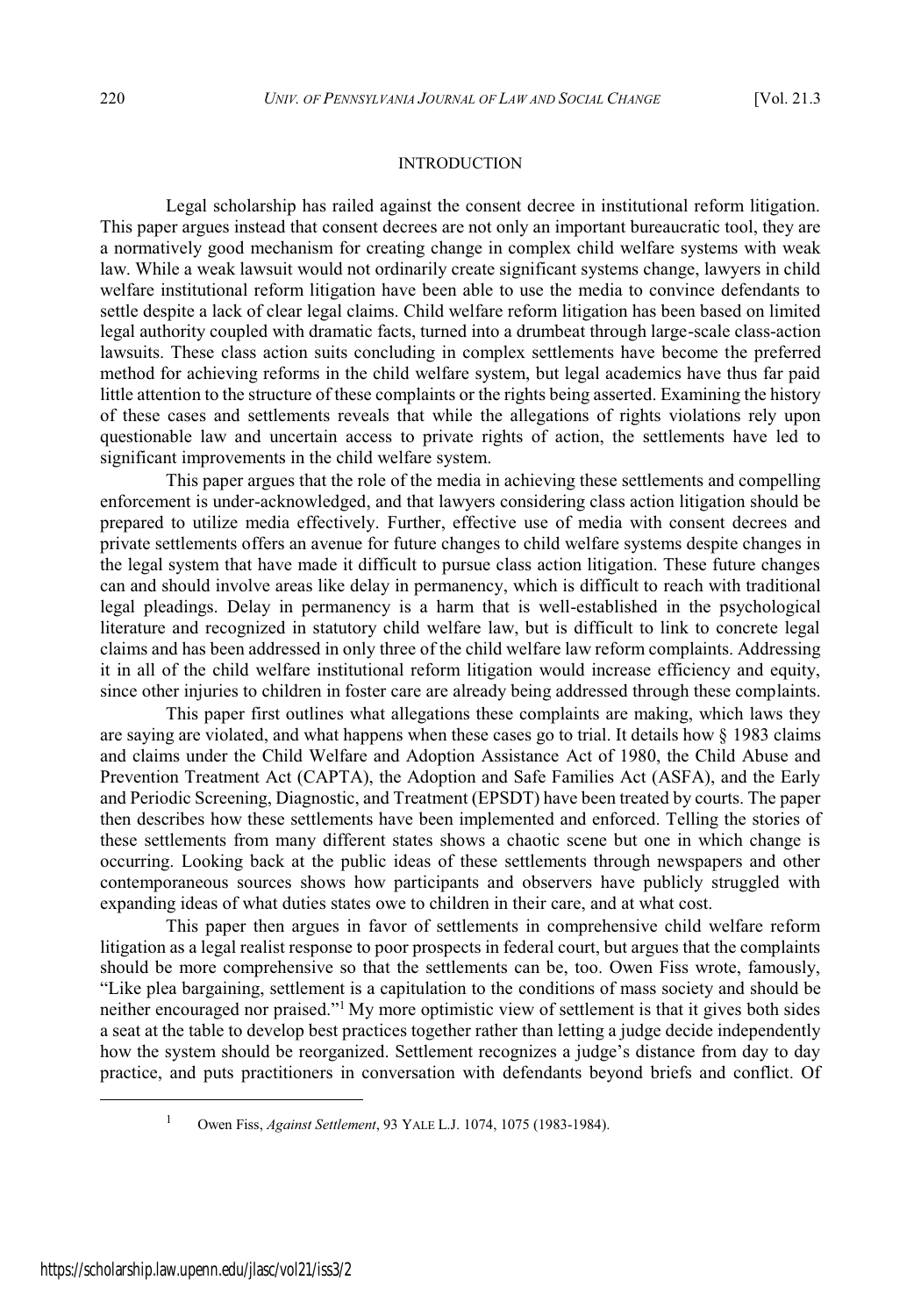## INTRODUCTION

Legal scholarship has railed against the consent decree in institutional reform litigation. This paper argues instead that consent decrees are not only an important bureaucratic tool, they are a normatively good mechanism for creating change in complex child welfare systems with weak law. While a weak lawsuit would not ordinarily create significant systems change, lawyers in child welfare institutional reform litigation have been able to use the media to convince defendants to settle despite a lack of clear legal claims. Child welfare reform litigation has been based on limited legal authority coupled with dramatic facts, turned into a drumbeat through large-scale class-action lawsuits. These class action suits concluding in complex settlements have become the preferred method for achieving reforms in the child welfare system, but legal academics have thus far paid little attention to the structure of these complaints or the rights being asserted. Examining the history of these cases and settlements reveals that while the allegations of rights violations rely upon questionable law and uncertain access to private rights of action, the settlements have led to significant improvements in the child welfare system.

This paper argues that the role of the media in achieving these settlements and compelling enforcement is under-acknowledged, and that lawyers considering class action litigation should be prepared to utilize media effectively. Further, effective use of media with consent decrees and private settlements offers an avenue for future changes to child welfare systems despite changes in the legal system that have made it difficult to pursue class action litigation. These future changes can and should involve areas like delay in permanency, which is difficult to reach with traditional legal pleadings. Delay in permanency is a harm that is well-established in the psychological literature and recognized in statutory child welfare law, but is difficult to link to concrete legal claims and has been addressed in only three of the child welfare law reform complaints. Addressing it in all of the child welfare institutional reform litigation would increase efficiency and equity, since other injuries to children in foster care are already being addressed through these complaints.

This paper first outlines what allegations these complaints are making, which laws they are saying are violated, and what happens when these cases go to trial. It details how § 1983 claims and claims under the Child Welfare and Adoption Assistance Act of 1980, the Child Abuse and Prevention Treatment Act (CAPTA), the Adoption and Safe Families Act (ASFA), and the Early and Periodic Screening, Diagnostic, and Treatment (EPSDT) have been treated by courts. The paper then describes how these settlements have been implemented and enforced. Telling the stories of these settlements from many different states shows a chaotic scene but one in which change is occurring. Looking back at the public ideas of these settlements through newspapers and other contemporaneous sources shows how participants and observers have publicly struggled with expanding ideas of what duties states owe to children in their care, and at what cost.

This paper then argues in favor of settlements in comprehensive child welfare reform litigation as a legal realist response to poor prospects in federal court, but argues that the complaints should be more comprehensive so that the settlements can be, too. Owen Fiss wrote, famously, "Like plea bargaining, settlement is a capitulation to the conditions of mass society and should be neither encouraged nor praised."[1] My more optimistic view of settlement is that it gives both sides a seat at the table to develop best practices together rather than letting a judge decide independently how the system should be reorganized. Settlement recognizes a judge's distance from day to day practice, and puts practitioners in conversation with defendants beyond briefs and conflict. Of

---

[1] Owen Fiss, *Against Settlement*, 93 YALE L.J. 1074, 1075 (1983-1984).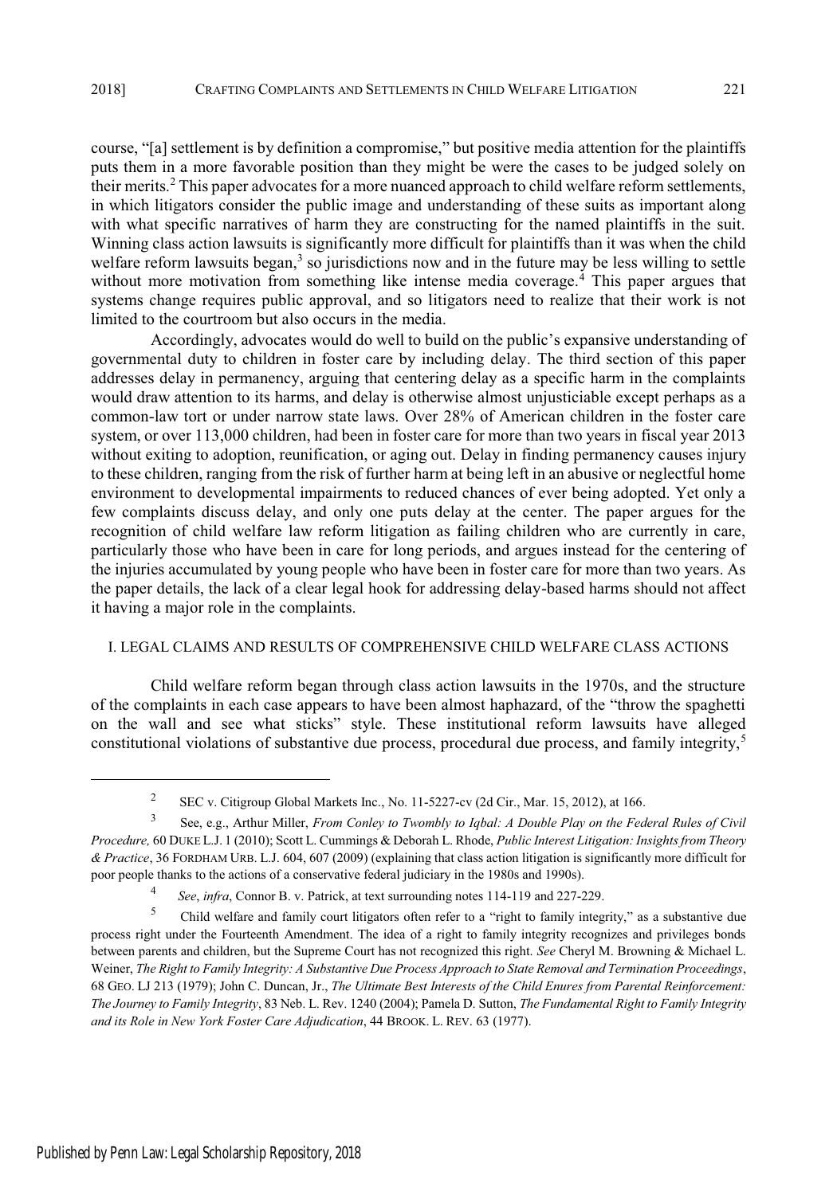course, "[a] settlement is by definition a compromise," but positive media attention for the plaintiffs puts them in a more favorable position than they might be were the cases to be judged solely on their merits.[2] This paper advocates for a more nuanced approach to child welfare reform settlements, in which litigators consider the public image and understanding of these suits as important along with what specific narratives of harm they are constructing for the named plaintiffs in the suit. Winning class action lawsuits is significantly more difficult for plaintiffs than it was when the child welfare reform lawsuits began,[3] so jurisdictions now and in the future may be less willing to settle without more motivation from something like intense media coverage.[4] This paper argues that systems change requires public approval, and so litigators need to realize that their work is not limited to the courtroom but also occurs in the media.

Accordingly, advocates would do well to build on the public's expansive understanding of governmental duty to children in foster care by including delay. The third section of this paper addresses delay in permanency, arguing that centering delay as a specific harm in the complaints would draw attention to its harms, and delay is otherwise almost unjusticiable except perhaps as a common-law tort or under narrow state laws. Over 28% of American children in the foster care system, or over 113,000 children, had been in foster care for more than two years in fiscal year 2013 without exiting to adoption, reunification, or aging out. Delay in finding permanency causes injury to these children, ranging from the risk of further harm at being left in an abusive or neglectful home environment to developmental impairments to reduced chances of ever being adopted. Yet only a few complaints discuss delay, and only one puts delay at the center. The paper argues for the recognition of child welfare law reform litigation as failing children who are currently in care, particularly those who have been in care for long periods, and argues instead for the centering of the injuries accumulated by young people who have been in foster care for more than two years. As the paper details, the lack of a clear legal hook for addressing delay-based harms should not affect it having a major role in the complaints.

## I. LEGAL CLAIMS AND RESULTS OF COMPREHENSIVE CHILD WELFARE CLASS ACTIONS

Child welfare reform began through class action lawsuits in the 1970s, and the structure of the complaints in each case appears to have been almost haphazard, of the "throw the spaghetti on the wall and see what sticks" style. These institutional reform lawsuits have alleged constitutional violations of substantive due process, procedural due process, and family integrity,[5]

---

[2] SEC v. Citigroup Global Markets Inc., No. 11-5227-cv (2d Cir., Mar. 15, 2012), at 166.

[3] See, e.g., Arthur Miller, *From Conley to Twombly to Iqbal: A Double Play on the Federal Rules of Civil Procedure,* 60 DUKE L.J. 1 (2010); Scott L. Cummings & Deborah L. Rhode, *Public Interest Litigation: Insights from Theory & Practice*, 36 FORDHAM URB. L.J. 604, 607 (2009) (explaining that class action litigation is significantly more difficult for poor people thanks to the actions of a conservative federal judiciary in the 1980s and 1990s).

[4] *See*, *infra*, Connor B. v. Patrick, at text surrounding notes 114-119 and 227-229.

[5] Child welfare and family court litigators often refer to a "right to family integrity," as a substantive due process right under the Fourteenth Amendment. The idea of a right to family integrity recognizes and privileges bonds between parents and children, but the Supreme Court has not recognized this right. *See* Cheryl M. Browning & Michael L. Weiner, *The Right to Family Integrity: A Substantive Due Process Approach to State Removal and Termination Proceedings*, 68 GEO. LJ 213 (1979); John C. Duncan, Jr., *The Ultimate Best Interests of the Child Enures from Parental Reinforcement: The Journey to Family Integrity*, 83 Neb. L. Rev. 1240 (2004); Pamela D. Sutton, *The Fundamental Right to Family Integrity and its Role in New York Foster Care Adjudication*, 44 BROOK. L. REV. 63 (1977).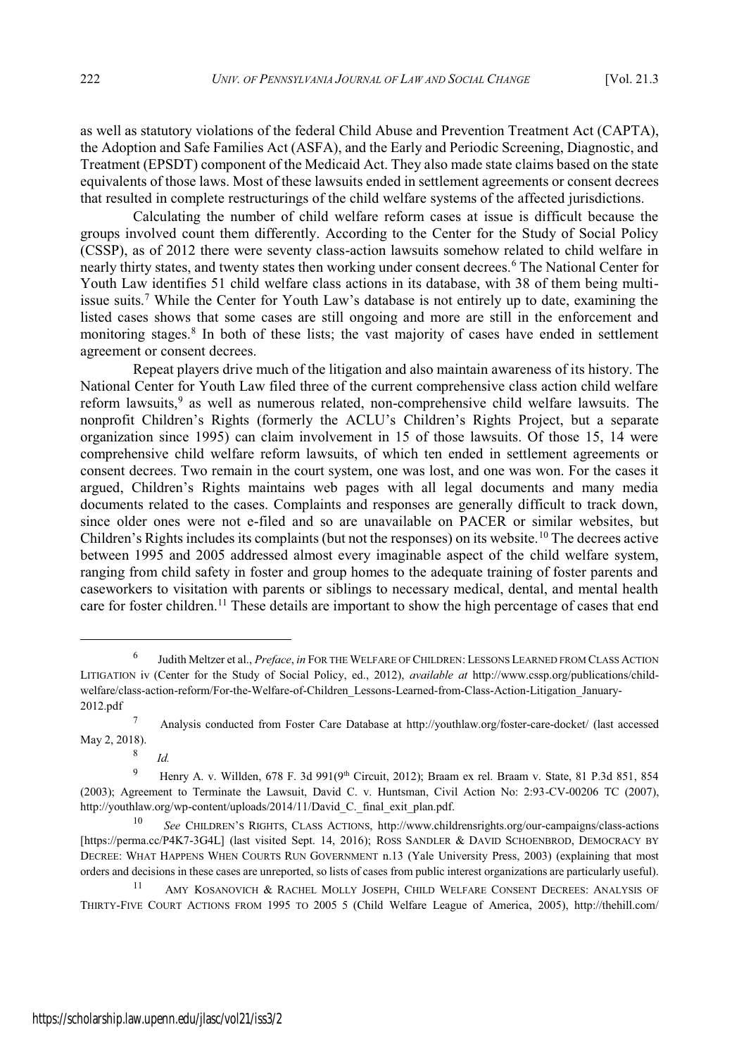as well as statutory violations of the federal Child Abuse and Prevention Treatment Act (CAPTA), the Adoption and Safe Families Act (ASFA), and the Early and Periodic Screening, Diagnostic, and Treatment (EPSDT) component of the Medicaid Act. They also made state claims based on the state equivalents of those laws. Most of these lawsuits ended in settlement agreements or consent decrees that resulted in complete restructurings of the child welfare systems of the affected jurisdictions.

Calculating the number of child welfare reform cases at issue is difficult because the groups involved count them differently. According to the Center for the Study of Social Policy (CSSP), as of 2012 there were seventy class-action lawsuits somehow related to child welfare in nearly thirty states, and twenty states then working under consent decrees.[6] The National Center for Youth Law identifies 51 child welfare class actions in its database, with 38 of them being multi-issue suits.[7] While the Center for Youth Law's database is not entirely up to date, examining the listed cases shows that some cases are still ongoing and more are still in the enforcement and monitoring stages.[8] In both of these lists; the vast majority of cases have ended in settlement agreement or consent decrees.

Repeat players drive much of the litigation and also maintain awareness of its history. The National Center for Youth Law filed three of the current comprehensive class action child welfare reform lawsuits,[9] as well as numerous related, non-comprehensive child welfare lawsuits. The nonprofit Children's Rights (formerly the ACLU's Children's Rights Project, but a separate organization since 1995) can claim involvement in 15 of those lawsuits. Of those 15, 14 were comprehensive child welfare reform lawsuits, of which ten ended in settlement agreements or consent decrees. Two remain in the court system, one was lost, and one was won. For the cases it argued, Children's Rights maintains web pages with all legal documents and many media documents related to the cases. Complaints and responses are generally difficult to track down, since older ones were not e-filed and so are unavailable on PACER or similar websites, but Children's Rights includes its complaints (but not the responses) on its website.[10] The decrees active between 1995 and 2005 addressed almost every imaginable aspect of the child welfare system, ranging from child safety in foster and group homes to the adequate training of foster parents and caseworkers to visitation with parents or siblings to necessary medical, dental, and mental health care for foster children.[11] These details are important to show the high percentage of cases that end

---

[6] Judith Meltzer et al., *Preface*, *in* FOR THE WELFARE OF CHILDREN: LESSONS LEARNED FROM CLASS ACTION LITIGATION iv (Center for the Study of Social Policy, ed., 2012), *available at* http://www.cssp.org/publications/child-welfare/class-action-reform/For-the-Welfare-of-Children_Lessons-Learned-from-Class-Action-Litigation_January-2012.pdf

[7] Analysis conducted from Foster Care Database at http://youthlaw.org/foster-care-docket/ (last accessed May 2, 2018).

[8] *Id.*

[9] Henry A. v. Willden, 678 F. 3d 991(9th Circuit, 2012); Braam ex rel. Braam v. State, 81 P.3d 851, 854 (2003); Agreement to Terminate the Lawsuit, David C. v. Huntsman, Civil Action No: 2:93-CV-00206 TC (2007), http://youthlaw.org/wp-content/uploads/2014/11/David_C._final_exit_plan.pdf.

[10] *See* CHILDREN'S RIGHTS, CLASS ACTIONS, http://www.childrensrights.org/our-campaigns/class-actions [https://perma.cc/P4K7-3G4L] (last visited Sept. 14, 2016); ROSS SANDLER & DAVID SCHOENBROD, DEMOCRACY BY DECREE: WHAT HAPPENS WHEN COURTS RUN GOVERNMENT n.13 (Yale University Press, 2003) (explaining that most orders and decisions in these cases are unreported, so lists of cases from public interest organizations are particularly useful).

[11] AMY KOSANOVICH & RACHEL MOLLY JOSEPH, CHILD WELFARE CONSENT DECREES: ANALYSIS OF THIRTY-FIVE COURT ACTIONS FROM 1995 TO 2005 5 (Child Welfare League of America, 2005), http://thehill.com/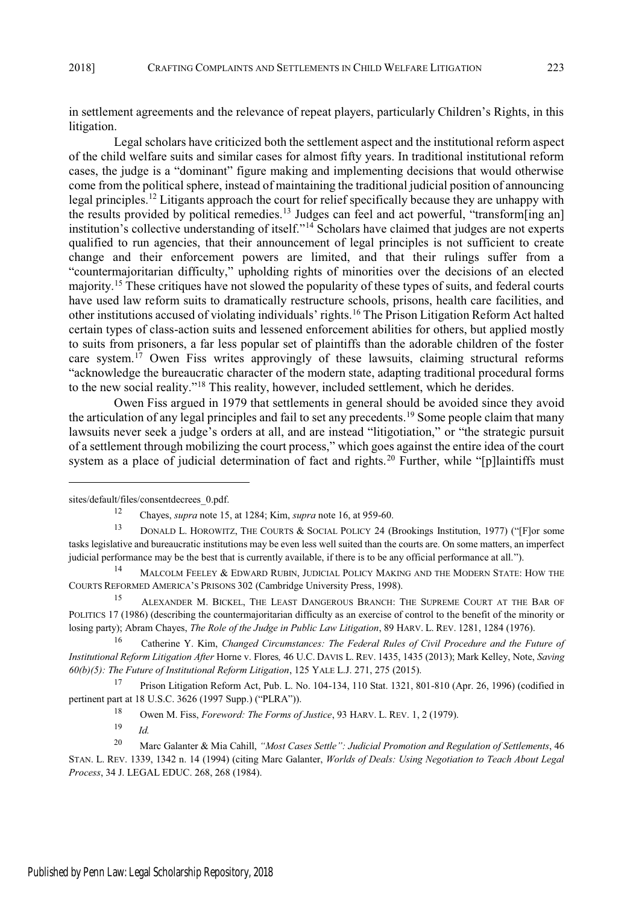in settlement agreements and the relevance of repeat players, particularly Children's Rights, in this litigation.

Legal scholars have criticized both the settlement aspect and the institutional reform aspect of the child welfare suits and similar cases for almost fifty years. In traditional institutional reform cases, the judge is a "dominant" figure making and implementing decisions that would otherwise come from the political sphere, instead of maintaining the traditional judicial position of announcing legal principles.[12] Litigants approach the court for relief specifically because they are unhappy with the results provided by political remedies.[13] Judges can feel and act powerful, "transform[ing an] institution's collective understanding of itself."[14] Scholars have claimed that judges are not experts qualified to run agencies, that their announcement of legal principles is not sufficient to create change and their enforcement powers are limited, and that their rulings suffer from a "countermajoritarian difficulty," upholding rights of minorities over the decisions of an elected majority.[15] These critiques have not slowed the popularity of these types of suits, and federal courts have used law reform suits to dramatically restructure schools, prisons, health care facilities, and other institutions accused of violating individuals' rights.[16] The Prison Litigation Reform Act halted certain types of class-action suits and lessened enforcement abilities for others, but applied mostly to suits from prisoners, a far less popular set of plaintiffs than the adorable children of the foster care system.[17] Owen Fiss writes approvingly of these lawsuits, claiming structural reforms "acknowledge the bureaucratic character of the modern state, adapting traditional procedural forms to the new social reality."[18] This reality, however, included settlement, which he derides.

Owen Fiss argued in 1979 that settlements in general should be avoided since they avoid the articulation of any legal principles and fail to set any precedents.[19] Some people claim that many lawsuits never seek a judge's orders at all, and are instead "litigotiation," or "the strategic pursuit of a settlement through mobilizing the court process," which goes against the entire idea of the court system as a place of judicial determination of fact and rights.[20] Further, while "[p]laintiffs must

---

sites/default/files/consentdecrees_0.pdf.

[12] Chayes, *supra* note 15, at 1284; Kim, *supra* note 16, at 959-60.

[13] DONALD L. HOROWITZ, THE COURTS & SOCIAL POLICY 24 (Brookings Institution, 1977) ("[F]or some tasks legislative and bureaucratic institutions may be even less well suited than the courts are. On some matters, an imperfect judicial performance may be the best that is currently available, if there is to be any official performance at all.").

[14] MALCOLM FEELEY & EDWARD RUBIN, JUDICIAL POLICY MAKING AND THE MODERN STATE: HOW THE COURTS REFORMED AMERICA'S PRISONS 302 (Cambridge University Press, 1998).

[15] ALEXANDER M. BICKEL, THE LEAST DANGEROUS BRANCH: THE SUPREME COURT AT THE BAR OF POLITICS 17 (1986) (describing the countermajoritarian difficulty as an exercise of control to the benefit of the minority or losing party); Abram Chayes, *The Role of the Judge in Public Law Litigation*, 89 HARV. L. REV. 1281, 1284 (1976).

[16] Catherine Y. Kim, *Changed Circumstances: The Federal Rules of Civil Procedure and the Future of Institutional Reform Litigation After* Horne v. Flores*,* 46 U.C. DAVIS L. REV. 1435, 1435 (2013); Mark Kelley, Note, *Saving 60(b)(5): The Future of Institutional Reform Litigation*, 125 YALE L.J. 271, 275 (2015).

[17] Prison Litigation Reform Act, Pub. L. No. 104-134, 110 Stat. 1321, 801-810 (Apr. 26, 1996) (codified in pertinent part at 18 U.S.C. 3626 (1997 Supp.) ("PLRA")).

[18] Owen M. Fiss, *Foreword: The Forms of Justice*, 93 HARV. L. REV. 1, 2 (1979).

[19] *Id.*

[20] Marc Galanter & Mia Cahill, *"Most Cases Settle": Judicial Promotion and Regulation of Settlements*, 46 STAN. L. REV. 1339, 1342 n. 14 (1994) (citing Marc Galanter, *Worlds of Deals: Using Negotiation to Teach About Legal Process*, 34 J. LEGAL EDUC. 268, 268 (1984).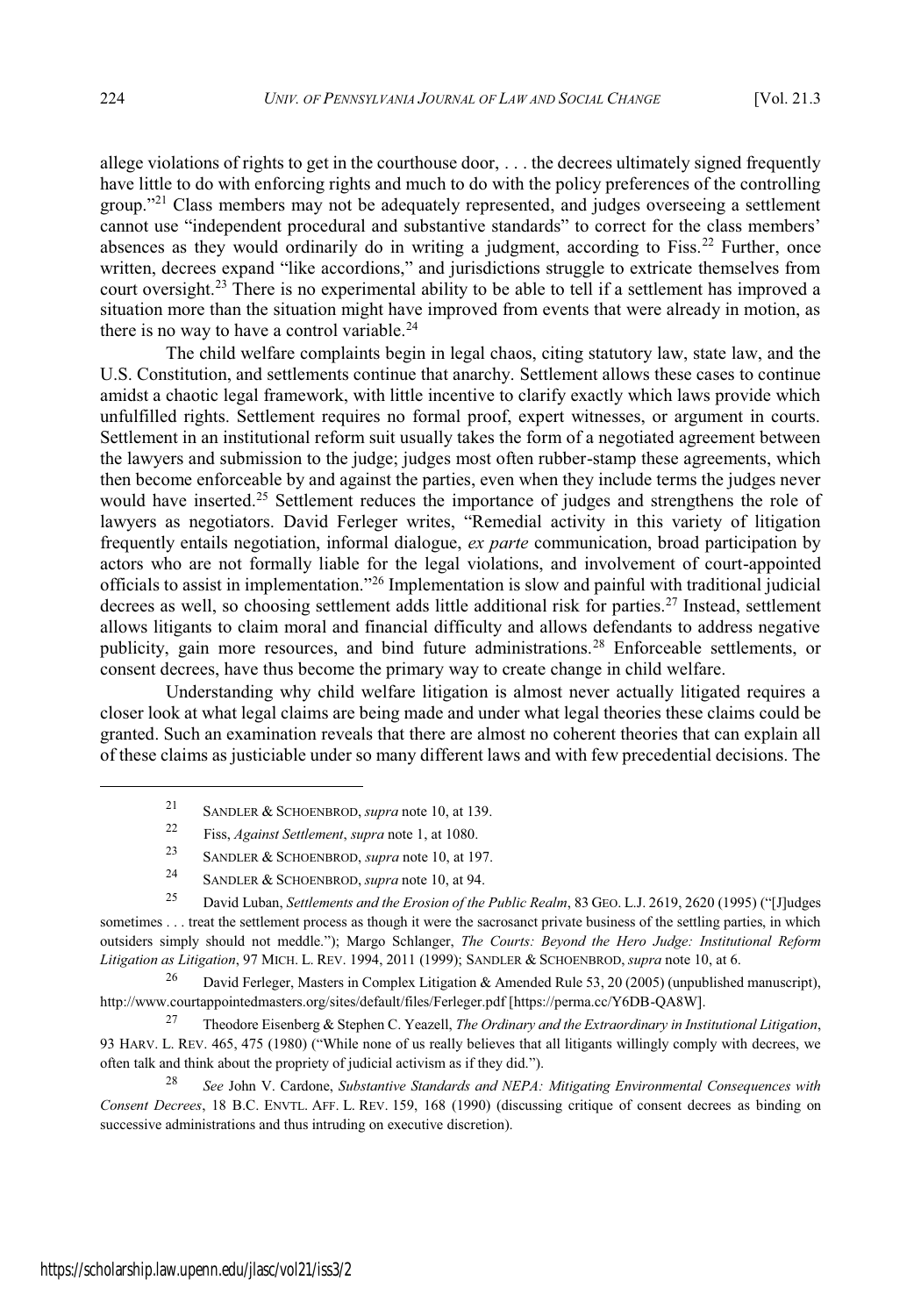allege violations of rights to get in the courthouse door, . . . the decrees ultimately signed frequently have little to do with enforcing rights and much to do with the policy preferences of the controlling group."[21] Class members may not be adequately represented, and judges overseeing a settlement cannot use "independent procedural and substantive standards" to correct for the class members' absences as they would ordinarily do in writing a judgment, according to Fiss.[22] Further, once written, decrees expand "like accordions," and jurisdictions struggle to extricate themselves from court oversight.[23] There is no experimental ability to be able to tell if a settlement has improved a situation more than the situation might have improved from events that were already in motion, as there is no way to have a control variable.[24]

The child welfare complaints begin in legal chaos, citing statutory law, state law, and the U.S. Constitution, and settlements continue that anarchy. Settlement allows these cases to continue amidst a chaotic legal framework, with little incentive to clarify exactly which laws provide which unfulfilled rights. Settlement requires no formal proof, expert witnesses, or argument in courts. Settlement in an institutional reform suit usually takes the form of a negotiated agreement between the lawyers and submission to the judge; judges most often rubber-stamp these agreements, which then become enforceable by and against the parties, even when they include terms the judges never would have inserted.[25] Settlement reduces the importance of judges and strengthens the role of lawyers as negotiators. David Ferleger writes, "Remedial activity in this variety of litigation frequently entails negotiation, informal dialogue, *ex parte* communication, broad participation by actors who are not formally liable for the legal violations, and involvement of court-appointed officials to assist in implementation."[26] Implementation is slow and painful with traditional judicial decrees as well, so choosing settlement adds little additional risk for parties.[27] Instead, settlement allows litigants to claim moral and financial difficulty and allows defendants to address negative publicity, gain more resources, and bind future administrations.[28] Enforceable settlements, or consent decrees, have thus become the primary way to create change in child welfare.

Understanding why child welfare litigation is almost never actually litigated requires a closer look at what legal claims are being made and under what legal theories these claims could be granted. Such an examination reveals that there are almost no coherent theories that can explain all of these claims as justiciable under so many different laws and with few precedential decisions. The

---

[21] SANDLER & SCHOENBROD, *supra* note 10, at 139.

[22] Fiss, *Against Settlement*, *supra* note 1, at 1080.

[23] SANDLER & SCHOENBROD, *supra* note 10, at 197.

[24] SANDLER & SCHOENBROD, *supra* note 10, at 94.

[25] David Luban, *Settlements and the Erosion of the Public Realm*, 83 GEO. L.J. 2619, 2620 (1995) ("[J]udges sometimes . . . treat the settlement process as though it were the sacrosanct private business of the settling parties, in which outsiders simply should not meddle."); Margo Schlanger, *The Courts: Beyond the Hero Judge: Institutional Reform Litigation as Litigation*, 97 MICH. L. REV. 1994, 2011 (1999); SANDLER & SCHOENBROD, *supra* note 10, at 6.

[26] David Ferleger, Masters in Complex Litigation & Amended Rule 53, 20 (2005) (unpublished manuscript), http://www.courtappointedmasters.org/sites/default/files/Ferleger.pdf [https://perma.cc/Y6DB-QA8W].

[27] Theodore Eisenberg & Stephen C. Yeazell, *The Ordinary and the Extraordinary in Institutional Litigation*, 93 HARV. L. REV. 465, 475 (1980) ("While none of us really believes that all litigants willingly comply with decrees, we often talk and think about the propriety of judicial activism as if they did.").

[28] *See* John V. Cardone, *Substantive Standards and NEPA: Mitigating Environmental Consequences with Consent Decrees*, 18 B.C. ENVTL. AFF. L. REV. 159, 168 (1990) (discussing critique of consent decrees as binding on successive administrations and thus intruding on executive discretion).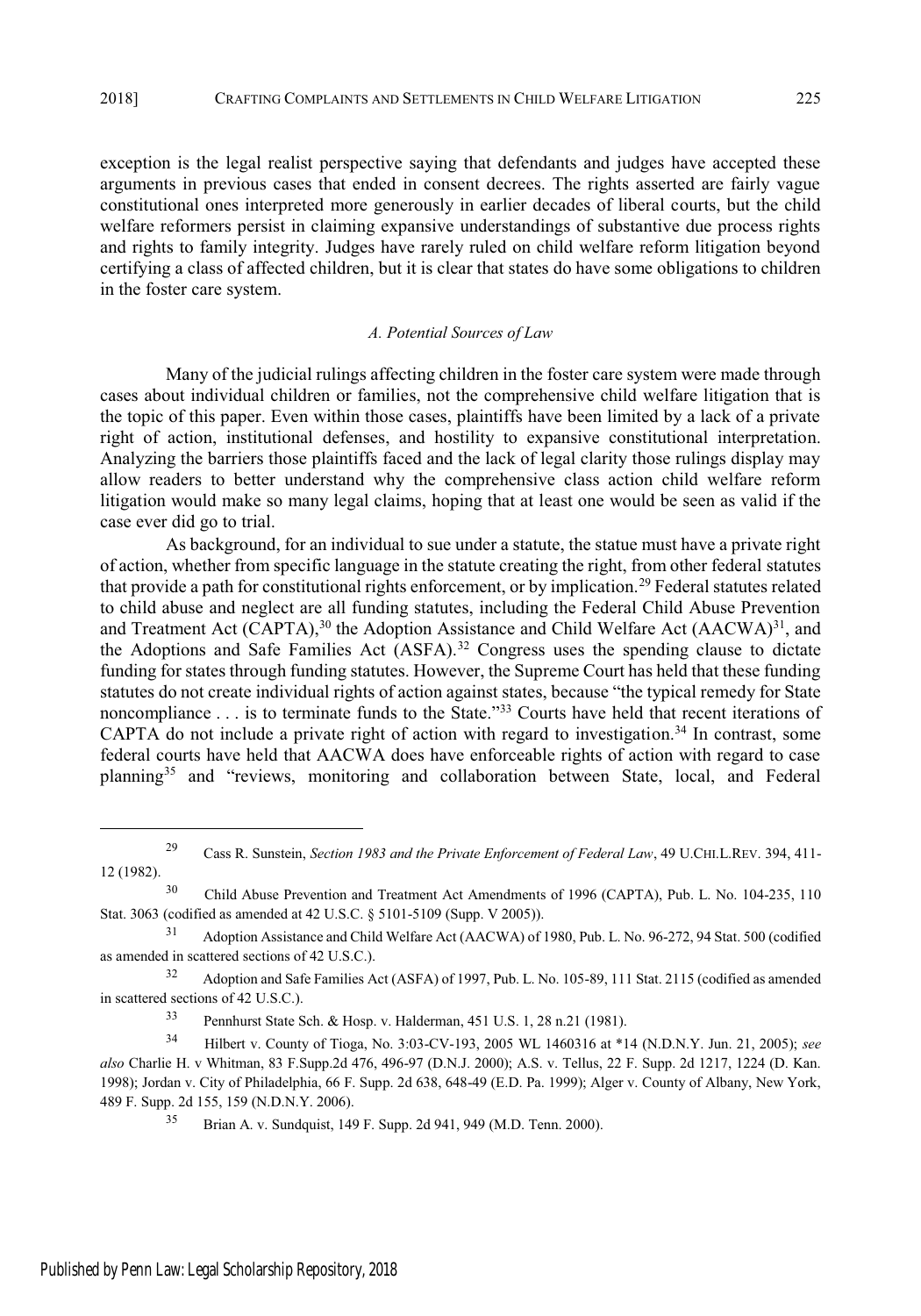exception is the legal realist perspective saying that defendants and judges have accepted these arguments in previous cases that ended in consent decrees. The rights asserted are fairly vague constitutional ones interpreted more generously in earlier decades of liberal courts, but the child welfare reformers persist in claiming expansive understandings of substantive due process rights and rights to family integrity. Judges have rarely ruled on child welfare reform litigation beyond certifying a class of affected children, but it is clear that states do have some obligations to children in the foster care system.

### *A. Potential Sources of Law*

Many of the judicial rulings affecting children in the foster care system were made through cases about individual children or families, not the comprehensive child welfare litigation that is the topic of this paper. Even within those cases, plaintiffs have been limited by a lack of a private right of action, institutional defenses, and hostility to expansive constitutional interpretation. Analyzing the barriers those plaintiffs faced and the lack of legal clarity those rulings display may allow readers to better understand why the comprehensive class action child welfare reform litigation would make so many legal claims, hoping that at least one would be seen as valid if the case ever did go to trial.

As background, for an individual to sue under a statute, the statue must have a private right of action, whether from specific language in the statute creating the right, from other federal statutes that provide a path for constitutional rights enforcement, or by implication.[29] Federal statutes related to child abuse and neglect are all funding statutes, including the Federal Child Abuse Prevention and Treatment Act (CAPTA),[30] the Adoption Assistance and Child Welfare Act (AACWA)[31], and the Adoptions and Safe Families Act (ASFA).[32] Congress uses the spending clause to dictate funding for states through funding statutes. However, the Supreme Court has held that these funding statutes do not create individual rights of action against states, because "the typical remedy for State noncompliance . . . is to terminate funds to the State."[33] Courts have held that recent iterations of CAPTA do not include a private right of action with regard to investigation.[34] In contrast, some federal courts have held that AACWA does have enforceable rights of action with regard to case planning[35] and "reviews, monitoring and collaboration between State, local, and Federal

---

[29] Cass R. Sunstein, *Section 1983 and the Private Enforcement of Federal Law*, 49 U.CHI.L.REV. 394, 411-12 (1982).

[30] Child Abuse Prevention and Treatment Act Amendments of 1996 (CAPTA), Pub. L. No. 104-235, 110 Stat. 3063 (codified as amended at 42 U.S.C. § 5101-5109 (Supp. V 2005)).

[31] Adoption Assistance and Child Welfare Act (AACWA) of 1980, Pub. L. No. 96-272, 94 Stat. 500 (codified as amended in scattered sections of 42 U.S.C.).

[32] Adoption and Safe Families Act (ASFA) of 1997, Pub. L. No. 105-89, 111 Stat. 2115 (codified as amended in scattered sections of 42 U.S.C.).

[33] Pennhurst State Sch. & Hosp. v. Halderman, 451 U.S. 1, 28 n.21 (1981).

[34] Hilbert v. County of Tioga, No. 3:03-CV-193, 2005 WL 1460316 at *14 (N.D.N.Y. Jun. 21, 2005); *see also* Charlie H. v Whitman, 83 F.Supp.2d 476, 496-97 (D.N.J. 2000); A.S. v. Tellus, 22 F. Supp. 2d 1217, 1224 (D. Kan. 1998); Jordan v. City of Philadelphia, 66 F. Supp. 2d 638, 648-49 (E.D. Pa. 1999); Alger v. County of Albany, New York, 489 F. Supp. 2d 155, 159 (N.D.N.Y. 2006).

[35] Brian A. v. Sundquist, 149 F. Supp. 2d 941, 949 (M.D. Tenn. 2000).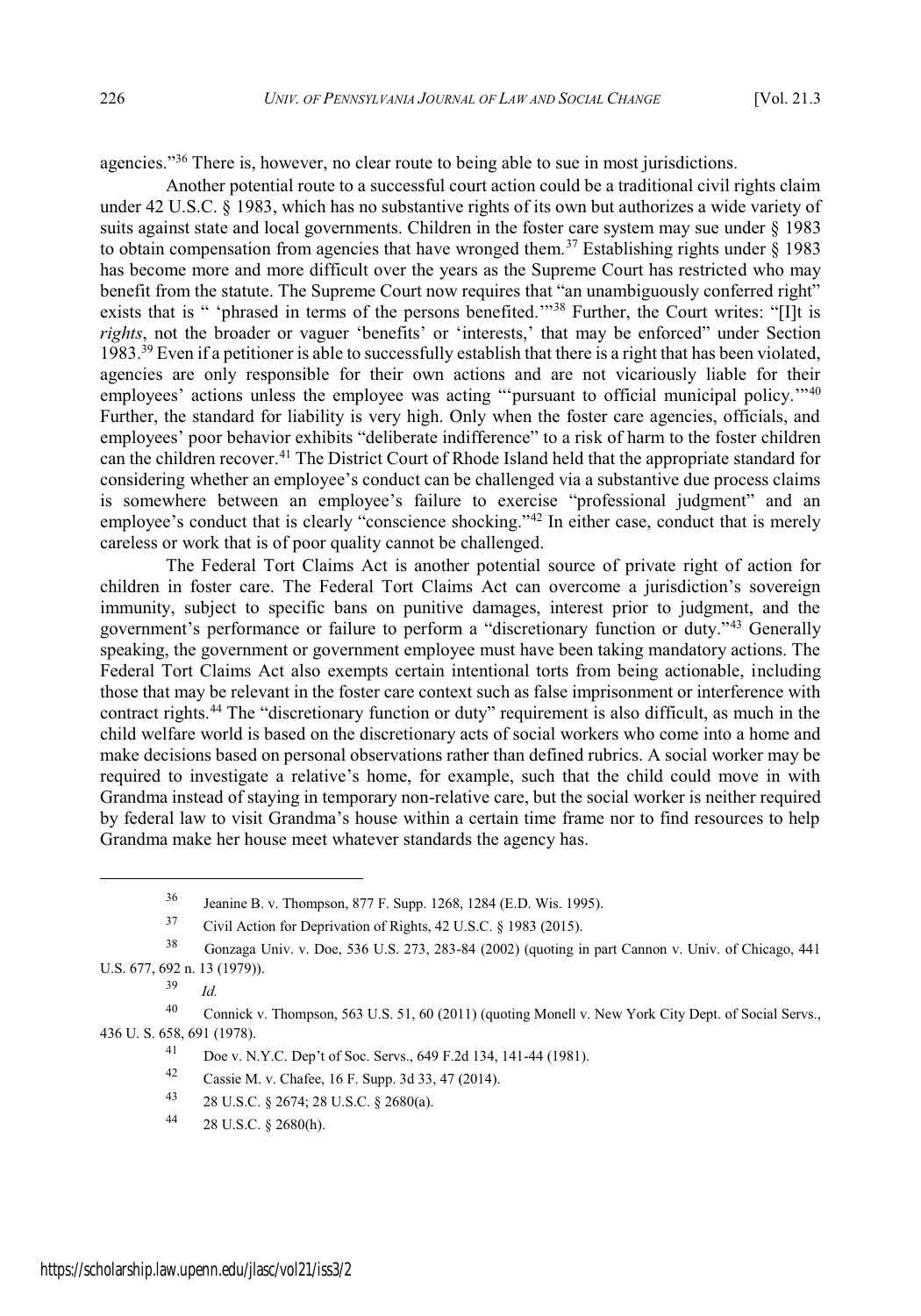agencies."[36] There is, however, no clear route to being able to sue in most jurisdictions.

Another potential route to a successful court action could be a traditional civil rights claim under 42 U.S.C. § 1983, which has no substantive rights of its own but authorizes a wide variety of suits against state and local governments. Children in the foster care system may sue under § 1983 to obtain compensation from agencies that have wronged them.[37] Establishing rights under § 1983 has become more and more difficult over the years as the Supreme Court has restricted who may benefit from the statute. The Supreme Court now requires that "an unambiguously conferred right" exists that is " 'phrased in terms of the persons benefited.'"[38] Further, the Court writes: "[I]t is *rights*, not the broader or vaguer 'benefits' or 'interests,' that may be enforced" under Section 1983.[39] Even if a petitioner is able to successfully establish that there is a right that has been violated, agencies are only responsible for their own actions and are not vicariously liable for their employees' actions unless the employee was acting "'pursuant to official municipal policy.'"[40] Further, the standard for liability is very high. Only when the foster care agencies, officials, and employees' poor behavior exhibits "deliberate indifference" to a risk of harm to the foster children can the children recover.[41] The District Court of Rhode Island held that the appropriate standard for considering whether an employee's conduct can be challenged via a substantive due process claims is somewhere between an employee's failure to exercise "professional judgment" and an employee's conduct that is clearly "conscience shocking."[42] In either case, conduct that is merely careless or work that is of poor quality cannot be challenged.

The Federal Tort Claims Act is another potential source of private right of action for children in foster care. The Federal Tort Claims Act can overcome a jurisdiction's sovereign immunity, subject to specific bans on punitive damages, interest prior to judgment, and the government's performance or failure to perform a "discretionary function or duty."[43] Generally speaking, the government or government employee must have been taking mandatory actions. The Federal Tort Claims Act also exempts certain intentional torts from being actionable, including those that may be relevant in the foster care context such as false imprisonment or interference with contract rights.[44] The "discretionary function or duty" requirement is also difficult, as much in the child welfare world is based on the discretionary acts of social workers who come into a home and make decisions based on personal observations rather than defined rubrics. A social worker may be required to investigate a relative's home, for example, such that the child could move in with Grandma instead of staying in temporary non-relative care, but the social worker is neither required by federal law to visit Grandma's house within a certain time frame nor to find resources to help Grandma make her house meet whatever standards the agency has.

---

[36] Jeanine B. v. Thompson, 877 F. Supp. 1268, 1284 (E.D. Wis. 1995).

[37] Civil Action for Deprivation of Rights, 42 U.S.C. § 1983 (2015).

[38] Gonzaga Univ. v. Doe, 536 U.S. 273, 283-84 (2002) (quoting in part Cannon v. Univ. of Chicago, 441 U.S. 677, 692 n. 13 (1979)).

[39] *Id.*

[40] Connick v. Thompson, 563 U.S. 51, 60 (2011) (quoting Monell v. New York City Dept. of Social Servs., 436 U. S. 658, 691 (1978).

[41] Doe v. N.Y.C. Dep't of Soc. Servs., 649 F.2d 134, 141-44 (1981).

[42] Cassie M. v. Chafee, 16 F. Supp. 3d 33, 47 (2014).

[43] 28 U.S.C. § 2674; 28 U.S.C. § 2680(a).

[44] 28 U.S.C. § 2680(h).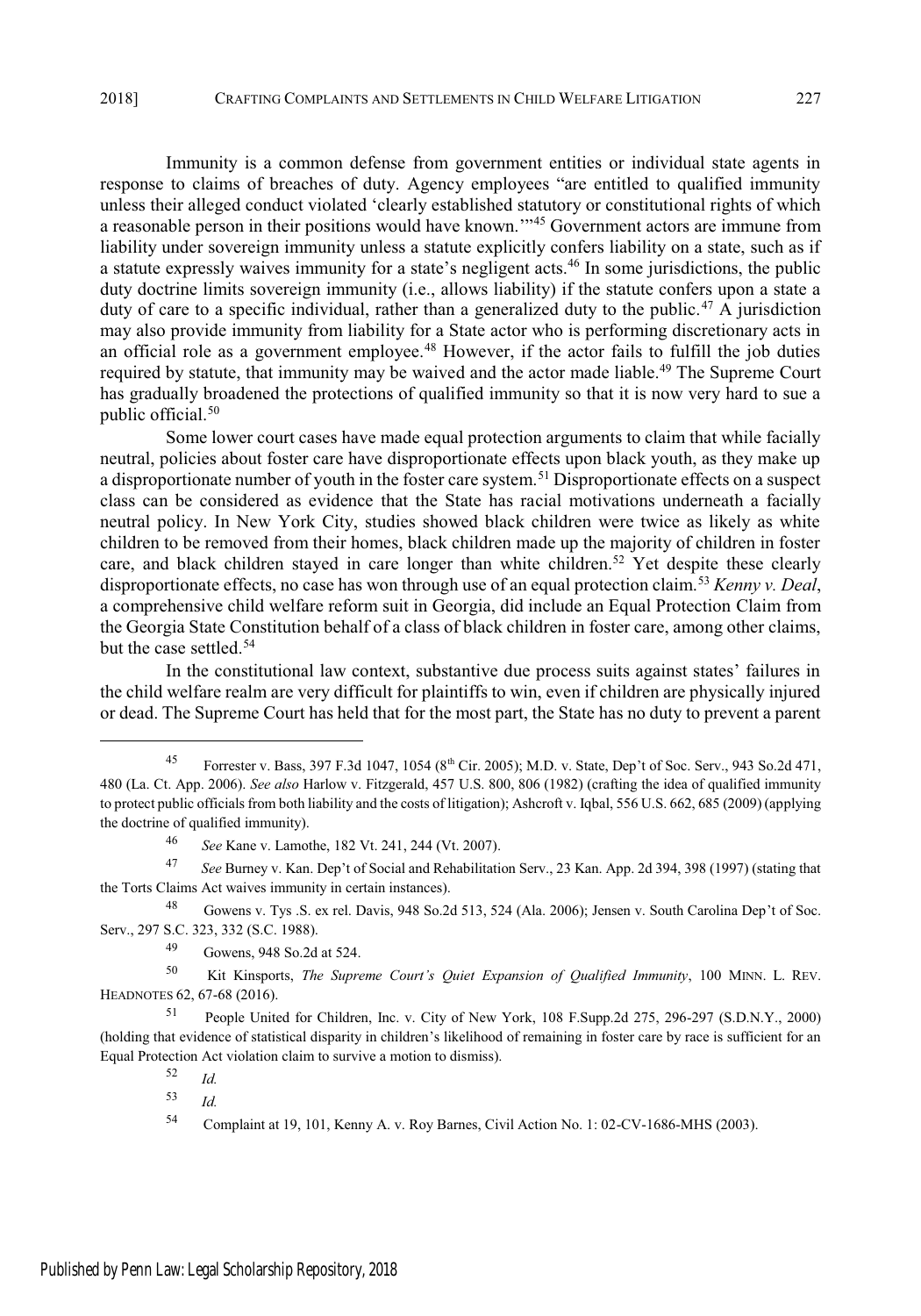Immunity is a common defense from government entities or individual state agents in response to claims of breaches of duty. Agency employees "are entitled to qualified immunity unless their alleged conduct violated 'clearly established statutory or constitutional rights of which a reasonable person in their positions would have known.'"[45] Government actors are immune from liability under sovereign immunity unless a statute explicitly confers liability on a state, such as if a statute expressly waives immunity for a state's negligent acts.[46] In some jurisdictions, the public duty doctrine limits sovereign immunity (i.e., allows liability) if the statute confers upon a state a duty of care to a specific individual, rather than a generalized duty to the public.[47] A jurisdiction may also provide immunity from liability for a State actor who is performing discretionary acts in an official role as a government employee.[48] However, if the actor fails to fulfill the job duties required by statute, that immunity may be waived and the actor made liable.[49] The Supreme Court has gradually broadened the protections of qualified immunity so that it is now very hard to sue a public official.[50]

Some lower court cases have made equal protection arguments to claim that while facially neutral, policies about foster care have disproportionate effects upon black youth, as they make up a disproportionate number of youth in the foster care system.[51] Disproportionate effects on a suspect class can be considered as evidence that the State has racial motivations underneath a facially neutral policy. In New York City, studies showed black children were twice as likely as white children to be removed from their homes, black children made up the majority of children in foster care, and black children stayed in care longer than white children.[52] Yet despite these clearly disproportionate effects, no case has won through use of an equal protection claim.[53] *Kenny v. Deal*, a comprehensive child welfare reform suit in Georgia, did include an Equal Protection Claim from the Georgia State Constitution behalf of a class of black children in foster care, among other claims, but the case settled.[54]

In the constitutional law context, substantive due process suits against states' failures in the child welfare realm are very difficult for plaintiffs to win, even if children are physically injured or dead. The Supreme Court has held that for the most part, the State has no duty to prevent a parent

---

[45] Forrester v. Bass, 397 F.3d 1047, 1054 (8th Cir. 2005); M.D. v. State, Dep't of Soc. Serv., 943 So.2d 471, 480 (La. Ct. App. 2006). *See also* Harlow v. Fitzgerald, 457 U.S. 800, 806 (1982) (crafting the idea of qualified immunity to protect public officials from both liability and the costs of litigation); Ashcroft v. Iqbal, 556 U.S. 662, 685 (2009) (applying the doctrine of qualified immunity).

[46] *See* Kane v. Lamothe, 182 Vt. 241, 244 (Vt. 2007).

[47] *See* Burney v. Kan. Dep't of Social and Rehabilitation Serv., 23 Kan. App. 2d 394, 398 (1997) (stating that the Torts Claims Act waives immunity in certain instances).

[48] Gowens v. Tys .S. ex rel. Davis, 948 So.2d 513, 524 (Ala. 2006); Jensen v. South Carolina Dep't of Soc. Serv., 297 S.C. 323, 332 (S.C. 1988).

[49] Gowens, 948 So.2d at 524.

[50] Kit Kinsports, *The Supreme Court's Quiet Expansion of Qualified Immunity*, 100 MINN. L. REV. HEADNOTES 62, 67-68 (2016).

[51] People United for Children, Inc. v. City of New York, 108 F.Supp.2d 275, 296-297 (S.D.N.Y., 2000) (holding that evidence of statistical disparity in children's likelihood of remaining in foster care by race is sufficient for an Equal Protection Act violation claim to survive a motion to dismiss).

[52] *Id.*

[53] *Id.*

[54] Complaint at 19, 101, Kenny A. v. Roy Barnes, Civil Action No. 1: 02-CV-1686-MHS (2003).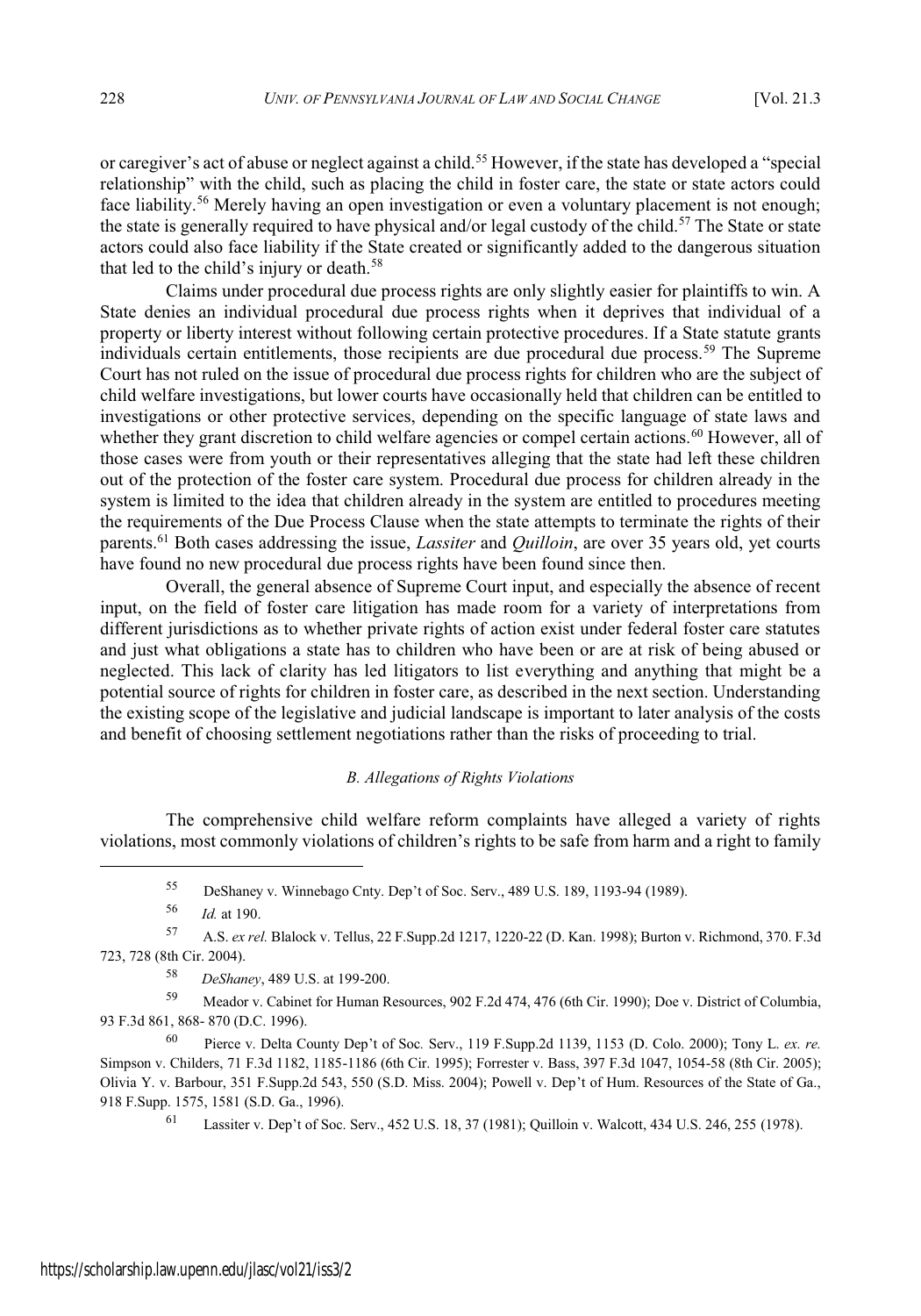or caregiver's act of abuse or neglect against a child.[55] However, if the state has developed a "special relationship" with the child, such as placing the child in foster care, the state or state actors could face liability.[56] Merely having an open investigation or even a voluntary placement is not enough; the state is generally required to have physical and/or legal custody of the child.[57] The State or state actors could also face liability if the State created or significantly added to the dangerous situation that led to the child's injury or death.[58]

Claims under procedural due process rights are only slightly easier for plaintiffs to win. A State denies an individual procedural due process rights when it deprives that individual of a property or liberty interest without following certain protective procedures. If a State statute grants individuals certain entitlements, those recipients are due procedural due process.[59] The Supreme Court has not ruled on the issue of procedural due process rights for children who are the subject of child welfare investigations, but lower courts have occasionally held that children can be entitled to investigations or other protective services, depending on the specific language of state laws and whether they grant discretion to child welfare agencies or compel certain actions.[60] However, all of those cases were from youth or their representatives alleging that the state had left these children out of the protection of the foster care system. Procedural due process for children already in the system is limited to the idea that children already in the system are entitled to procedures meeting the requirements of the Due Process Clause when the state attempts to terminate the rights of their parents.[61] Both cases addressing the issue, *Lassiter* and *Quilloin*, are over 35 years old, yet courts have found no new procedural due process rights have been found since then.

Overall, the general absence of Supreme Court input, and especially the absence of recent input, on the field of foster care litigation has made room for a variety of interpretations from different jurisdictions as to whether private rights of action exist under federal foster care statutes and just what obligations a state has to children who have been or are at risk of being abused or neglected. This lack of clarity has led litigators to list everything and anything that might be a potential source of rights for children in foster care, as described in the next section. Understanding the existing scope of the legislative and judicial landscape is important to later analysis of the costs and benefit of choosing settlement negotiations rather than the risks of proceeding to trial.

### *B. Allegations of Rights Violations*

The comprehensive child welfare reform complaints have alleged a variety of rights violations, most commonly violations of children's rights to be safe from harm and a right to family

---

[55] DeShaney v. Winnebago Cnty. Dep't of Soc. Serv., 489 U.S. 189, 1193-94 (1989).

[56] *Id.* at 190.

[57] A.S. *ex rel.* Blalock v. Tellus, 22 F.Supp.2d 1217, 1220-22 (D. Kan. 1998); Burton v. Richmond, 370. F.3d 723, 728 (8th Cir. 2004).

[58] *DeShaney*, 489 U.S. at 199-200.

[59] Meador v. Cabinet for Human Resources, 902 F.2d 474, 476 (6th Cir. 1990); Doe v. District of Columbia, 93 F.3d 861, 868- 870 (D.C. 1996).

[60] Pierce v. Delta County Dep't of Soc. Serv., 119 F.Supp.2d 1139, 1153 (D. Colo. 2000); Tony L. *ex. re.* Simpson v. Childers, 71 F.3d 1182, 1185-1186 (6th Cir. 1995); Forrester v. Bass, 397 F.3d 1047, 1054-58 (8th Cir. 2005); Olivia Y. v. Barbour, 351 F.Supp.2d 543, 550 (S.D. Miss. 2004); Powell v. Dep't of Hum. Resources of the State of Ga., 918 F.Supp. 1575, 1581 (S.D. Ga., 1996).

[61] Lassiter v. Dep't of Soc. Serv., 452 U.S. 18, 37 (1981); Quilloin v. Walcott, 434 U.S. 246, 255 (1978).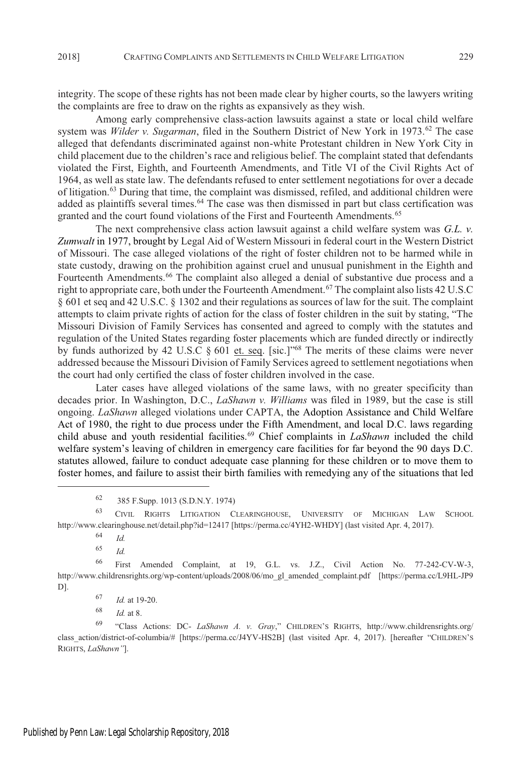integrity. The scope of these rights has not been made clear by higher courts, so the lawyers writing the complaints are free to draw on the rights as expansively as they wish.

Among early comprehensive class-action lawsuits against a state or local child welfare system was *Wilder v. Sugarman*, filed in the Southern District of New York in 1973.[62] The case alleged that defendants discriminated against non-white Protestant children in New York City in child placement due to the children's race and religious belief. The complaint stated that defendants violated the First, Eighth, and Fourteenth Amendments, and Title VI of the Civil Rights Act of 1964, as well as state law. The defendants refused to enter settlement negotiations for over a decade of litigation.[63] During that time, the complaint was dismissed, refiled, and additional children were added as plaintiffs several times.[64] The case was then dismissed in part but class certification was granted and the court found violations of the First and Fourteenth Amendments.[65]

The next comprehensive class action lawsuit against a child welfare system was *G.L. v. Zumwalt* in 1977, brought by Legal Aid of Western Missouri in federal court in the Western District of Missouri. The case alleged violations of the right of foster children not to be harmed while in state custody, drawing on the prohibition against cruel and unusual punishment in the Eighth and Fourteenth Amendments.[66] The complaint also alleged a denial of substantive due process and a right to appropriate care, both under the Fourteenth Amendment.[67] The complaint also lists 42 U.S.C § 601 et seq and 42 U.S.C. § 1302 and their regulations as sources of law for the suit. The complaint attempts to claim private rights of action for the class of foster children in the suit by stating, "The Missouri Division of Family Services has consented and agreed to comply with the statutes and regulation of the United States regarding foster placements which are funded directly or indirectly by funds authorized by 42 U.S.C § 601 et. seq. [sic.]"[68] The merits of these claims were never addressed because the Missouri Division of Family Services agreed to settlement negotiations when the court had only certified the class of foster children involved in the case.

Later cases have alleged violations of the same laws, with no greater specificity than decades prior. In Washington, D.C., *LaShawn v. Williams* was filed in 1989, but the case is still ongoing. *LaShawn* alleged violations under CAPTA, the Adoption Assistance and Child Welfare Act of 1980, the right to due process under the Fifth Amendment, and local D.C. laws regarding child abuse and youth residential facilities.[69] Chief complaints in *LaShawn* included the child welfare system's leaving of children in emergency care facilities for far beyond the 90 days D.C. statutes allowed, failure to conduct adequate case planning for these children or to move them to foster homes, and failure to assist their birth families with remedying any of the situations that led

---

[62] 385 F.Supp. 1013 (S.D.N.Y. 1974)

[63] CIVIL RIGHTS LITIGATION CLEARINGHOUSE, UNIVERSITY OF MICHIGAN LAW SCHOOL http://www.clearinghouse.net/detail.php?id=12417 [https://perma.cc/4YH2-WHDY] (last visited Apr. 4, 2017).

[64] *Id.*

[65] *Id.*

[66] First Amended Complaint, at 19, G.L. vs. J.Z., Civil Action No. 77-242-CV-W-3, http://www.childrensrights.org/wp-content/uploads/2008/06/mo_gl_amended_complaint.pdf [https://perma.cc/L9HL-JP9D].

[67] *Id.* at 19-20.

[68] *Id.* at 8.

[69] "Class Actions: DC- *LaShawn A. v. Gray*," CHILDREN'S RIGHTS, http://www.childrensrights.org/class_action/district-of-columbia/# [https://perma.cc/J4YV-HS2B] (last visited Apr. 4, 2017). [hereafter "CHILDREN'S RIGHTS, *LaShawn"*].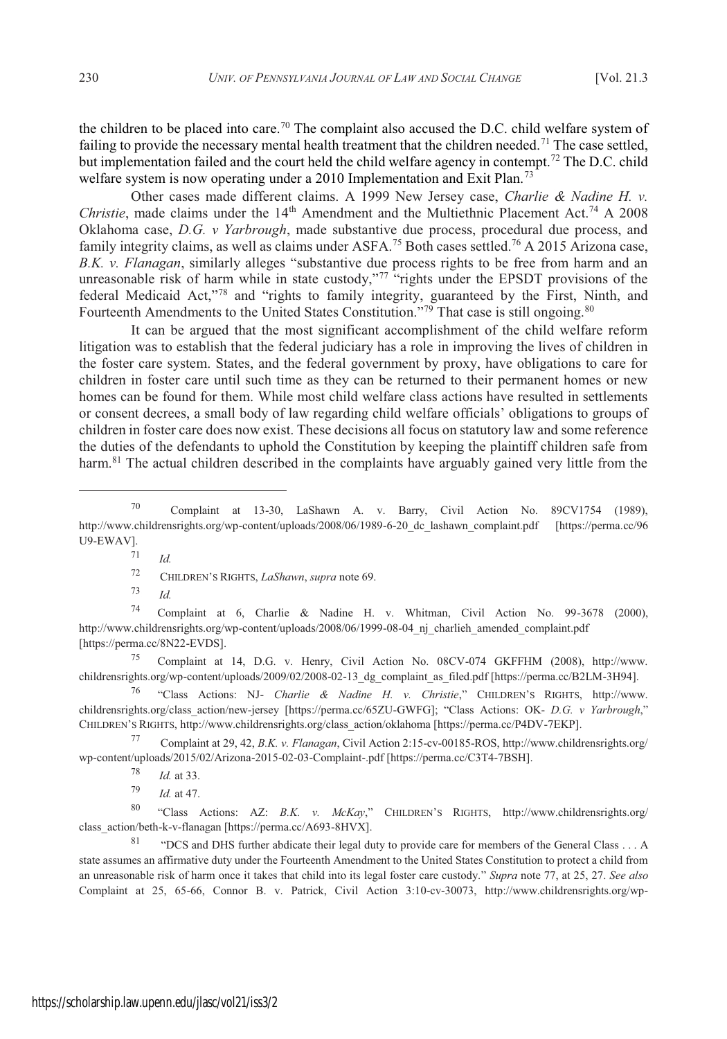the children to be placed into care.[70] The complaint also accused the D.C. child welfare system of failing to provide the necessary mental health treatment that the children needed.[71] The case settled, but implementation failed and the court held the child welfare agency in contempt.[72] The D.C. child welfare system is now operating under a 2010 Implementation and Exit Plan.[73]

Other cases made different claims. A 1999 New Jersey case, *Charlie & Nadine H. v. Christie*, made claims under the 14th Amendment and the Multiethnic Placement Act.[74] A 2008 Oklahoma case, *D.G. v Yarbrough*, made substantive due process, procedural due process, and family integrity claims, as well as claims under ASFA.[75] Both cases settled.[76] A 2015 Arizona case, *B.K. v. Flanagan*, similarly alleges "substantive due process rights to be free from harm and an unreasonable risk of harm while in state custody,"[77] "rights under the EPSDT provisions of the federal Medicaid Act,"[78] and "rights to family integrity, guaranteed by the First, Ninth, and Fourteenth Amendments to the United States Constitution."[79] That case is still ongoing.[80]

It can be argued that the most significant accomplishment of the child welfare reform litigation was to establish that the federal judiciary has a role in improving the lives of children in the foster care system. States, and the federal government by proxy, have obligations to care for children in foster care until such time as they can be returned to their permanent homes or new homes can be found for them. While most child welfare class actions have resulted in settlements or consent decrees, a small body of law regarding child welfare officials' obligations to groups of children in foster care does now exist. These decisions all focus on statutory law and some reference the duties of the defendants to uphold the Constitution by keeping the plaintiff children safe from harm.[81] The actual children described in the complaints have arguably gained very little from the

---

[70] Complaint at 13-30, LaShawn A. v. Barry, Civil Action No. 89CV1754 (1989), http://www.childrensrights.org/wp-content/uploads/2008/06/1989-6-20_dc_lashawn_complaint.pdf [https://perma.cc/96U9-EWAV].

[71] *Id.*

[72] CHILDREN'S RIGHTS, *LaShawn*, *supra* note 69.

[73] *Id.*

[74] Complaint at 6, Charlie & Nadine H. v. Whitman, Civil Action No. 99-3678 (2000), http://www.childrensrights.org/wp-content/uploads/2008/06/1999-08-04_nj_charlieh_amended_complaint.pdf [https://perma.cc/8N22-EVDS].

[75] Complaint at 14, D.G. v. Henry, Civil Action No. 08CV-074 GKFFHM (2008), http://www.childrensrights.org/wp-content/uploads/2009/02/2008-02-13_dg_complaint_as_filed.pdf [https://perma.cc/B2LM-3H94].

[76] "Class Actions: NJ- *Charlie & Nadine H. v. Christie*," CHILDREN'S RIGHTS, http://www.childrensrights.org/class_action/new-jersey [https://perma.cc/65ZU-GWFG]; "Class Actions: OK- *D.G. v Yarbrough*," CHILDREN'S RIGHTS, http://www.childrensrights.org/class_action/oklahoma [https://perma.cc/P4DV-7EKP].

[77] Complaint at 29, 42, *B.K. v. Flanagan*, Civil Action 2:15-cv-00185-ROS, http://www.childrensrights.org/wp-content/uploads/2015/02/Arizona-2015-02-03-Complaint-.pdf [https://perma.cc/C3T4-7BSH].

[78] *Id.* at 33.

[79] *Id.* at 47.

[80] "Class Actions: AZ: *B.K. v. McKay*," CHILDREN'S RIGHTS, http://www.childrensrights.org/class_action/beth-k-v-flanagan [https://perma.cc/A693-8HVX].

[81] "DCS and DHS further abdicate their legal duty to provide care for members of the General Class . . . A state assumes an affirmative duty under the Fourteenth Amendment to the United States Constitution to protect a child from an unreasonable risk of harm once it takes that child into its legal foster care custody." *Supra* note 77, at 25, 27. *See also* Complaint at 25, 65-66, Connor B. v. Patrick, Civil Action 3:10-cv-30073, http://www.childrensrights.org/wp-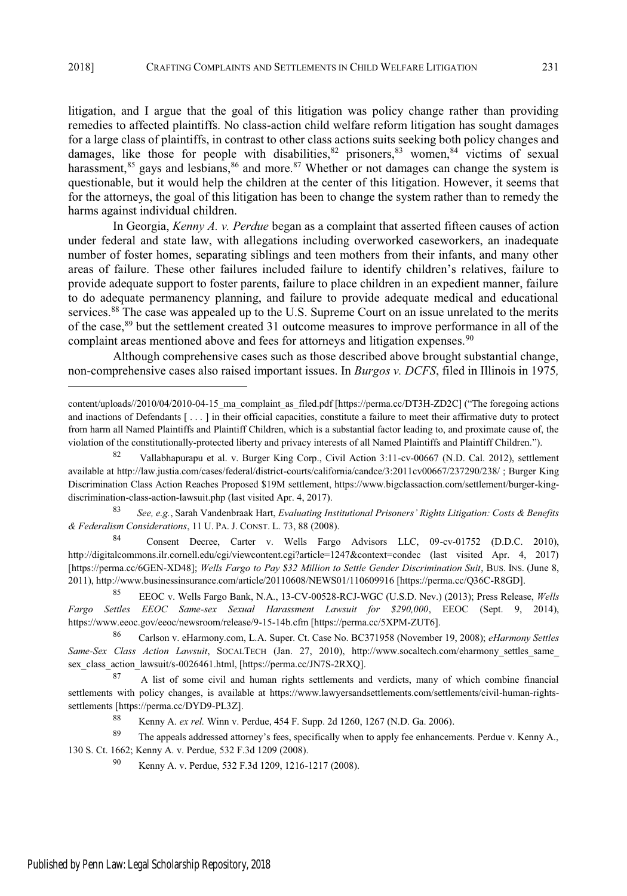litigation, and I argue that the goal of this litigation was policy change rather than providing remedies to affected plaintiffs. No class-action child welfare reform litigation has sought damages for a large class of plaintiffs, in contrast to other class actions suits seeking both policy changes and damages, like those for people with disabilities,[82] prisoners,[83] women,[84] victims of sexual harassment,[85] gays and lesbians,[86] and more.[87] Whether or not damages can change the system is questionable, but it would help the children at the center of this litigation. However, it seems that for the attorneys, the goal of this litigation has been to change the system rather than to remedy the harms against individual children.

In Georgia, *Kenny A. v. Perdue* began as a complaint that asserted fifteen causes of action under federal and state law, with allegations including overworked caseworkers, an inadequate number of foster homes, separating siblings and teen mothers from their infants, and many other areas of failure. These other failures included failure to identify children's relatives, failure to provide adequate support to foster parents, failure to place children in an expedient manner, failure to do adequate permanency planning, and failure to provide adequate medical and educational services.[88] The case was appealed up to the U.S. Supreme Court on an issue unrelated to the merits of the case,[89] but the settlement created 31 outcome measures to improve performance in all of the complaint areas mentioned above and fees for attorneys and litigation expenses.[90]

Although comprehensive cases such as those described above brought substantial change, non-comprehensive cases also raised important issues. In *Burgos v. DCFS*, filed in Illinois in 1975,

---

content/uploads//2010/04/2010-04-15_ma_complaint_as_filed.pdf [https://perma.cc/DT3H-ZD2C] ("The foregoing actions and inactions of Defendants [ . . . ] in their official capacities, constitute a failure to meet their affirmative duty to protect from harm all Named Plaintiffs and Plaintiff Children, which is a substantial factor leading to, and proximate cause of, the violation of the constitutionally-protected liberty and privacy interests of all Named Plaintiffs and Plaintiff Children.").

[82] Vallabhapurapu et al. v. Burger King Corp., Civil Action 3:11-cv-00667 (N.D. Cal. 2012), settlement available at http://law.justia.com/cases/federal/district-courts/california/candce/3:2011cv00667/237290/238/ ; Burger King Discrimination Class Action Reaches Proposed $19M settlement, https://www.bigclassaction.com/settlement/burger-king-discrimination-class-action-lawsuit.php (last visited Apr. 4, 2017).

[83] *See, e.g.*, Sarah Vandenbraak Hart, *Evaluating Institutional Prisoners' Rights Litigation: Costs & Benefits & Federalism Considerations*, 11 U. PA. J. CONST. L. 73, 88 (2008).

[84] Consent Decree, Carter v. Wells Fargo Advisors LLC, 09-cv-01752 (D.D.C. 2010), http://digitalcommons.ilr.cornell.edu/cgi/viewcontent.cgi?article=1247&context=condec (last visited Apr. 4, 2017) [https://perma.cc/6GEN-XD48]; *Wells Fargo to Pay $32 Million to Settle Gender Discrimination Suit*, BUS. INS. (June 8, 2011), http://www.businessinsurance.com/article/20110608/NEWS01/110609916 [https://perma.cc/Q36C-R8GD].

[85] EEOC v. Wells Fargo Bank, N.A., 13-CV-00528-RCJ-WGC (U.S.D. Nev.) (2013); Press Release, *Wells Fargo Settles EEOC Same-sex Sexual Harassment Lawsuit for $290,000*, EEOC (Sept. 9, 2014), https://www.eeoc.gov/eeoc/newsroom/release/9-15-14b.cfm [https://perma.cc/5XPM-ZUT6].

[86] Carlson v. eHarmony.com, L.A. Super. Ct. Case No. BC371958 (November 19, 2008); *eHarmony Settles Same-Sex Class Action Lawsuit*, SOCALTECH (Jan. 27, 2010), http://www.socaltech.com/eharmony_settles_same_sex_class_action_lawsuit/s-0026461.html, [https://perma.cc/JN7S-2RXQ].

[87] A list of some civil and human rights settlements and verdicts, many of which combine financial settlements with policy changes, is available at https://www.lawyersandsettlements.com/settlements/civil-human-rights-settlements [https://perma.cc/DYD9-PL3Z].

[88] Kenny A. *ex rel.* Winn v. Perdue, 454 F. Supp. 2d 1260, 1267 (N.D. Ga. 2006).

[89] The appeals addressed attorney's fees, specifically when to apply fee enhancements. Perdue v. Kenny A., 130 S. Ct. 1662; Kenny A. v. Perdue, 532 F.3d 1209 (2008).

[90] Kenny A. v. Perdue, 532 F.3d 1209, 1216-1217 (2008).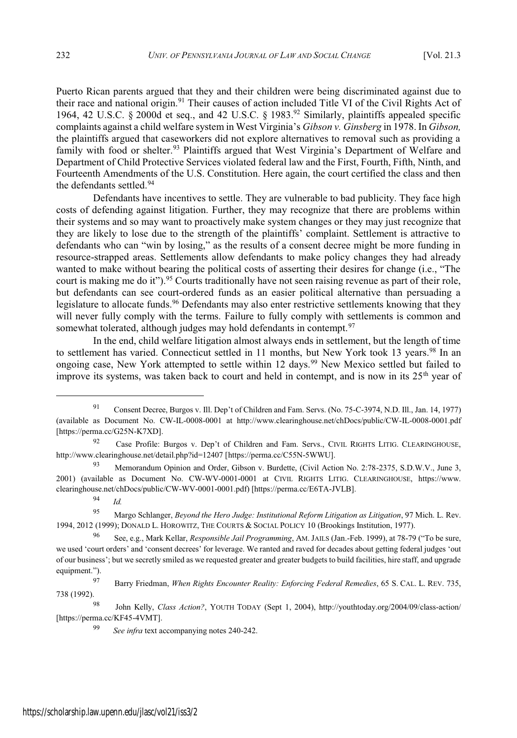Puerto Rican parents argued that they and their children were being discriminated against due to their race and national origin.[91] Their causes of action included Title VI of the Civil Rights Act of 1964, 42 U.S.C. § 2000d et seq., and 42 U.S.C. § 1983.[92] Similarly, plaintiffs appealed specific complaints against a child welfare system in West Virginia's *Gibson v. Ginsberg* in 1978. In *Gibson,* the plaintiffs argued that caseworkers did not explore alternatives to removal such as providing a family with food or shelter.[93] Plaintiffs argued that West Virginia's Department of Welfare and Department of Child Protective Services violated federal law and the First, Fourth, Fifth, Ninth, and Fourteenth Amendments of the U.S. Constitution. Here again, the court certified the class and then the defendants settled.[94]

Defendants have incentives to settle. They are vulnerable to bad publicity. They face high costs of defending against litigation. Further, they may recognize that there are problems within their systems and so may want to proactively make system changes or they may just recognize that they are likely to lose due to the strength of the plaintiffs' complaint. Settlement is attractive to defendants who can "win by losing," as the results of a consent decree might be more funding in resource-strapped areas. Settlements allow defendants to make policy changes they had already wanted to make without bearing the political costs of asserting their desires for change (i.e., "The court is making me do it").[95] Courts traditionally have not seen raising revenue as part of their role, but defendants can see court-ordered funds as an easier political alternative than persuading a legislature to allocate funds.[96] Defendants may also enter restrictive settlements knowing that they will never fully comply with the terms. Failure to fully comply with settlements is common and somewhat tolerated, although judges may hold defendants in contempt.[97]

In the end, child welfare litigation almost always ends in settlement, but the length of time to settlement has varied. Connecticut settled in 11 months, but New York took 13 years.[98] In an ongoing case, New York attempted to settle within 12 days.[99] New Mexico settled but failed to improve its systems, was taken back to court and held in contempt, and is now in its 25th year of

---

[91] Consent Decree, Burgos v. Ill. Dep't of Children and Fam. Servs. (No. 75-C-3974, N.D. Ill., Jan. 14, 1977) (available as Document No. CW-IL-0008-0001 at http://www.clearinghouse.net/chDocs/public/CW-IL-0008-0001.pdf [https://perma.cc/G25N-K7XD].

[92] Case Profile: Burgos v. Dep't of Children and Fam. Servs., CIVIL RIGHTS LITIG. CLEARINGHOUSE, http://www.clearinghouse.net/detail.php?id=12407 [https://perma.cc/C55N-5WWU].

[93] Memorandum Opinion and Order, Gibson v. Burdette, (Civil Action No. 2:78-2375, S.D.W.V., June 3, 2001) (available as Document No. CW-WV-0001-0001 at CIVIL RIGHTS LITIG. CLEARINGHOUSE, https://www.clearinghouse.net/chDocs/public/CW-WV-0001-0001.pdf) [https://perma.cc/E6TA-JVLB].

[94] *Id.*

[95] Margo Schlanger, *Beyond the Hero Judge: Institutional Reform Litigation as Litigation*, 97 Mich. L. Rev. 1994, 2012 (1999); DONALD L. HOROWITZ, THE COURTS & SOCIAL POLICY 10 (Brookings Institution, 1977).

[96] See, e.g., Mark Kellar, *Responsible Jail Programming*, AM. JAILS (Jan.-Feb. 1999), at 78-79 ("To be sure, we used 'court orders' and 'consent decrees' for leverage. We ranted and raved for decades about getting federal judges 'out of our business'; but we secretly smiled as we requested greater and greater budgets to build facilities, hire staff, and upgrade equipment.").

[97] Barry Friedman, *When Rights Encounter Reality: Enforcing Federal Remedies*, 65 S. CAL. L. REV. 735, 738 (1992).

[98] John Kelly, *Class Action?*, YOUTH TODAY (Sept 1, 2004), http://youthtoday.org/2004/09/class-action/ [https://perma.cc/KF45-4VMT].

[99] *See infra* text accompanying notes 240-242.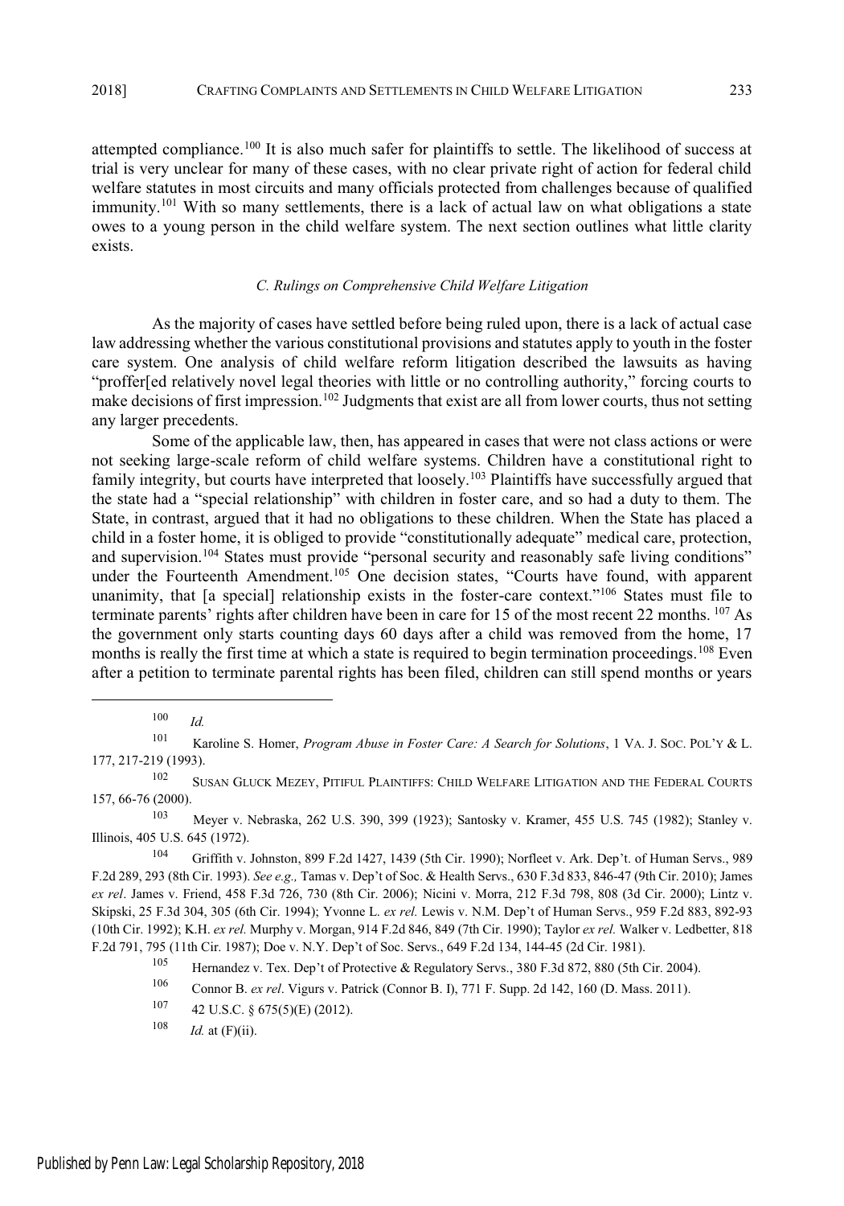attempted compliance.[100] It is also much safer for plaintiffs to settle. The likelihood of success at trial is very unclear for many of these cases, with no clear private right of action for federal child welfare statutes in most circuits and many officials protected from challenges because of qualified immunity.[101] With so many settlements, there is a lack of actual law on what obligations a state owes to a young person in the child welfare system. The next section outlines what little clarity exists.

### *C. Rulings on Comprehensive Child Welfare Litigation*

As the majority of cases have settled before being ruled upon, there is a lack of actual case law addressing whether the various constitutional provisions and statutes apply to youth in the foster care system. One analysis of child welfare reform litigation described the lawsuits as having "proffer[ed relatively novel legal theories with little or no controlling authority," forcing courts to make decisions of first impression.[102] Judgments that exist are all from lower courts, thus not setting any larger precedents.

Some of the applicable law, then, has appeared in cases that were not class actions or were not seeking large-scale reform of child welfare systems. Children have a constitutional right to family integrity, but courts have interpreted that loosely.[103] Plaintiffs have successfully argued that the state had a "special relationship" with children in foster care, and so had a duty to them. The State, in contrast, argued that it had no obligations to these children. When the State has placed a child in a foster home, it is obliged to provide "constitutionally adequate" medical care, protection, and supervision.[104] States must provide "personal security and reasonably safe living conditions" under the Fourteenth Amendment.[105] One decision states, "Courts have found, with apparent unanimity, that [a special] relationship exists in the foster-care context."[106] States must file to terminate parents' rights after children have been in care for 15 of the most recent 22 months. [107] As the government only starts counting days 60 days after a child was removed from the home, 17 months is really the first time at which a state is required to begin termination proceedings.[108] Even after a petition to terminate parental rights has been filed, children can still spend months or years

---

[100] *Id.*

[101] Karoline S. Homer, *Program Abuse in Foster Care: A Search for Solutions*, 1 VA. J. SOC. POL'Y & L. 177, 217-219 (1993).

[102] SUSAN GLUCK MEZEY, PITIFUL PLAINTIFFS: CHILD WELFARE LITIGATION AND THE FEDERAL COURTS 157, 66-76 (2000).

[103] Meyer v. Nebraska, 262 U.S. 390, 399 (1923); Santosky v. Kramer, 455 U.S. 745 (1982); Stanley v. Illinois, 405 U.S. 645 (1972).

[104] Griffith v. Johnston, 899 F.2d 1427, 1439 (5th Cir. 1990); Norfleet v. Ark. Dep't. of Human Servs., 989 F.2d 289, 293 (8th Cir. 1993). *See e.g.,* Tamas v. Dep't of Soc. & Health Servs., 630 F.3d 833, 846-47 (9th Cir. 2010); James *ex rel*. James v. Friend, 458 F.3d 726, 730 (8th Cir. 2006); Nicini v. Morra, 212 F.3d 798, 808 (3d Cir. 2000); Lintz v. Skipski, 25 F.3d 304, 305 (6th Cir. 1994); Yvonne L. *ex rel.* Lewis v. N.M. Dep't of Human Servs., 959 F.2d 883, 892-93 (10th Cir. 1992); K.H. *ex rel.* Murphy v. Morgan, 914 F.2d 846, 849 (7th Cir. 1990); Taylor *ex rel.* Walker v. Ledbetter, 818 F.2d 791, 795 (11th Cir. 1987); Doe v. N.Y. Dep't of Soc. Servs., 649 F.2d 134, 144-45 (2d Cir. 1981).

[105] Hernandez v. Tex. Dep't of Protective & Regulatory Servs., 380 F.3d 872, 880 (5th Cir. 2004).

[106] Connor B. *ex rel*. Vigurs v. Patrick (Connor B. I), 771 F. Supp. 2d 142, 160 (D. Mass. 2011).

[107] 42 U.S.C. § 675(5)(E) (2012).

[108] *Id.* at (F)(ii).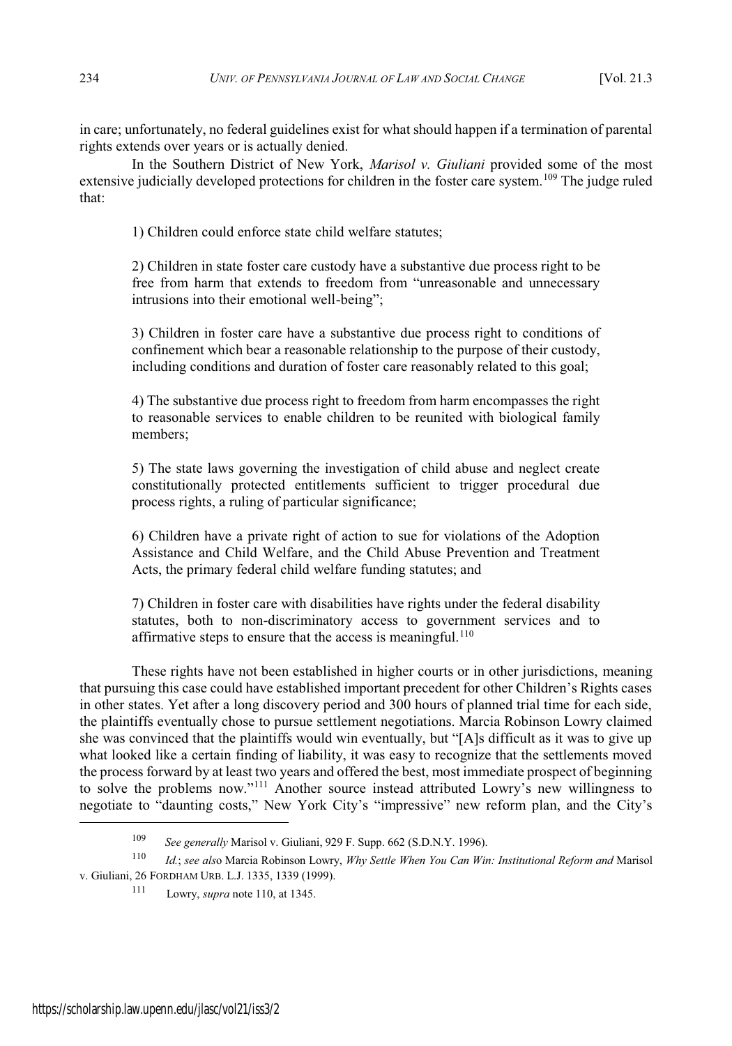in care; unfortunately, no federal guidelines exist for what should happen if a termination of parental rights extends over years or is actually denied.

In the Southern District of New York, *Marisol v. Giuliani* provided some of the most extensive judicially developed protections for children in the foster care system.[109] The judge ruled that:

> 1) Children could enforce state child welfare statutes;
>
> 2) Children in state foster care custody have a substantive due process right to be free from harm that extends to freedom from "unreasonable and unnecessary intrusions into their emotional well-being";
>
> 3) Children in foster care have a substantive due process right to conditions of confinement which bear a reasonable relationship to the purpose of their custody, including conditions and duration of foster care reasonably related to this goal;
>
> 4) The substantive due process right to freedom from harm encompasses the right to reasonable services to enable children to be reunited with biological family members;
>
> 5) The state laws governing the investigation of child abuse and neglect create constitutionally protected entitlements sufficient to trigger procedural due process rights, a ruling of particular significance;
>
> 6) Children have a private right of action to sue for violations of the Adoption Assistance and Child Welfare, and the Child Abuse Prevention and Treatment Acts, the primary federal child welfare funding statutes; and
>
> 7) Children in foster care with disabilities have rights under the federal disability statutes, both to non-discriminatory access to government services and to affirmative steps to ensure that the access is meaningful.[110]

These rights have not been established in higher courts or in other jurisdictions, meaning that pursuing this case could have established important precedent for other Children's Rights cases in other states. Yet after a long discovery period and 300 hours of planned trial time for each side, the plaintiffs eventually chose to pursue settlement negotiations. Marcia Robinson Lowry claimed she was convinced that the plaintiffs would win eventually, but "[A]s difficult as it was to give up what looked like a certain finding of liability, it was easy to recognize that the settlements moved the process forward by at least two years and offered the best, most immediate prospect of beginning to solve the problems now."[111] Another source instead attributed Lowry's new willingness to negotiate to "daunting costs," New York City's "impressive" new reform plan, and the City's

---

[109] *See generally* Marisol v. Giuliani, 929 F. Supp. 662 (S.D.N.Y. 1996).

[110] *Id.*; *see also* Marcia Robinson Lowry, *Why Settle When You Can Win: Institutional Reform and* Marisol v. Giuliani, 26 FORDHAM URB. L.J. 1335, 1339 (1999).

[111] Lowry, *supra* note 110, at 1345.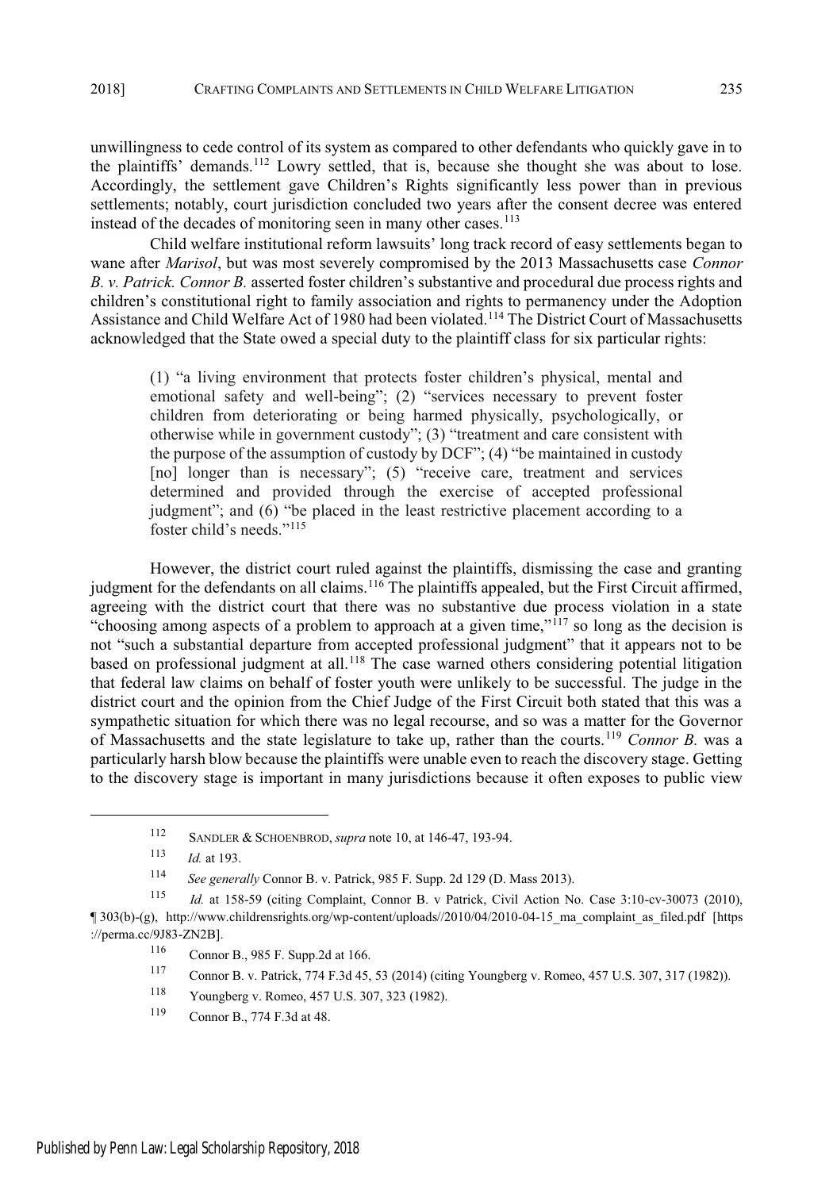unwillingness to cede control of its system as compared to other defendants who quickly gave in to the plaintiffs' demands.[112] Lowry settled, that is, because she thought she was about to lose. Accordingly, the settlement gave Children's Rights significantly less power than in previous settlements; notably, court jurisdiction concluded two years after the consent decree was entered instead of the decades of monitoring seen in many other cases.[113]

Child welfare institutional reform lawsuits' long track record of easy settlements began to wane after *Marisol*, but was most severely compromised by the 2013 Massachusetts case *Connor B. v. Patrick*. *Connor B.* asserted foster children's substantive and procedural due process rights and children's constitutional right to family association and rights to permanency under the Adoption Assistance and Child Welfare Act of 1980 had been violated.[114] The District Court of Massachusetts acknowledged that the State owed a special duty to the plaintiff class for six particular rights:

> (1) "a living environment that protects foster children's physical, mental and emotional safety and well-being"; (2) "services necessary to prevent foster children from deteriorating or being harmed physically, psychologically, or otherwise while in government custody"; (3) "treatment and care consistent with the purpose of the assumption of custody by DCF"; (4) "be maintained in custody [no] longer than is necessary"; (5) "receive care, treatment and services determined and provided through the exercise of accepted professional judgment"; and (6) "be placed in the least restrictive placement according to a foster child's needs."[115]

However, the district court ruled against the plaintiffs, dismissing the case and granting judgment for the defendants on all claims.[116] The plaintiffs appealed, but the First Circuit affirmed, agreeing with the district court that there was no substantive due process violation in a state "choosing among aspects of a problem to approach at a given time,"[117] so long as the decision is not "such a substantial departure from accepted professional judgment" that it appears not to be based on professional judgment at all.[118] The case warned others considering potential litigation that federal law claims on behalf of foster youth were unlikely to be successful. The judge in the district court and the opinion from the Chief Judge of the First Circuit both stated that this was a sympathetic situation for which there was no legal recourse, and so was a matter for the Governor of Massachusetts and the state legislature to take up, rather than the courts.[119] *Connor B.* was a particularly harsh blow because the plaintiffs were unable even to reach the discovery stage. Getting to the discovery stage is important in many jurisdictions because it often exposes to public view

---

[112] SANDLER & SCHOENBROD, *supra* note 10, at 146-47, 193-94.

[113] *Id.* at 193.

[114] *See generally* Connor B. v. Patrick, 985 F. Supp. 2d 129 (D. Mass 2013).

[115] *Id.* at 158-59 (citing Complaint, Connor B. v Patrick, Civil Action No. Case 3:10-cv-30073 (2010), ¶ 303(b)-(g), http://www.childrensrights.org/wp-content/uploads//2010/04/2010-04-15_ma_complaint_as_filed.pdf [https://perma.cc/9J83-ZN2B].

[116] Connor B., 985 F. Supp.2d at 166.

[117] Connor B. v. Patrick, 774 F.3d 45, 53 (2014) (citing Youngberg v. Romeo, 457 U.S. 307, 317 (1982)).

[118] Youngberg v. Romeo, 457 U.S. 307, 323 (1982).

[119] Connor B., 774 F.3d at 48.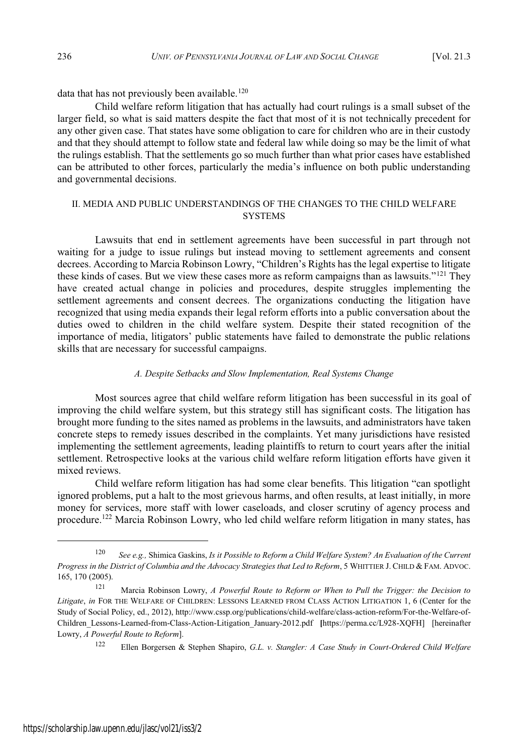data that has not previously been available.[120]

Child welfare reform litigation that has actually had court rulings is a small subset of the larger field, so what is said matters despite the fact that most of it is not technically precedent for any other given case. That states have some obligation to care for children who are in their custody and that they should attempt to follow state and federal law while doing so may be the limit of what the rulings establish. That the settlements go so much further than what prior cases have established can be attributed to other forces, particularly the media's influence on both public understanding and governmental decisions.

## II. MEDIA AND PUBLIC UNDERSTANDINGS OF THE CHANGES TO THE CHILD WELFARE SYSTEMS

Lawsuits that end in settlement agreements have been successful in part through not waiting for a judge to issue rulings but instead moving to settlement agreements and consent decrees. According to Marcia Robinson Lowry, "Children's Rights has the legal expertise to litigate these kinds of cases. But we view these cases more as reform campaigns than as lawsuits."[121] They have created actual change in policies and procedures, despite struggles implementing the settlement agreements and consent decrees. The organizations conducting the litigation have recognized that using media expands their legal reform efforts into a public conversation about the duties owed to children in the child welfare system. Despite their stated recognition of the importance of media, litigators' public statements have failed to demonstrate the public relations skills that are necessary for successful campaigns.

### *A. Despite Setbacks and Slow Implementation, Real Systems Change*

Most sources agree that child welfare reform litigation has been successful in its goal of improving the child welfare system, but this strategy still has significant costs. The litigation has brought more funding to the sites named as problems in the lawsuits, and administrators have taken concrete steps to remedy issues described in the complaints. Yet many jurisdictions have resisted implementing the settlement agreements, leading plaintiffs to return to court years after the initial settlement. Retrospective looks at the various child welfare reform litigation efforts have given it mixed reviews.

Child welfare reform litigation has had some clear benefits. This litigation "can spotlight ignored problems, put a halt to the most grievous harms, and often results, at least initially, in more money for services, more staff with lower caseloads, and closer scrutiny of agency process and procedure.[122] Marcia Robinson Lowry, who led child welfare reform litigation in many states, has

---

[120] *See e.g.,* Shimica Gaskins, *Is it Possible to Reform a Child Welfare System? An Evaluation of the Current Progress in the District of Columbia and the Advocacy Strategies that Led to Reform*, 5 WHITTIER J. CHILD & FAM. ADVOC. 165, 170 (2005).

[121] Marcia Robinson Lowry, *A Powerful Route to Reform or When to Pull the Trigger: the Decision to Litigate*, *in* FOR THE WELFARE OF CHILDREN: LESSONS LEARNED FROM CLASS ACTION LITIGATION 1, 6 (Center for the Study of Social Policy, ed., 2012), http://www.cssp.org/publications/child-welfare/class-action-reform/For-the-Welfare-of-Children_Lessons-Learned-from-Class-Action-Litigation_January-2012.pdf [https://perma.cc/L928-XQFH] [hereinafter Lowry, *A Powerful Route to Reform*].

[122] Ellen Borgersen & Stephen Shapiro, *G.L. v. Stangler: A Case Study in Court-Ordered Child Welfare*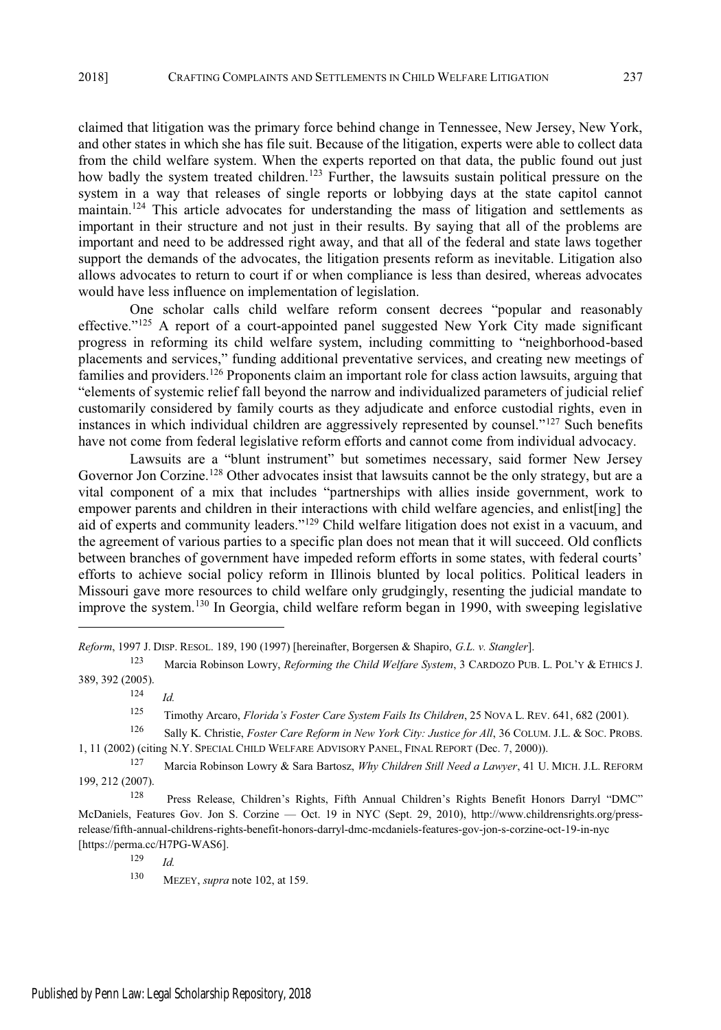claimed that litigation was the primary force behind change in Tennessee, New Jersey, New York, and other states in which she has file suit. Because of the litigation, experts were able to collect data from the child welfare system. When the experts reported on that data, the public found out just how badly the system treated children.[123] Further, the lawsuits sustain political pressure on the system in a way that releases of single reports or lobbying days at the state capitol cannot maintain.[124] This article advocates for understanding the mass of litigation and settlements as important in their structure and not just in their results. By saying that all of the problems are important and need to be addressed right away, and that all of the federal and state laws together support the demands of the advocates, the litigation presents reform as inevitable. Litigation also allows advocates to return to court if or when compliance is less than desired, whereas advocates would have less influence on implementation of legislation.

One scholar calls child welfare reform consent decrees "popular and reasonably effective."[125] A report of a court-appointed panel suggested New York City made significant progress in reforming its child welfare system, including committing to "neighborhood-based placements and services," funding additional preventative services, and creating new meetings of families and providers.[126] Proponents claim an important role for class action lawsuits, arguing that "elements of systemic relief fall beyond the narrow and individualized parameters of judicial relief customarily considered by family courts as they adjudicate and enforce custodial rights, even in instances in which individual children are aggressively represented by counsel."[127] Such benefits have not come from federal legislative reform efforts and cannot come from individual advocacy.

Lawsuits are a "blunt instrument" but sometimes necessary, said former New Jersey Governor Jon Corzine.[128] Other advocates insist that lawsuits cannot be the only strategy, but are a vital component of a mix that includes "partnerships with allies inside government, work to empower parents and children in their interactions with child welfare agencies, and enlist[ing] the aid of experts and community leaders."[129] Child welfare litigation does not exist in a vacuum, and the agreement of various parties to a specific plan does not mean that it will succeed. Old conflicts between branches of government have impeded reform efforts in some states, with federal courts' efforts to achieve social policy reform in Illinois blunted by local politics. Political leaders in Missouri gave more resources to child welfare only grudgingly, resenting the judicial mandate to improve the system.[130] In Georgia, child welfare reform began in 1990, with sweeping legislative

---

*Reform*, 1997 J. DISP. RESOL. 189, 190 (1997) [hereinafter, Borgersen & Shapiro, *G.L. v. Stangler*].

[123] Marcia Robinson Lowry, *Reforming the Child Welfare System*, 3 CARDOZO PUB. L. POL'Y & ETHICS J. 389, 392 (2005).

[124] *Id.*

[125] Timothy Arcaro, *Florida's Foster Care System Fails Its Children*, 25 NOVA L. REV. 641, 682 (2001).

[126] Sally K. Christie, *Foster Care Reform in New York City: Justice for All*, 36 COLUM. J.L. & SOC. PROBS. 1, 11 (2002) (citing N.Y. SPECIAL CHILD WELFARE ADVISORY PANEL, FINAL REPORT (Dec. 7, 2000)).

[127] Marcia Robinson Lowry & Sara Bartosz, *Why Children Still Need a Lawyer*, 41 U. MICH. J.L. REFORM 199, 212 (2007).

[128] Press Release, Children's Rights, Fifth Annual Children's Rights Benefit Honors Darryl "DMC" McDaniels, Features Gov. Jon S. Corzine — Oct. 19 in NYC (Sept. 29, 2010), http://www.childrensrights.org/press-release/fifth-annual-childrens-rights-benefit-honors-darryl-dmc-mcdaniels-features-gov-jon-s-corzine-oct-19-in-nyc [https://perma.cc/H7PG-WAS6].

[129] *Id.*

[130] MEZEY, *supra* note 102, at 159.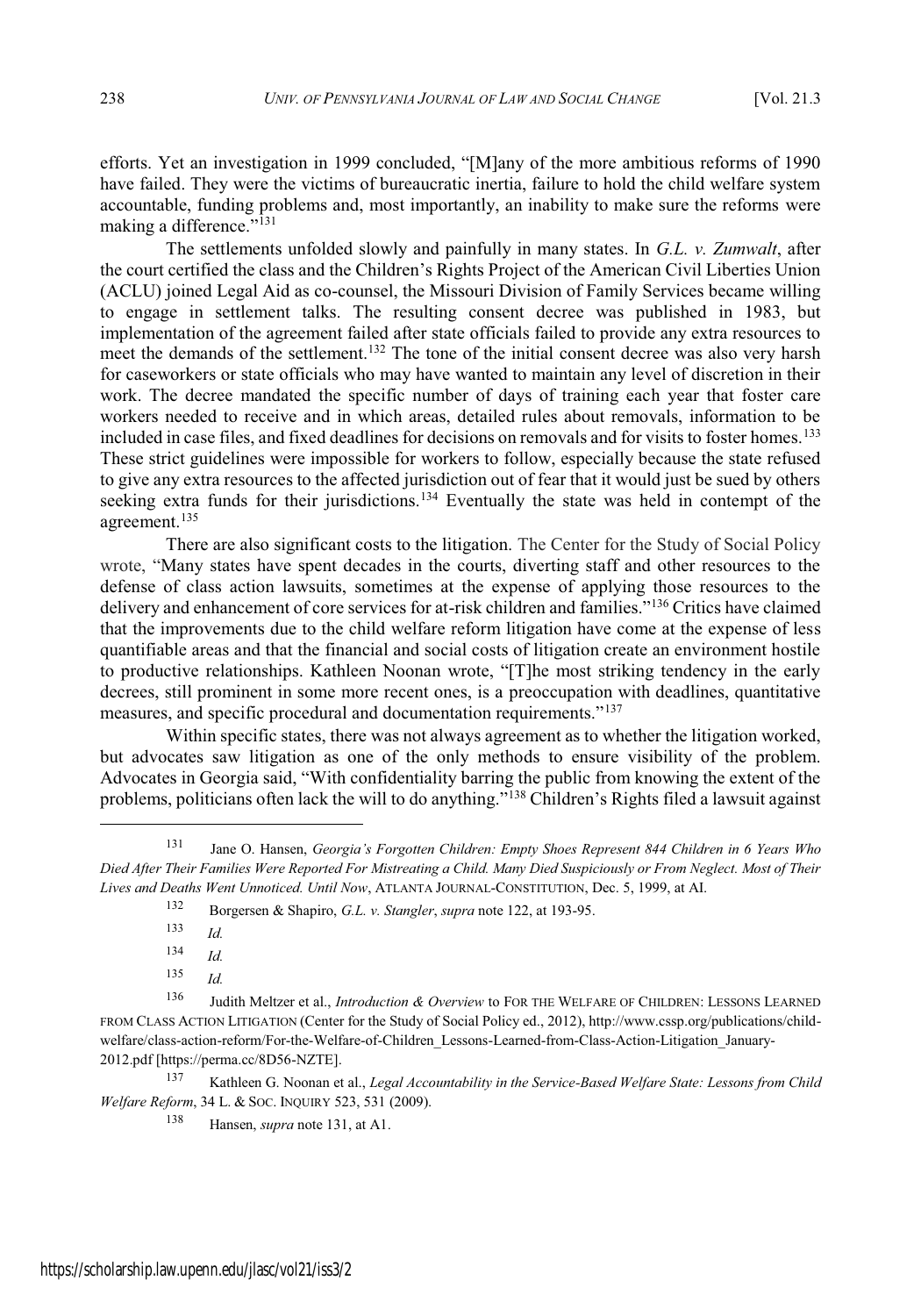efforts. Yet an investigation in 1999 concluded, "[M]any of the more ambitious reforms of 1990 have failed. They were the victims of bureaucratic inertia, failure to hold the child welfare system accountable, funding problems and, most importantly, an inability to make sure the reforms were making a difference."[131]

The settlements unfolded slowly and painfully in many states. In *G.L. v. Zumwalt*, after the court certified the class and the Children's Rights Project of the American Civil Liberties Union (ACLU) joined Legal Aid as co-counsel, the Missouri Division of Family Services became willing to engage in settlement talks. The resulting consent decree was published in 1983, but implementation of the agreement failed after state officials failed to provide any extra resources to meet the demands of the settlement.[132] The tone of the initial consent decree was also very harsh for caseworkers or state officials who may have wanted to maintain any level of discretion in their work. The decree mandated the specific number of days of training each year that foster care workers needed to receive and in which areas, detailed rules about removals, information to be included in case files, and fixed deadlines for decisions on removals and for visits to foster homes.[133] These strict guidelines were impossible for workers to follow, especially because the state refused to give any extra resources to the affected jurisdiction out of fear that it would just be sued by others seeking extra funds for their jurisdictions.[134] Eventually the state was held in contempt of the agreement.[135]

There are also significant costs to the litigation. The Center for the Study of Social Policy wrote, "Many states have spent decades in the courts, diverting staff and other resources to the defense of class action lawsuits, sometimes at the expense of applying those resources to the delivery and enhancement of core services for at-risk children and families."[136] Critics have claimed that the improvements due to the child welfare reform litigation have come at the expense of less quantifiable areas and that the financial and social costs of litigation create an environment hostile to productive relationships. Kathleen Noonan wrote, "[T]he most striking tendency in the early decrees, still prominent in some more recent ones, is a preoccupation with deadlines, quantitative measures, and specific procedural and documentation requirements."[137]

Within specific states, there was not always agreement as to whether the litigation worked, but advocates saw litigation as one of the only methods to ensure visibility of the problem. Advocates in Georgia said, "With confidentiality barring the public from knowing the extent of the problems, politicians often lack the will to do anything."[138] Children's Rights filed a lawsuit against

---

[131] Jane O. Hansen, *Georgia's Forgotten Children: Empty Shoes Represent 844 Children in 6 Years Who Died After Their Families Were Reported For Mistreating a Child. Many Died Suspiciously or From Neglect. Most of Their Lives and Deaths Went Unnoticed. Until Now*, ATLANTA JOURNAL-CONSTITUTION, Dec. 5, 1999, at AI.

[132] Borgersen & Shapiro, *G.L. v. Stangler*, *supra* note 122, at 193-95.

[133] *Id.*

[134] *Id.*

[135] *Id.*

[136] Judith Meltzer et al., *Introduction & Overview* to FOR THE WELFARE OF CHILDREN: LESSONS LEARNED FROM CLASS ACTION LITIGATION (Center for the Study of Social Policy ed., 2012), http://www.cssp.org/publications/child-welfare/class-action-reform/For-the-Welfare-of-Children_Lessons-Learned-from-Class-Action-Litigation_January-2012.pdf [https://perma.cc/8D56-NZTE].

[137] Kathleen G. Noonan et al., *Legal Accountability in the Service-Based Welfare State: Lessons from Child Welfare Reform*, 34 L. & SOC. INQUIRY 523, 531 (2009).

[138] Hansen, *supra* note 131, at A1.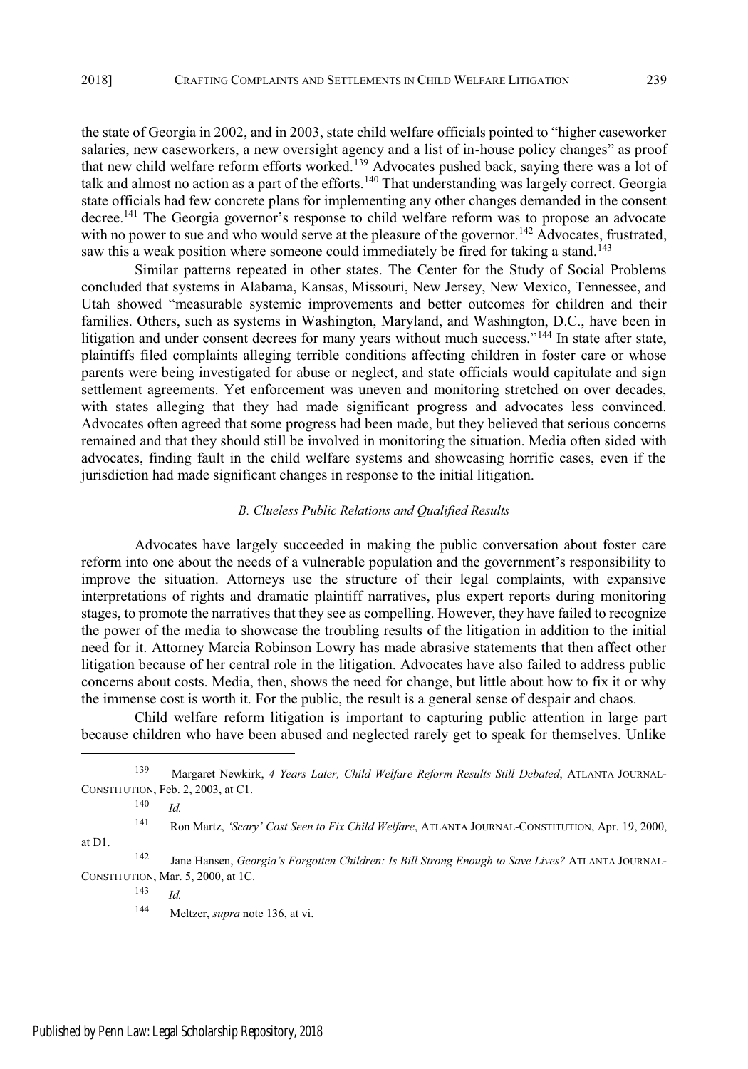the state of Georgia in 2002, and in 2003, state child welfare officials pointed to "higher caseworker salaries, new caseworkers, a new oversight agency and a list of in-house policy changes" as proof that new child welfare reform efforts worked.[139] Advocates pushed back, saying there was a lot of talk and almost no action as a part of the efforts.[140] That understanding was largely correct. Georgia state officials had few concrete plans for implementing any other changes demanded in the consent decree.[141] The Georgia governor's response to child welfare reform was to propose an advocate with no power to sue and who would serve at the pleasure of the governor.[142] Advocates, frustrated, saw this a weak position where someone could immediately be fired for taking a stand.[143]

Similar patterns repeated in other states. The Center for the Study of Social Problems concluded that systems in Alabama, Kansas, Missouri, New Jersey, New Mexico, Tennessee, and Utah showed "measurable systemic improvements and better outcomes for children and their families. Others, such as systems in Washington, Maryland, and Washington, D.C., have been in litigation and under consent decrees for many years without much success."[144] In state after state, plaintiffs filed complaints alleging terrible conditions affecting children in foster care or whose parents were being investigated for abuse or neglect, and state officials would capitulate and sign settlement agreements. Yet enforcement was uneven and monitoring stretched on over decades, with states alleging that they had made significant progress and advocates less convinced. Advocates often agreed that some progress had been made, but they believed that serious concerns remained and that they should still be involved in monitoring the situation. Media often sided with advocates, finding fault in the child welfare systems and showcasing horrific cases, even if the jurisdiction had made significant changes in response to the initial litigation.

### *B. Clueless Public Relations and Qualified Results*

Advocates have largely succeeded in making the public conversation about foster care reform into one about the needs of a vulnerable population and the government's responsibility to improve the situation. Attorneys use the structure of their legal complaints, with expansive interpretations of rights and dramatic plaintiff narratives, plus expert reports during monitoring stages, to promote the narratives that they see as compelling. However, they have failed to recognize the power of the media to showcase the troubling results of the litigation in addition to the initial need for it. Attorney Marcia Robinson Lowry has made abrasive statements that then affect other litigation because of her central role in the litigation. Advocates have also failed to address public concerns about costs. Media, then, shows the need for change, but little about how to fix it or why the immense cost is worth it. For the public, the result is a general sense of despair and chaos.

Child welfare reform litigation is important to capturing public attention in large part because children who have been abused and neglected rarely get to speak for themselves. Unlike

---

[139] Margaret Newkirk, *4 Years Later, Child Welfare Reform Results Still Debated*, ATLANTA JOURNAL-CONSTITUTION, Feb. 2, 2003, at C1.

[140] *Id.*

[141] Ron Martz, *'Scary' Cost Seen to Fix Child Welfare*, ATLANTA JOURNAL-CONSTITUTION, Apr. 19, 2000, at D1.

[142] Jane Hansen, *Georgia's Forgotten Children: Is Bill Strong Enough to Save Lives?* ATLANTA JOURNAL-CONSTITUTION, Mar. 5, 2000, at 1C.

[143] *Id.*

[144] Meltzer, *supra* note 136, at vi.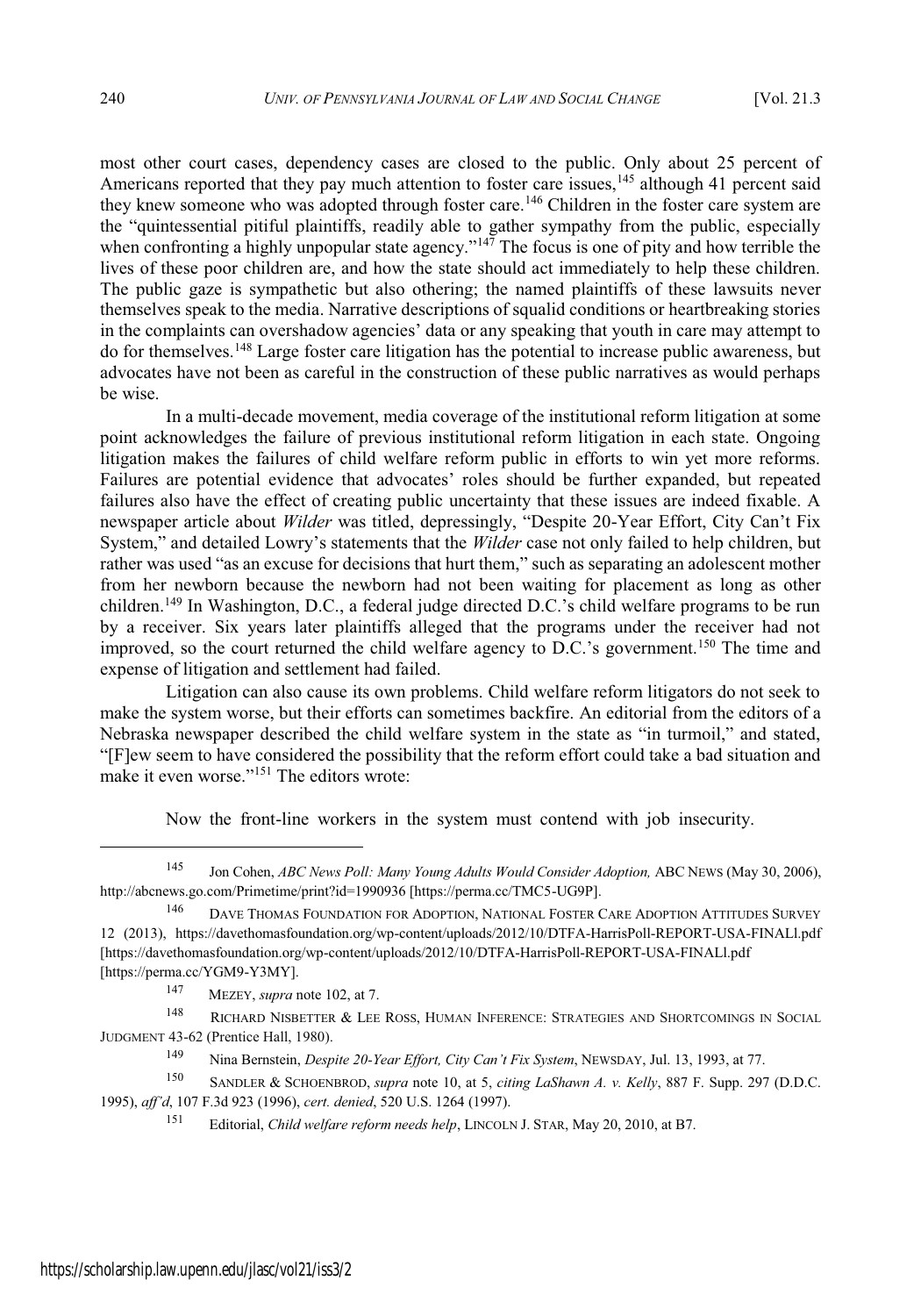most other court cases, dependency cases are closed to the public. Only about 25 percent of Americans reported that they pay much attention to foster care issues,[145] although 41 percent said they knew someone who was adopted through foster care.[146] Children in the foster care system are the "quintessential pitiful plaintiffs, readily able to gather sympathy from the public, especially when confronting a highly unpopular state agency."[147] The focus is one of pity and how terrible the lives of these poor children are, and how the state should act immediately to help these children. The public gaze is sympathetic but also othering; the named plaintiffs of these lawsuits never themselves speak to the media. Narrative descriptions of squalid conditions or heartbreaking stories in the complaints can overshadow agencies' data or any speaking that youth in care may attempt to do for themselves.[148] Large foster care litigation has the potential to increase public awareness, but advocates have not been as careful in the construction of these public narratives as would perhaps be wise.

In a multi-decade movement, media coverage of the institutional reform litigation at some point acknowledges the failure of previous institutional reform litigation in each state. Ongoing litigation makes the failures of child welfare reform public in efforts to win yet more reforms. Failures are potential evidence that advocates' roles should be further expanded, but repeated failures also have the effect of creating public uncertainty that these issues are indeed fixable. A newspaper article about *Wilder* was titled, depressingly, "Despite 20-Year Effort, City Can't Fix System," and detailed Lowry's statements that the *Wilder* case not only failed to help children, but rather was used "as an excuse for decisions that hurt them," such as separating an adolescent mother from her newborn because the newborn had not been waiting for placement as long as other children.[149] In Washington, D.C., a federal judge directed D.C.'s child welfare programs to be run by a receiver. Six years later plaintiffs alleged that the programs under the receiver had not improved, so the court returned the child welfare agency to D.C.'s government.[150] The time and expense of litigation and settlement had failed.

Litigation can also cause its own problems. Child welfare reform litigators do not seek to make the system worse, but their efforts can sometimes backfire. An editorial from the editors of a Nebraska newspaper described the child welfare system in the state as "in turmoil," and stated, "[F]ew seem to have considered the possibility that the reform effort could take a bad situation and make it even worse."[151] The editors wrote:

> Now the front-line workers in the system must contend with job insecurity.

---

[145] Jon Cohen, *ABC News Poll: Many Young Adults Would Consider Adoption,* ABC NEWS (May 30, 2006), http://abcnews.go.com/Primetime/print?id=1990936 [https://perma.cc/TMC5-UG9P].

[146] DAVE THOMAS FOUNDATION FOR ADOPTION, NATIONAL FOSTER CARE ADOPTION ATTITUDES SURVEY 12 (2013), https://davethomasfoundation.org/wp-content/uploads/2012/10/DTFA-HarrisPoll-REPORT-USA-FINALl.pdf [https://davethomasfoundation.org/wp-content/uploads/2012/10/DTFA-HarrisPoll-REPORT-USA-FINALl.pdf [https://perma.cc/YGM9-Y3MY].

[147] MEZEY, *supra* note 102, at 7.

[148] RICHARD NISBETTER & LEE ROSS, HUMAN INFERENCE: STRATEGIES AND SHORTCOMINGS IN SOCIAL JUDGMENT 43-62 (Prentice Hall, 1980).

[149] Nina Bernstein, *Despite 20-Year Effort, City Can't Fix System*, NEWSDAY, Jul. 13, 1993, at 77.

[150] SANDLER & SCHOENBROD, *supra* note 10, at 5, *citing LaShawn A. v. Kelly*, 887 F. Supp. 297 (D.D.C. 1995), *aff'd*, 107 F.3d 923 (1996), *cert. denied*, 520 U.S. 1264 (1997).

[151] Editorial, *Child welfare reform needs help*, LINCOLN J. STAR, May 20, 2010, at B7.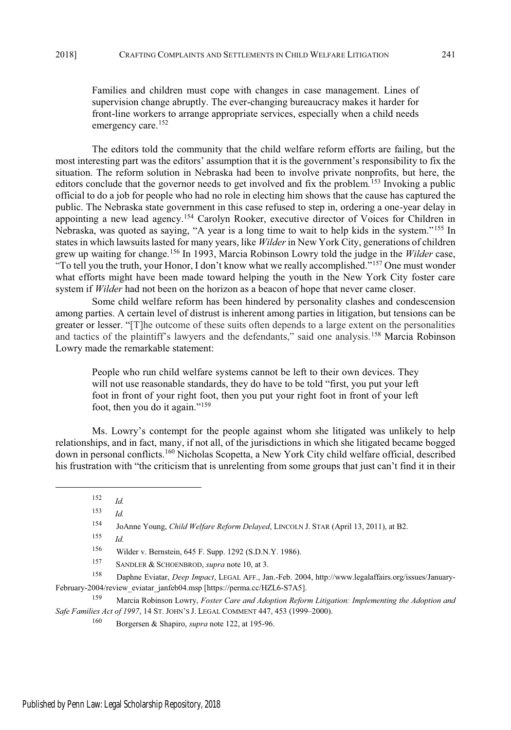> Families and children must cope with changes in case management. Lines of supervision change abruptly. The ever-changing bureaucracy makes it harder for front-line workers to arrange appropriate services, especially when a child needs emergency care.[152]

The editors told the community that the child welfare reform efforts are failing, but the most interesting part was the editors' assumption that it is the government's responsibility to fix the situation. The reform solution in Nebraska had been to involve private nonprofits, but here, the editors conclude that the governor needs to get involved and fix the problem.[153] Invoking a public official to do a job for people who had no role in electing him shows that the cause has captured the public. The Nebraska state government in this case refused to step in, ordering a one-year delay in appointing a new lead agency.[154] Carolyn Rooker, executive director of Voices for Children in Nebraska, was quoted as saying, "A year is a long time to wait to help kids in the system."[155] In states in which lawsuits lasted for many years, like *Wilder* in New York City, generations of children grew up waiting for change.[156] In 1993, Marcia Robinson Lowry told the judge in the *Wilder* case, "To tell you the truth, your Honor, I don't know what we really accomplished."[157] One must wonder what efforts might have been made toward helping the youth in the New York City foster care system if *Wilder* had not been on the horizon as a beacon of hope that never came closer.

Some child welfare reform has been hindered by personality clashes and condescension among parties. A certain level of distrust is inherent among parties in litigation, but tensions can be greater or lesser. "[T]he outcome of these suits often depends to a large extent on the personalities and tactics of the plaintiff's lawyers and the defendants," said one analysis.[158] Marcia Robinson Lowry made the remarkable statement:

> People who run child welfare systems cannot be left to their own devices. They will not use reasonable standards, they do have to be told "first, you put your left foot in front of your right foot, then you put your right foot in front of your left foot, then you do it again."[159]

Ms. Lowry's contempt for the people against whom she litigated was unlikely to help relationships, and in fact, many, if not all, of the jurisdictions in which she litigated became bogged down in personal conflicts.[160] Nicholas Scopetta, a New York City child welfare official, described his frustration with "the criticism that is unrelenting from some groups that just can't find it in their

---

[152] *Id.*

[153] *Id.*

[154] JoAnne Young, *Child Welfare Reform Delayed*, LINCOLN J. STAR (April 13, 2011), at B2.

[155] *Id.*

[156] Wilder v. Bernstein, 645 F. Supp. 1292 (S.D.N.Y. 1986).

[157] SANDLER & SCHOENBROD, *supra* note 10, at 3.

[158] Daphne Eviatar, *Deep Impact*, LEGAL AFF., Jan.-Feb. 2004, http://www.legalaffairs.org/issues/January-February-2004/review_eviatar_janfeb04.msp [https://perma.cc/HZL6-S7A5].

[159] Marcia Robinson Lowry, *Foster Care and Adoption Reform Litigation: Implementing the Adoption and Safe Families Act of 1997*, 14 ST. JOHN'S J. LEGAL COMMENT 447, 453 (1999–2000).

[160] Borgersen & Shapiro, *supra* note 122, at 195-96.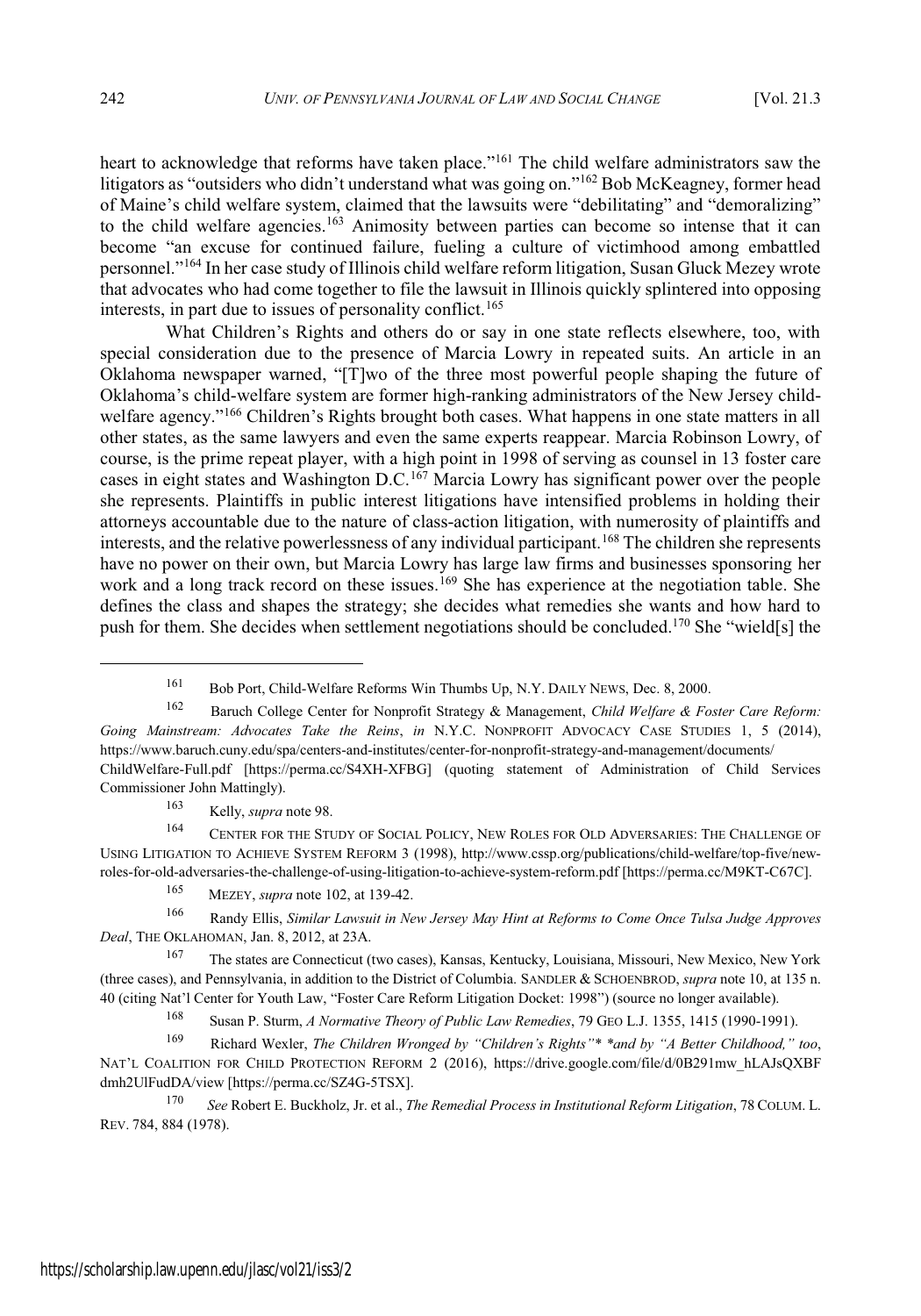heart to acknowledge that reforms have taken place."[161] The child welfare administrators saw the litigators as "outsiders who didn't understand what was going on."[162] Bob McKeagney, former head of Maine's child welfare system, claimed that the lawsuits were "debilitating" and "demoralizing" to the child welfare agencies.[163] Animosity between parties can become so intense that it can become "an excuse for continued failure, fueling a culture of victimhood among embattled personnel."[164] In her case study of Illinois child welfare reform litigation, Susan Gluck Mezey wrote that advocates who had come together to file the lawsuit in Illinois quickly splintered into opposing interests, in part due to issues of personality conflict.[165]

What Children's Rights and others do or say in one state reflects elsewhere, too, with special consideration due to the presence of Marcia Lowry in repeated suits. An article in an Oklahoma newspaper warned, "[T]wo of the three most powerful people shaping the future of Oklahoma's child-welfare system are former high-ranking administrators of the New Jersey child-welfare agency."[166] Children's Rights brought both cases. What happens in one state matters in all other states, as the same lawyers and even the same experts reappear. Marcia Robinson Lowry, of course, is the prime repeat player, with a high point in 1998 of serving as counsel in 13 foster care cases in eight states and Washington D.C.[167] Marcia Lowry has significant power over the people she represents. Plaintiffs in public interest litigations have intensified problems in holding their attorneys accountable due to the nature of class-action litigation, with numerosity of plaintiffs and interests, and the relative powerlessness of any individual participant.[168] The children she represents have no power on their own, but Marcia Lowry has large law firms and businesses sponsoring her work and a long track record on these issues.[169] She has experience at the negotiation table. She defines the class and shapes the strategy; she decides what remedies she wants and how hard to push for them. She decides when settlement negotiations should be concluded.[170] She "wield[s] the

---

[161] Bob Port, Child-Welfare Reforms Win Thumbs Up, N.Y. DAILY NEWS, Dec. 8, 2000.

[162] Baruch College Center for Nonprofit Strategy & Management, *Child Welfare & Foster Care Reform: Going Mainstream: Advocates Take the Reins*, *in* N.Y.C. NONPROFIT ADVOCACY CASE STUDIES 1, 5 (2014), https://www.baruch.cuny.edu/spa/centers-and-institutes/center-for-nonprofit-strategy-and-management/documents/ChildWelfare-Full.pdf [https://perma.cc/S4XH-XFBG] (quoting statement of Administration of Child Services Commissioner John Mattingly).

[163] Kelly, *supra* note 98.

[164] CENTER FOR THE STUDY OF SOCIAL POLICY, NEW ROLES FOR OLD ADVERSARIES: THE CHALLENGE OF USING LITIGATION TO ACHIEVE SYSTEM REFORM 3 (1998), http://www.cssp.org/publications/child-welfare/top-five/new-roles-for-old-adversaries-the-challenge-of-using-litigation-to-achieve-system-reform.pdf [https://perma.cc/M9KT-C67C].

[165] MEZEY, *supra* note 102, at 139-42.

[166] Randy Ellis, *Similar Lawsuit in New Jersey May Hint at Reforms to Come Once Tulsa Judge Approves Deal*, THE OKLAHOMAN, Jan. 8, 2012, at 23A.

[167] The states are Connecticut (two cases), Kansas, Kentucky, Louisiana, Missouri, New Mexico, New York (three cases), and Pennsylvania, in addition to the District of Columbia. SANDLER & SCHOENBROD, *supra* note 10, at 135 n. 40 (citing Nat'l Center for Youth Law, "Foster Care Reform Litigation Docket: 1998") (source no longer available).

[168] Susan P. Sturm, *A Normative Theory of Public Law Remedies*, 79 GEO L.J. 1355, 1415 (1990-1991).

[169] Richard Wexler, *The Children Wronged by "Children's Rights"\* \*and by "A Better Childhood," too*, NAT'L COALITION FOR CHILD PROTECTION REFORM 2 (2016), https://drive.google.com/file/d/0B291mw_hLAJsQXBFdmh2UlFudDA/view [https://perma.cc/SZ4G-5TSX].

[170] *See* Robert E. Buckholz, Jr. et al., *The Remedial Process in Institutional Reform Litigation*, 78 COLUM. L. REV. 784, 884 (1978).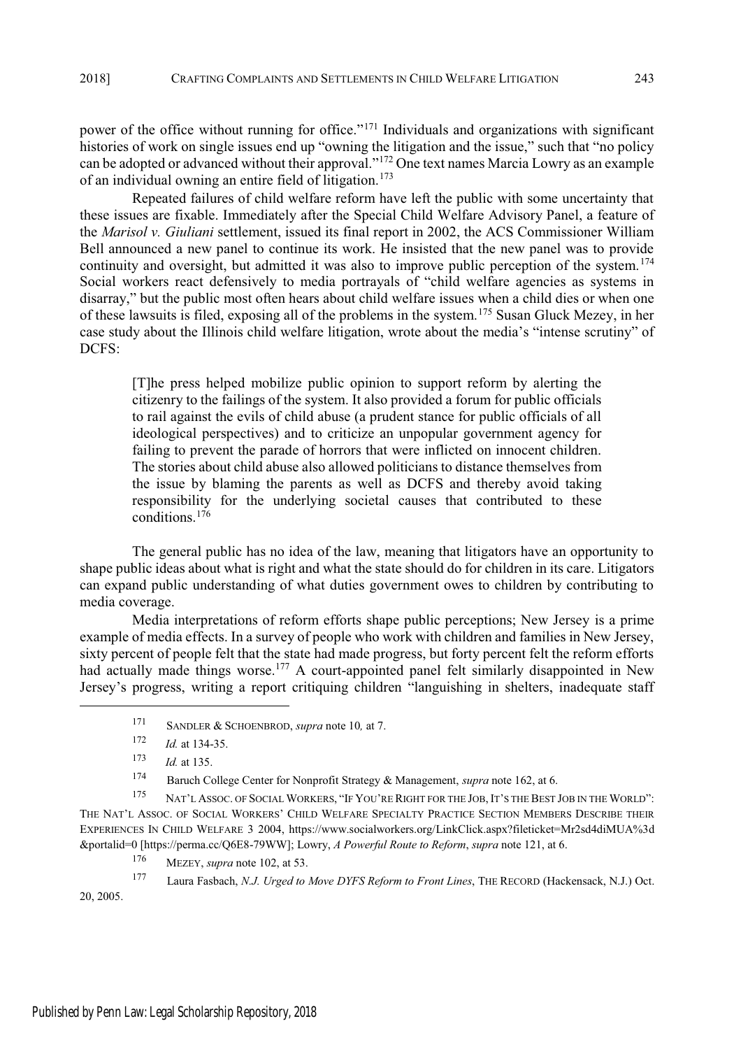power of the office without running for office."[171] Individuals and organizations with significant histories of work on single issues end up "owning the litigation and the issue," such that "no policy can be adopted or advanced without their approval."[172] One text names Marcia Lowry as an example of an individual owning an entire field of litigation.[173]

Repeated failures of child welfare reform have left the public with some uncertainty that these issues are fixable. Immediately after the Special Child Welfare Advisory Panel, a feature of the *Marisol v. Giuliani* settlement, issued its final report in 2002, the ACS Commissioner William Bell announced a new panel to continue its work. He insisted that the new panel was to provide continuity and oversight, but admitted it was also to improve public perception of the system.[174] Social workers react defensively to media portrayals of "child welfare agencies as systems in disarray," but the public most often hears about child welfare issues when a child dies or when one of these lawsuits is filed, exposing all of the problems in the system.[175] Susan Gluck Mezey, in her case study about the Illinois child welfare litigation, wrote about the media's "intense scrutiny" of DCFS:

> [T]he press helped mobilize public opinion to support reform by alerting the citizenry to the failings of the system. It also provided a forum for public officials to rail against the evils of child abuse (a prudent stance for public officials of all ideological perspectives) and to criticize an unpopular government agency for failing to prevent the parade of horrors that were inflicted on innocent children. The stories about child abuse also allowed politicians to distance themselves from the issue by blaming the parents as well as DCFS and thereby avoid taking responsibility for the underlying societal causes that contributed to these conditions.[176]

The general public has no idea of the law, meaning that litigators have an opportunity to shape public ideas about what is right and what the state should do for children in its care. Litigators can expand public understanding of what duties government owes to children by contributing to media coverage.

Media interpretations of reform efforts shape public perceptions; New Jersey is a prime example of media effects. In a survey of people who work with children and families in New Jersey, sixty percent of people felt that the state had made progress, but forty percent felt the reform efforts had actually made things worse.[177] A court-appointed panel felt similarly disappointed in New Jersey's progress, writing a report critiquing children "languishing in shelters, inadequate staff

---

[171] SANDLER & SCHOENBROD, *supra* note 10*,* at 7.

[172] *Id.* at 134-35.

[173] *Id.* at 135.

[174] Baruch College Center for Nonprofit Strategy & Management, *supra* note 162, at 6.

[175] NAT'L ASSOC. OF SOCIAL WORKERS, "IF YOU'RE RIGHT FOR THE JOB, IT'S THE BEST JOB IN THE WORLD": THE NAT'L ASSOC. OF SOCIAL WORKERS' CHILD WELFARE SPECIALTY PRACTICE SECTION MEMBERS DESCRIBE THEIR EXPERIENCES IN CHILD WELFARE 3 2004, https://www.socialworkers.org/LinkClick.aspx?fileticket=Mr2sd4diMUA%3d&portalid=0 [https://perma.cc/Q6E8-79WW]; Lowry, *A Powerful Route to Reform*, *supra* note 121, at 6.

[176] MEZEY, *supra* note 102, at 53.

[177] Laura Fasbach, *N.J. Urged to Move DYFS Reform to Front Lines*, THE RECORD (Hackensack, N.J.) Oct. 20, 2005.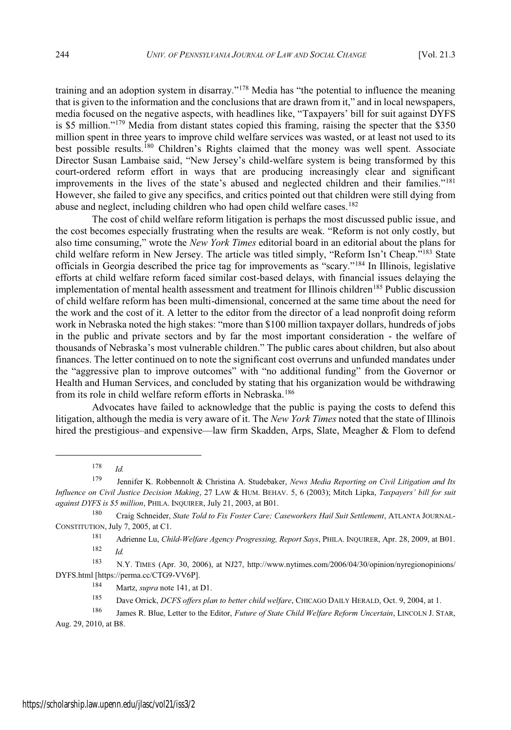training and an adoption system in disarray."[178] Media has "the potential to influence the meaning that is given to the information and the conclusions that are drawn from it," and in local newspapers, media focused on the negative aspects, with headlines like, "Taxpayers' bill for suit against DYFS is $5 million."[179] Media from distant states copied this framing, raising the specter that the $350 million spent in three years to improve child welfare services was wasted, or at least not used to its best possible results.[180] Children's Rights claimed that the money was well spent. Associate Director Susan Lambaise said, "New Jersey's child-welfare system is being transformed by this court-ordered reform effort in ways that are producing increasingly clear and significant improvements in the lives of the state's abused and neglected children and their families."[181] However, she failed to give any specifics, and critics pointed out that children were still dying from abuse and neglect, including children who had open child welfare cases.[182]

The cost of child welfare reform litigation is perhaps the most discussed public issue, and the cost becomes especially frustrating when the results are weak. "Reform is not only costly, but also time consuming," wrote the *New York Times* editorial board in an editorial about the plans for child welfare reform in New Jersey. The article was titled simply, "Reform Isn't Cheap."[183] State officials in Georgia described the price tag for improvements as "scary."[184] In Illinois, legislative efforts at child welfare reform faced similar cost-based delays, with financial issues delaying the implementation of mental health assessment and treatment for Illinois children[185] Public discussion of child welfare reform has been multi-dimensional, concerned at the same time about the need for the work and the cost of it. A letter to the editor from the director of a lead nonprofit doing reform work in Nebraska noted the high stakes: "more than $100 million taxpayer dollars, hundreds of jobs in the public and private sectors and by far the most important consideration - the welfare of thousands of Nebraska's most vulnerable children." The public cares about children, but also about finances. The letter continued on to note the significant cost overruns and unfunded mandates under the "aggressive plan to improve outcomes" with "no additional funding" from the Governor or Health and Human Services, and concluded by stating that his organization would be withdrawing from its role in child welfare reform efforts in Nebraska.[186]

Advocates have failed to acknowledge that the public is paying the costs to defend this litigation, although the media is very aware of it. The *New York Times* noted that the state of Illinois hired the prestigious–and expensive—law firm Skadden, Arps, Slate, Meagher & Flom to defend

---

[178] *Id.*

[179] Jennifer K. Robbennolt & Christina A. Studebaker, *News Media Reporting on Civil Litigation and Its Influence on Civil Justice Decision Making*, 27 LAW & HUM. BEHAV. 5, 6 (2003); Mitch Lipka, *Taxpayers' bill for suit against DYFS is $5 million*, PHILA. INQUIRER, July 21, 2003, at B01.

[180] Craig Schneider, *State Told to Fix Foster Care; Caseworkers Hail Suit Settlement*, ATLANTA JOURNAL-CONSTITUTION, July 7, 2005, at C1.

[181] Adrienne Lu, *Child-Welfare Agency Progressing, Report Says*, PHILA. INQUIRER, Apr. 28, 2009, at B01.

[182] *Id.*

[183] N.Y. TIMES (Apr. 30, 2006), at NJ27, http://www.nytimes.com/2006/04/30/opinion/nyregionopinions/DYFS.html [https://perma.cc/CTG9-VV6P].

[184] Martz, *supra* note 141, at D1.

[185] Dave Orrick, *DCFS offers plan to better child welfare*, CHICAGO DAILY HERALD, Oct. 9, 2004, at 1.

[186] James R. Blue, Letter to the Editor, *Future of State Child Welfare Reform Uncertain*, LINCOLN J. STAR, Aug. 29, 2010, at B8.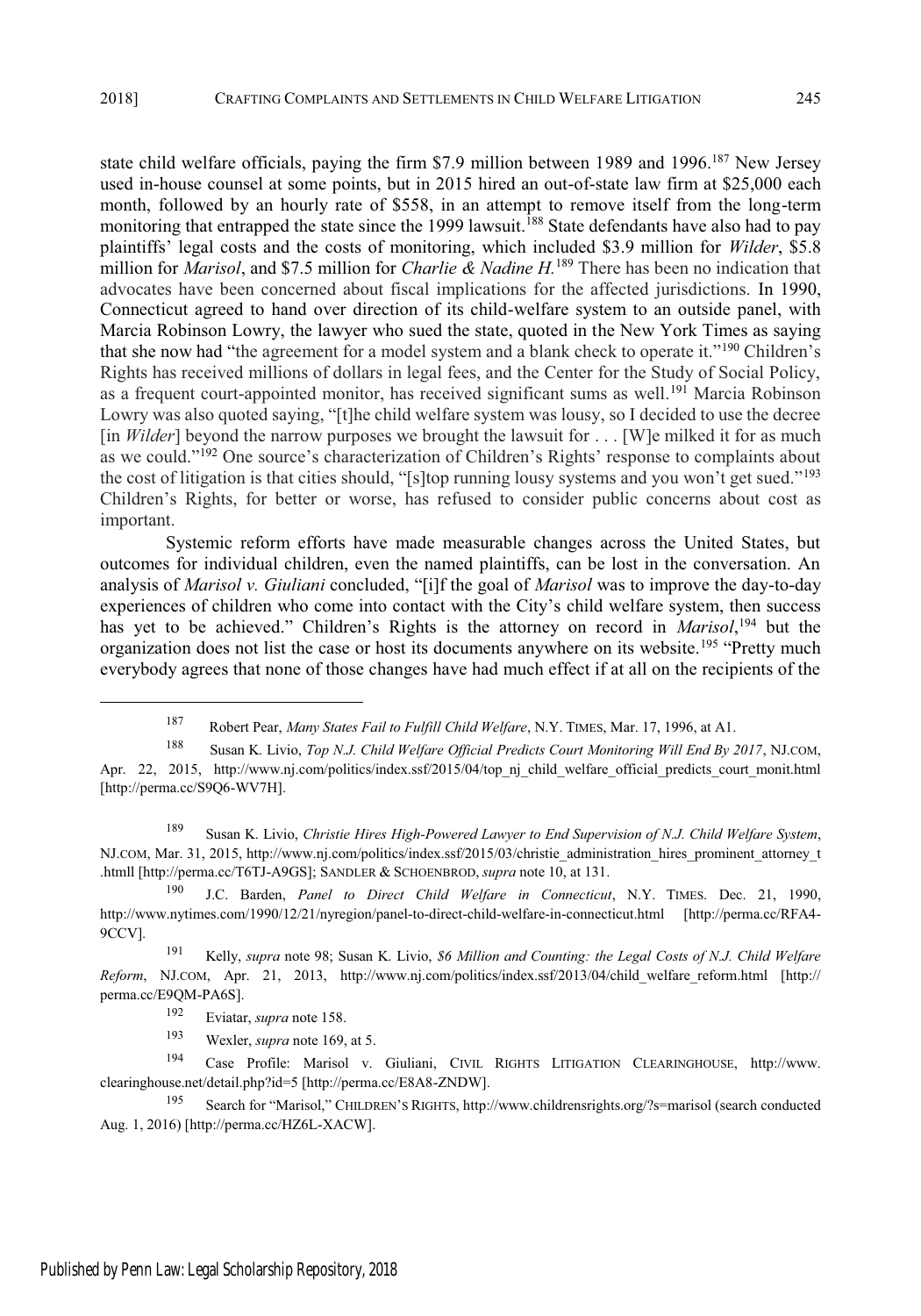state child welfare officials, paying the firm \$7.9 million between 1989 and 1996.[187] New Jersey used in-house counsel at some points, but in 2015 hired an out-of-state law firm at \$25,000 each month, followed by an hourly rate of \$558, in an attempt to remove itself from the long-term monitoring that entrapped the state since the 1999 lawsuit.[188] State defendants have also had to pay plaintiffs' legal costs and the costs of monitoring, which included \$3.9 million for *Wilder*, \$5.8 million for *Marisol*, and \$7.5 million for *Charlie & Nadine H.*[189] There has been no indication that advocates have been concerned about fiscal implications for the affected jurisdictions. In 1990, Connecticut agreed to hand over direction of its child-welfare system to an outside panel, with Marcia Robinson Lowry, the lawyer who sued the state, quoted in the New York Times as saying that she now had "the agreement for a model system and a blank check to operate it."[190] Children's Rights has received millions of dollars in legal fees, and the Center for the Study of Social Policy, as a frequent court-appointed monitor, has received significant sums as well.[191] Marcia Robinson Lowry was also quoted saying, "[t]he child welfare system was lousy, so I decided to use the decree [in *Wilder*] beyond the narrow purposes we brought the lawsuit for . . . [W]e milked it for as much as we could."[192] One source's characterization of Children's Rights' response to complaints about the cost of litigation is that cities should, "[s]top running lousy systems and you won't get sued."[193] Children's Rights, for better or worse, has refused to consider public concerns about cost as important.

Systemic reform efforts have made measurable changes across the United States, but outcomes for individual children, even the named plaintiffs, can be lost in the conversation. An analysis of *Marisol v. Giuliani* concluded, "[i]f the goal of *Marisol* was to improve the day-to-day experiences of children who come into contact with the City's child welfare system, then success has yet to be achieved." Children's Rights is the attorney on record in *Marisol*,[194] but the organization does not list the case or host its documents anywhere on its website.[195] "Pretty much everybody agrees that none of those changes have had much effect if at all on the recipients of the

---

[187] Robert Pear, *Many States Fail to Fulfill Child Welfare*, N.Y. TIMES, Mar. 17, 1996, at A1.

[188] Susan K. Livio, *Top N.J. Child Welfare Official Predicts Court Monitoring Will End By 2017*, NJ.COM, Apr. 22, 2015, http://www.nj.com/politics/index.ssf/2015/04/top_nj_child_welfare_official_predicts_court_monit.html [http://perma.cc/S9Q6-WV7H].

[189] Susan K. Livio, *Christie Hires High-Powered Lawyer to End Supervision of N.J. Child Welfare System*, NJ.COM, Mar. 31, 2015, http://www.nj.com/politics/index.ssf/2015/03/christie_administration_hires_prominent_attorney_t.htmll [http://perma.cc/T6TJ-A9GS]; SANDLER & SCHOENBROD, *supra* note 10, at 131.

[190] J.C. Barden, *Panel to Direct Child Welfare in Connecticut*, N.Y. TIMES. Dec. 21, 1990, http://www.nytimes.com/1990/12/21/nyregion/panel-to-direct-child-welfare-in-connecticut.html [http://perma.cc/RFA4-9CCV].

[191] Kelly, *supra* note 98; Susan K. Livio, *\$6 Million and Counting: the Legal Costs of N.J. Child Welfare Reform*, NJ.COM, Apr. 21, 2013, http://www.nj.com/politics/index.ssf/2013/04/child_welfare_reform.html [http://perma.cc/E9QM-PA6S].

[192] Eviatar, *supra* note 158.

[193] Wexler, *supra* note 169, at 5.

[194] Case Profile: Marisol v. Giuliani, CIVIL RIGHTS LITIGATION CLEARINGHOUSE, http://www.clearinghouse.net/detail.php?id=5 [http://perma.cc/E8A8-ZNDW].

[195] Search for "Marisol," CHILDREN'S RIGHTS, http://www.childrensrights.org/?s=marisol (search conducted Aug. 1, 2016) [http://perma.cc/HZ6L-XACW].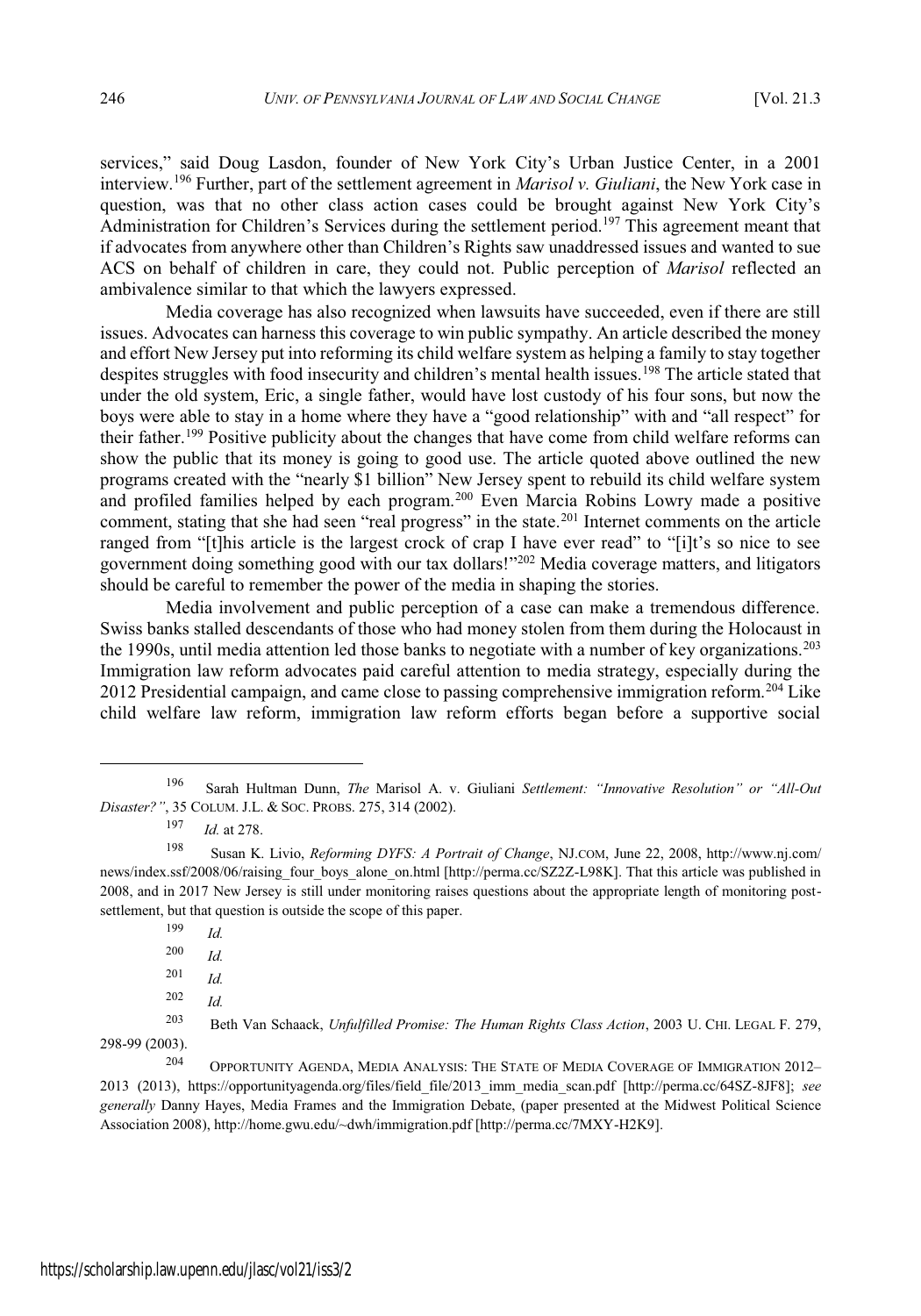services," said Doug Lasdon, founder of New York City's Urban Justice Center, in a 2001 interview.[196] Further, part of the settlement agreement in *Marisol v. Giuliani*, the New York case in question, was that no other class action cases could be brought against New York City's Administration for Children's Services during the settlement period.[197] This agreement meant that if advocates from anywhere other than Children's Rights saw unaddressed issues and wanted to sue ACS on behalf of children in care, they could not. Public perception of *Marisol* reflected an ambivalence similar to that which the lawyers expressed.

Media coverage has also recognized when lawsuits have succeeded, even if there are still issues. Advocates can harness this coverage to win public sympathy. An article described the money and effort New Jersey put into reforming its child welfare system as helping a family to stay together despites struggles with food insecurity and children's mental health issues.[198] The article stated that under the old system, Eric, a single father, would have lost custody of his four sons, but now the boys were able to stay in a home where they have a "good relationship" with and "all respect" for their father.[199] Positive publicity about the changes that have come from child welfare reforms can show the public that its money is going to good use. The article quoted above outlined the new programs created with the "nearly $1 billion" New Jersey spent to rebuild its child welfare system and profiled families helped by each program.[200] Even Marcia Robins Lowry made a positive comment, stating that she had seen "real progress" in the state.[201] Internet comments on the article ranged from "[t]his article is the largest crock of crap I have ever read" to "[i]t's so nice to see government doing something good with our tax dollars!"[202] Media coverage matters, and litigators should be careful to remember the power of the media in shaping the stories.

Media involvement and public perception of a case can make a tremendous difference. Swiss banks stalled descendants of those who had money stolen from them during the Holocaust in the 1990s, until media attention led those banks to negotiate with a number of key organizations.[203] Immigration law reform advocates paid careful attention to media strategy, especially during the 2012 Presidential campaign, and came close to passing comprehensive immigration reform.[204] Like child welfare law reform, immigration law reform efforts began before a supportive social

---

[196] Sarah Hultman Dunn, *The* Marisol A. v. Giuliani *Settlement: "Innovative Resolution" or "All-Out Disaster?"*, 35 COLUM. J.L. & SOC. PROBS. 275, 314 (2002).

[197] *Id.* at 278.

[198] Susan K. Livio, *Reforming DYFS: A Portrait of Change*, NJ.COM, June 22, 2008, http://www.nj.com/news/index.ssf/2008/06/raising_four_boys_alone_on.html [http://perma.cc/SZ2Z-L98K]. That this article was published in 2008, and in 2017 New Jersey is still under monitoring raises questions about the appropriate length of monitoring post-settlement, but that question is outside the scope of this paper.

[199] *Id.*

[200] *Id.*

[201] *Id.*

[202] *Id.*

[203] Beth Van Schaack, *Unfulfilled Promise: The Human Rights Class Action*, 2003 U. CHI. LEGAL F. 279, 298-99 (2003).

[204] OPPORTUNITY AGENDA, MEDIA ANALYSIS: THE STATE OF MEDIA COVERAGE OF IMMIGRATION 2012–2013 (2013), https://opportunityagenda.org/files/field_file/2013_imm_media_scan.pdf [http://perma.cc/64SZ-8JF8]; *see generally* Danny Hayes, Media Frames and the Immigration Debate, (paper presented at the Midwest Political Science Association 2008), http://home.gwu.edu/~dwh/immigration.pdf [http://perma.cc/7MXY-H2K9].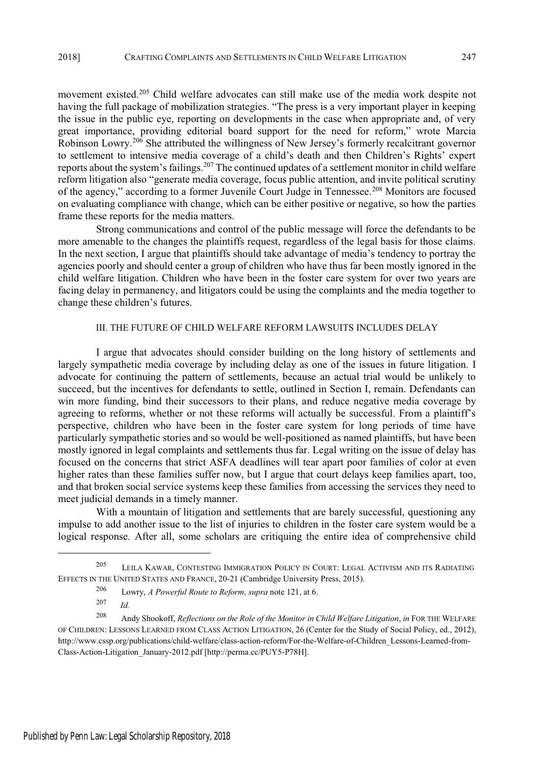movement existed.[205] Child welfare advocates can still make use of the media work despite not having the full package of mobilization strategies. "The press is a very important player in keeping the issue in the public eye, reporting on developments in the case when appropriate and, of very great importance, providing editorial board support for the need for reform," wrote Marcia Robinson Lowry.[206] She attributed the willingness of New Jersey's formerly recalcitrant governor to settlement to intensive media coverage of a child's death and then Children's Rights' expert reports about the system's failings.[207] The continued updates of a settlement monitor in child welfare reform litigation also "generate media coverage, focus public attention, and invite political scrutiny of the agency," according to a former Juvenile Court Judge in Tennessee.[208] Monitors are focused on evaluating compliance with change, which can be either positive or negative, so how the parties frame these reports for the media matters.

Strong communications and control of the public message will force the defendants to be more amenable to the changes the plaintiffs request, regardless of the legal basis for those claims. In the next section, I argue that plaintiffs should take advantage of media's tendency to portray the agencies poorly and should center a group of children who have thus far been mostly ignored in the child welfare litigation. Children who have been in the foster care system for over two years are facing delay in permanency, and litigators could be using the complaints and the media together to change these children's futures.

## III. THE FUTURE OF CHILD WELFARE REFORM LAWSUITS INCLUDES DELAY

I argue that advocates should consider building on the long history of settlements and largely sympathetic media coverage by including delay as one of the issues in future litigation. I advocate for continuing the pattern of settlements, because an actual trial would be unlikely to succeed, but the incentives for defendants to settle, outlined in Section I, remain. Defendants can win more funding, bind their successors to their plans, and reduce negative media coverage by agreeing to reforms, whether or not these reforms will actually be successful. From a plaintiff's perspective, children who have been in the foster care system for long periods of time have particularly sympathetic stories and so would be well-positioned as named plaintiffs, but have been mostly ignored in legal complaints and settlements thus far. Legal writing on the issue of delay has focused on the concerns that strict ASFA deadlines will tear apart poor families of color at even higher rates than these families suffer now, but I argue that court delays keep families apart, too, and that broken social service systems keep these families from accessing the services they need to meet judicial demands in a timely manner.

With a mountain of litigation and settlements that are barely successful, questioning any impulse to add another issue to the list of injuries to children in the foster care system would be a logical response. After all, some scholars are critiquing the entire idea of comprehensive child

---

[205] LEILA KAWAR, CONTESTING IMMIGRATION POLICY IN COURT: LEGAL ACTIVISM AND ITS RADIATING EFFECTS IN THE UNITED STATES AND FRANCE, 20-21 (Cambridge University Press, 2015).

[206] Lowry, *A Powerful Route to Reform*, *supra* note 121, at 6.

[207] *Id.*

[208] Andy Shookoff, *Reflections on the Role of the Monitor in Child Welfare Litigation*, *in* FOR THE WELFARE OF CHILDREN: LESSONS LEARNED FROM CLASS ACTION LITIGATION, 26 (Center for the Study of Social Policy, ed., 2012), http://www.cssp.org/publications/child-welfare/class-action-reform/For-the-Welfare-of-Children_Lessons-Learned-from-Class-Action-Litigation_January-2012.pdf [http://perma.cc/PUY5-P78H].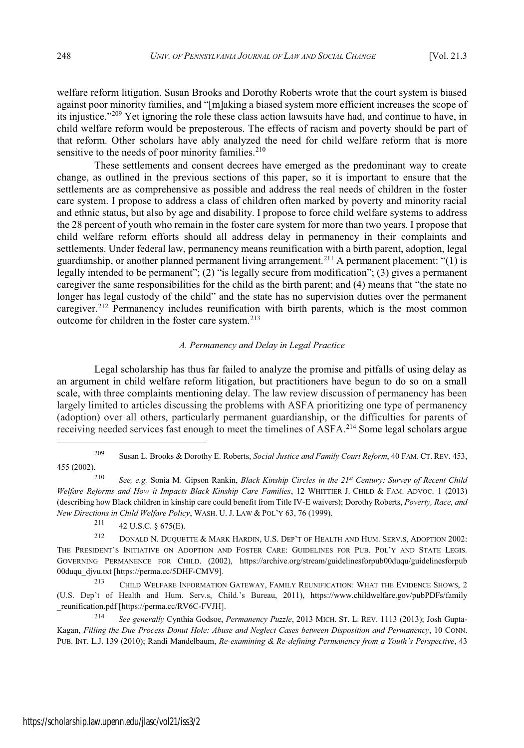welfare reform litigation. Susan Brooks and Dorothy Roberts wrote that the court system is biased against poor minority families, and "[m]aking a biased system more efficient increases the scope of its injustice."[209] Yet ignoring the role these class action lawsuits have had, and continue to have, in child welfare reform would be preposterous. The effects of racism and poverty should be part of that reform. Other scholars have ably analyzed the need for child welfare reform that is more sensitive to the needs of poor minority families.[210]

These settlements and consent decrees have emerged as the predominant way to create change, as outlined in the previous sections of this paper, so it is important to ensure that the settlements are as comprehensive as possible and address the real needs of children in the foster care system. I propose to address a class of children often marked by poverty and minority racial and ethnic status, but also by age and disability. I propose to force child welfare systems to address the 28 percent of youth who remain in the foster care system for more than two years. I propose that child welfare reform efforts should all address delay in permanency in their complaints and settlements. Under federal law, permanency means reunification with a birth parent, adoption, legal guardianship, or another planned permanent living arrangement.[211] A permanent placement: "(1) is legally intended to be permanent"; (2) "is legally secure from modification"; (3) gives a permanent caregiver the same responsibilities for the child as the birth parent; and (4) means that "the state no longer has legal custody of the child" and the state has no supervision duties over the permanent caregiver.[212] Permanency includes reunification with birth parents, which is the most common outcome for children in the foster care system.[213]

### *A. Permanency and Delay in Legal Practice*

Legal scholarship has thus far failed to analyze the promise and pitfalls of using delay as an argument in child welfare reform litigation, but practitioners have begun to do so on a small scale, with three complaints mentioning delay. The law review discussion of permanency has been largely limited to articles discussing the problems with ASFA prioritizing one type of permanency (adoption) over all others, particularly permanent guardianship, or the difficulties for parents of receiving needed services fast enough to meet the timelines of ASFA.[214] Some legal scholars argue

---

[209] Susan L. Brooks & Dorothy E. Roberts, *Social Justice and Family Court Reform*, 40 FAM. CT. REV. 453, 455 (2002).

[210] *See, e.g.* Sonia M. Gipson Rankin, *Black Kinship Circles in the 21st Century: Survey of Recent Child Welfare Reforms and How it Impacts Black Kinship Care Families*, 12 WHITTIER J. CHILD & FAM. ADVOC. 1 (2013) (describing how Black children in kinship care could benefit from Title IV-E waivers); Dorothy Roberts, *Poverty, Race, and New Directions in Child Welfare Policy*, WASH. U. J. LAW & POL'Y 63, 76 (1999).

[211] 42 U.S.C. § 675(E).

[212] DONALD N. DUQUETTE & MARK HARDIN, U.S. DEP'T OF HEALTH AND HUM. SERV.S, ADOPTION 2002: THE PRESIDENT'S INITIATIVE ON ADOPTION AND FOSTER CARE: GUIDELINES FOR PUB. POL'Y AND STATE LEGIS. GOVERNING PERMANENCE FOR CHILD. (2002), https://archive.org/stream/guidelinesforpub00duqu/guidelinesforpub00duqu_djvu.txt [https://perma.cc/5DHF-CMV9].

[213] CHILD WELFARE INFORMATION GATEWAY, FAMILY REUNIFICATION: WHAT THE EVIDENCE SHOWS, 2 (U.S. Dep't of Health and Hum. Serv.s, Child.'s Bureau, 2011), https://www.childwelfare.gov/pubPDFs/family_reunification.pdf [https://perma.cc/RV6C-FVJH].

[214] *See generally* Cynthia Godsoe, *Permanency Puzzle*, 2013 MICH. ST. L. REV. 1113 (2013); Josh Gupta-Kagan, *Filling the Due Process Donut Hole: Abuse and Neglect Cases between Disposition and Permanency*, 10 CONN. PUB. INT. L.J. 139 (2010); Randi Mandelbaum, *Re-examining & Re-defining Permanency from a Youth's Perspective*, 43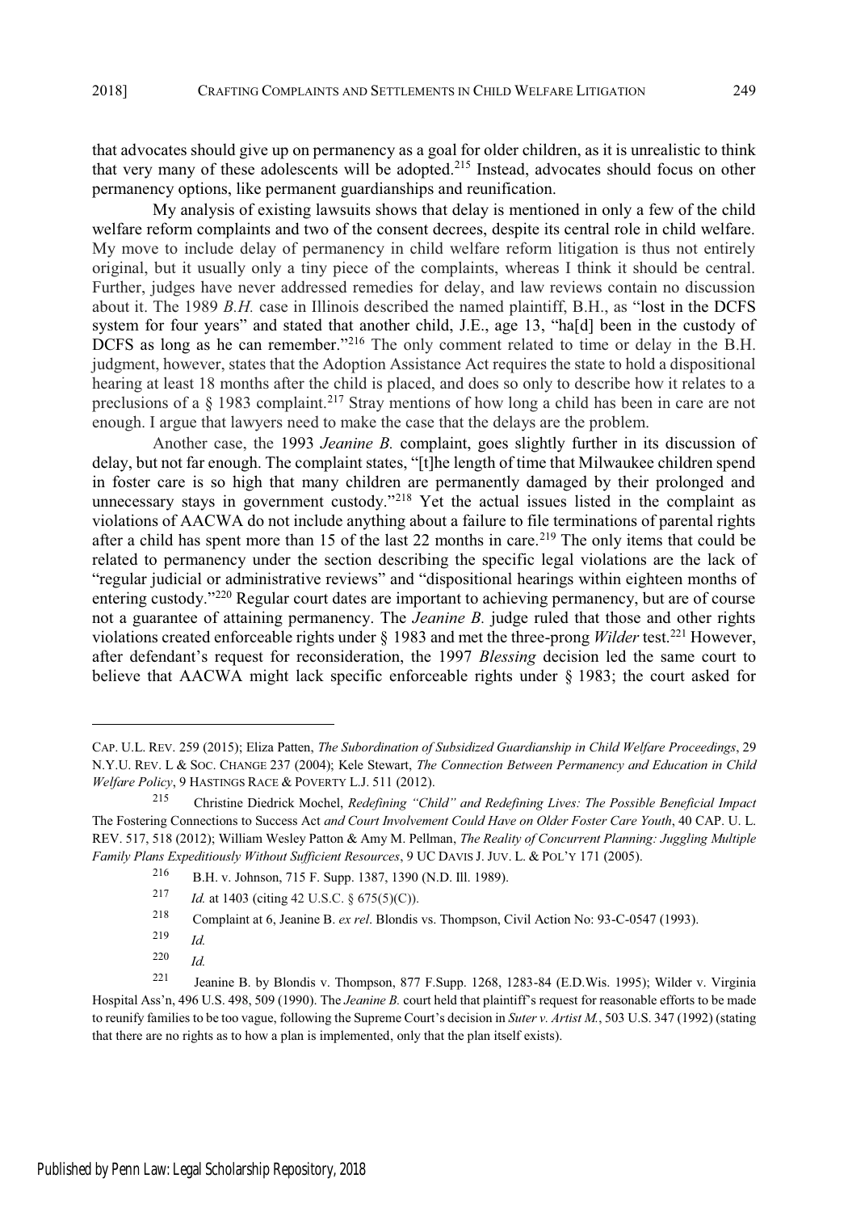that advocates should give up on permanency as a goal for older children, as it is unrealistic to think that very many of these adolescents will be adopted.[215] Instead, advocates should focus on other permanency options, like permanent guardianships and reunification.

My analysis of existing lawsuits shows that delay is mentioned in only a few of the child welfare reform complaints and two of the consent decrees, despite its central role in child welfare. My move to include delay of permanency in child welfare reform litigation is thus not entirely original, but it usually only a tiny piece of the complaints, whereas I think it should be central. Further, judges have never addressed remedies for delay, and law reviews contain no discussion about it. The 1989 *B.H.* case in Illinois described the named plaintiff, B.H., as "lost in the DCFS system for four years" and stated that another child, J.E., age 13, "ha[d] been in the custody of DCFS as long as he can remember."[216] The only comment related to time or delay in the B.H. judgment, however, states that the Adoption Assistance Act requires the state to hold a dispositional hearing at least 18 months after the child is placed, and does so only to describe how it relates to a preclusions of a § 1983 complaint.[217] Stray mentions of how long a child has been in care are not enough. I argue that lawyers need to make the case that the delays are the problem.

Another case, the 1993 *Jeanine B.* complaint, goes slightly further in its discussion of delay, but not far enough. The complaint states, "[t]he length of time that Milwaukee children spend in foster care is so high that many children are permanently damaged by their prolonged and unnecessary stays in government custody."[218] Yet the actual issues listed in the complaint as violations of AACWA do not include anything about a failure to file terminations of parental rights after a child has spent more than 15 of the last 22 months in care.[219] The only items that could be related to permanency under the section describing the specific legal violations are the lack of "regular judicial or administrative reviews" and "dispositional hearings within eighteen months of entering custody."[220] Regular court dates are important to achieving permanency, but are of course not a guarantee of attaining permanency. The *Jeanine B.* judge ruled that those and other rights violations created enforceable rights under § 1983 and met the three-prong *Wilder* test.[221] However, after defendant's request for reconsideration, the 1997 *Blessing* decision led the same court to believe that AACWA might lack specific enforceable rights under § 1983; the court asked for

---

CAP. U.L. REV. 259 (2015); Eliza Patten, *The Subordination of Subsidized Guardianship in Child Welfare Proceedings*, 29 N.Y.U. REV. L & SOC. CHANGE 237 (2004); Kele Stewart, *The Connection Between Permanency and Education in Child Welfare Policy*, 9 HASTINGS RACE & POVERTY L.J. 511 (2012).

[215] Christine Diedrick Mochel, *Redefining "Child" and Redefining Lives: The Possible Beneficial Impact* The Fostering Connections to Success Act *and Court Involvement Could Have on Older Foster Care Youth*, 40 CAP. U. L. REV. 517, 518 (2012); William Wesley Patton & Amy M. Pellman, *The Reality of Concurrent Planning: Juggling Multiple Family Plans Expeditiously Without Sufficient Resources*, 9 UC DAVIS J. JUV. L. & POL'Y 171 (2005).

[216] B.H. v. Johnson, 715 F. Supp. 1387, 1390 (N.D. Ill. 1989).

[217] *Id.* at 1403 (citing 42 U.S.C. § 675(5)(C)).

[218] Complaint at 6, Jeanine B. *ex rel*. Blondis vs. Thompson, Civil Action No: 93-C-0547 (1993).

[219] *Id.*

[220] *Id.*

[221] Jeanine B. by Blondis v. Thompson, 877 F.Supp. 1268, 1283-84 (E.D.Wis. 1995); Wilder v. Virginia Hospital Ass'n, 496 U.S. 498, 509 (1990). The *Jeanine B.* court held that plaintiff's request for reasonable efforts to be made to reunify families to be too vague, following the Supreme Court's decision in *Suter v. Artist M.*, 503 U.S. 347 (1992) (stating that there are no rights as to how a plan is implemented, only that the plan itself exists).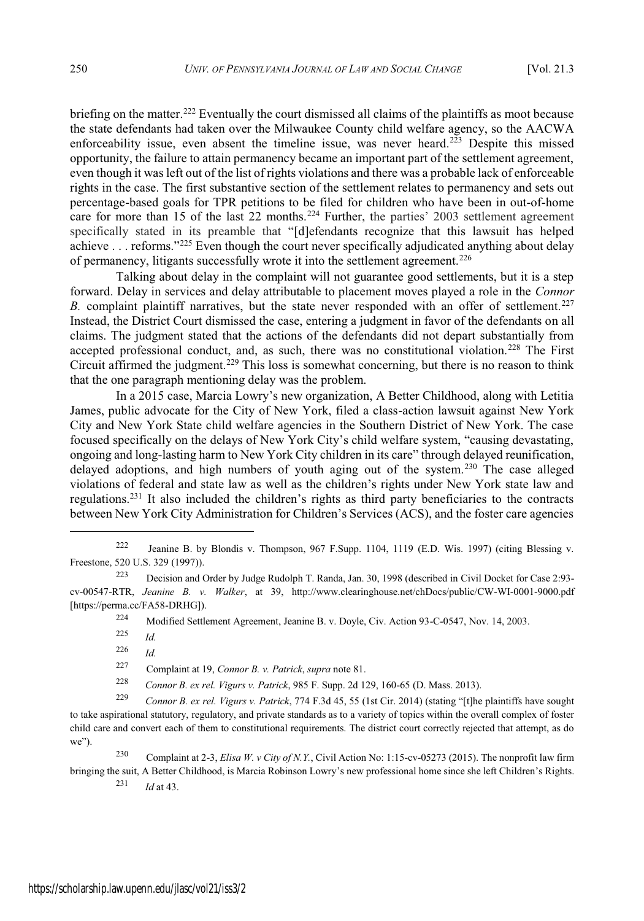briefing on the matter.[222] Eventually the court dismissed all claims of the plaintiffs as moot because the state defendants had taken over the Milwaukee County child welfare agency, so the AACWA enforceability issue, even absent the timeline issue, was never heard.[223] Despite this missed opportunity, the failure to attain permanency became an important part of the settlement agreement, even though it was left out of the list of rights violations and there was a probable lack of enforceable rights in the case. The first substantive section of the settlement relates to permanency and sets out percentage-based goals for TPR petitions to be filed for children who have been in out-of-home care for more than 15 of the last 22 months.[224] Further, the parties' 2003 settlement agreement specifically stated in its preamble that "[d]efendants recognize that this lawsuit has helped achieve . . . reforms."[225] Even though the court never specifically adjudicated anything about delay of permanency, litigants successfully wrote it into the settlement agreement.[226]

Talking about delay in the complaint will not guarantee good settlements, but it is a step forward. Delay in services and delay attributable to placement moves played a role in the *Connor B.* complaint plaintiff narratives, but the state never responded with an offer of settlement.[227] Instead, the District Court dismissed the case, entering a judgment in favor of the defendants on all claims. The judgment stated that the actions of the defendants did not depart substantially from accepted professional conduct, and, as such, there was no constitutional violation.[228] The First Circuit affirmed the judgment.[229] This loss is somewhat concerning, but there is no reason to think that the one paragraph mentioning delay was the problem.

In a 2015 case, Marcia Lowry's new organization, A Better Childhood, along with Letitia James, public advocate for the City of New York, filed a class-action lawsuit against New York City and New York State child welfare agencies in the Southern District of New York. The case focused specifically on the delays of New York City's child welfare system, "causing devastating, ongoing and long-lasting harm to New York City children in its care" through delayed reunification, delayed adoptions, and high numbers of youth aging out of the system.[230] The case alleged violations of federal and state law as well as the children's rights under New York state law and regulations.[231] It also included the children's rights as third party beneficiaries to the contracts between New York City Administration for Children's Services (ACS), and the foster care agencies

---

[222] Jeanine B. by Blondis v. Thompson, 967 F.Supp. 1104, 1119 (E.D. Wis. 1997) (citing Blessing v. Freestone, 520 U.S. 329 (1997)).

[223] Decision and Order by Judge Rudolph T. Randa, Jan. 30, 1998 (described in Civil Docket for Case 2:93-cv-00547-RTR, *Jeanine B. v. Walker*, at 39, http://www.clearinghouse.net/chDocs/public/CW-WI-0001-9000.pdf [https://perma.cc/FA58-DRHG]).

[224] Modified Settlement Agreement, Jeanine B. v. Doyle, Civ. Action 93-C-0547, Nov. 14, 2003.

[225] *Id.*

[226] *Id.*

[227] Complaint at 19, *Connor B. v. Patrick*, *supra* note 81.

[228] *Connor B. ex rel. Vigurs v. Patrick*, 985 F. Supp. 2d 129, 160-65 (D. Mass. 2013).

[229] *Connor B. ex rel. Vigurs v. Patrick*, 774 F.3d 45, 55 (1st Cir. 2014) (stating "[t]he plaintiffs have sought to take aspirational statutory, regulatory, and private standards as to a variety of topics within the overall complex of foster child care and convert each of them to constitutional requirements. The district court correctly rejected that attempt, as do we").

[230] Complaint at 2-3, *Elisa W. v City of N.Y.*, Civil Action No: 1:15-cv-05273 (2015). The nonprofit law firm bringing the suit, A Better Childhood, is Marcia Robinson Lowry's new professional home since she left Children's Rights.

[231] *Id* at 43.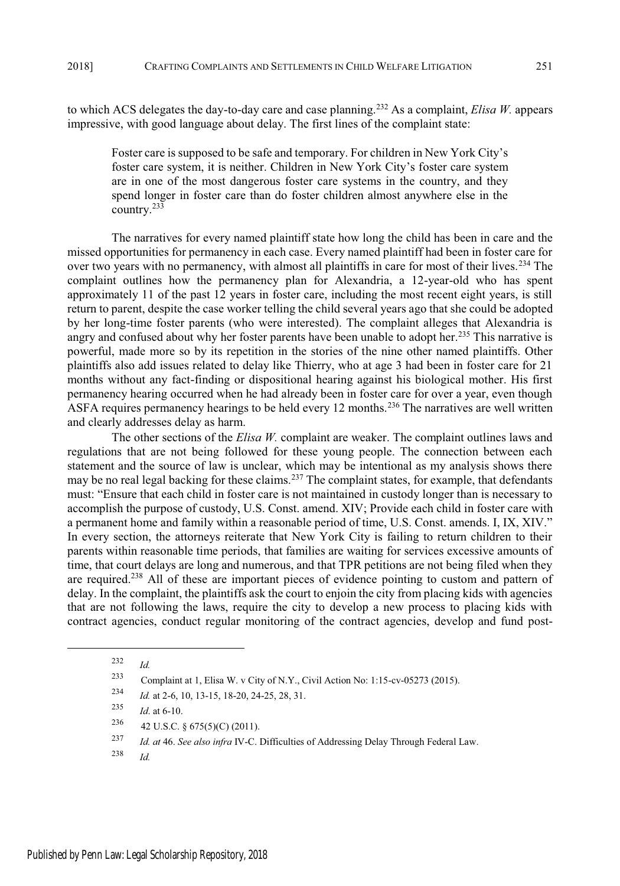to which ACS delegates the day-to-day care and case planning.[232] As a complaint, *Elisa W.* appears impressive, with good language about delay. The first lines of the complaint state:

> Foster care is supposed to be safe and temporary. For children in New York City's foster care system, it is neither. Children in New York City's foster care system are in one of the most dangerous foster care systems in the country, and they spend longer in foster care than do foster children almost anywhere else in the country.[233]

The narratives for every named plaintiff state how long the child has been in care and the missed opportunities for permanency in each case. Every named plaintiff had been in foster care for over two years with no permanency, with almost all plaintiffs in care for most of their lives.[234] The complaint outlines how the permanency plan for Alexandria, a 12-year-old who has spent approximately 11 of the past 12 years in foster care, including the most recent eight years, is still return to parent, despite the case worker telling the child several years ago that she could be adopted by her long-time foster parents (who were interested). The complaint alleges that Alexandria is angry and confused about why her foster parents have been unable to adopt her.[235] This narrative is powerful, made more so by its repetition in the stories of the nine other named plaintiffs. Other plaintiffs also add issues related to delay like Thierry, who at age 3 had been in foster care for 21 months without any fact-finding or dispositional hearing against his biological mother. His first permanency hearing occurred when he had already been in foster care for over a year, even though ASFA requires permanency hearings to be held every 12 months.[236] The narratives are well written and clearly addresses delay as harm.

The other sections of the *Elisa W.* complaint are weaker. The complaint outlines laws and regulations that are not being followed for these young people. The connection between each statement and the source of law is unclear, which may be intentional as my analysis shows there may be no real legal backing for these claims.[237] The complaint states, for example, that defendants must: "Ensure that each child in foster care is not maintained in custody longer than is necessary to accomplish the purpose of custody, U.S. Const. amend. XIV; Provide each child in foster care with a permanent home and family within a reasonable period of time, U.S. Const. amends. I, IX, XIV." In every section, the attorneys reiterate that New York City is failing to return children to their parents within reasonable time periods, that families are waiting for services excessive amounts of time, that court delays are long and numerous, and that TPR petitions are not being filed when they are required.[238] All of these are important pieces of evidence pointing to custom and pattern of delay. In the complaint, the plaintiffs ask the court to enjoin the city from placing kids with agencies that are not following the laws, require the city to develop a new process to placing kids with contract agencies, conduct regular monitoring of the contract agencies, develop and fund post-

---

[232] *Id.*

[233] Complaint at 1, Elisa W. v City of N.Y., Civil Action No: 1:15-cv-05273 (2015).

[234] *Id.* at 2-6, 10, 13-15, 18-20, 24-25, 28, 31.

[235] *Id*. at 6-10.

[236] 42 U.S.C. § 675(5)(C) (2011).

[237] *Id. at* 46. *See also infra* IV-C. Difficulties of Addressing Delay Through Federal Law.

[238] *Id.*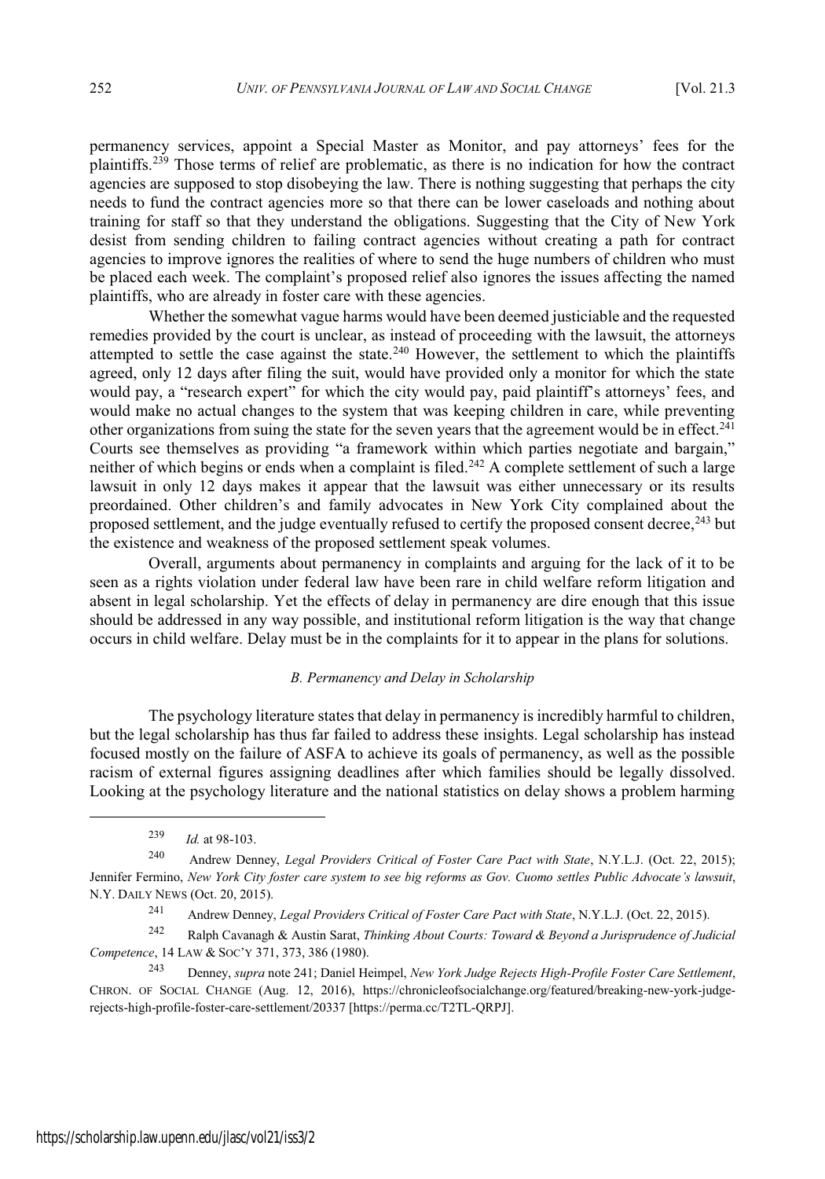permanency services, appoint a Special Master as Monitor, and pay attorneys' fees for the plaintiffs.[239] Those terms of relief are problematic, as there is no indication for how the contract agencies are supposed to stop disobeying the law. There is nothing suggesting that perhaps the city needs to fund the contract agencies more so that there can be lower caseloads and nothing about training for staff so that they understand the obligations. Suggesting that the City of New York desist from sending children to failing contract agencies without creating a path for contract agencies to improve ignores the realities of where to send the huge numbers of children who must be placed each week. The complaint's proposed relief also ignores the issues affecting the named plaintiffs, who are already in foster care with these agencies.

Whether the somewhat vague harms would have been deemed justiciable and the requested remedies provided by the court is unclear, as instead of proceeding with the lawsuit, the attorneys attempted to settle the case against the state.[240] However, the settlement to which the plaintiffs agreed, only 12 days after filing the suit, would have provided only a monitor for which the state would pay, a "research expert" for which the city would pay, paid plaintiff's attorneys' fees, and would make no actual changes to the system that was keeping children in care, while preventing other organizations from suing the state for the seven years that the agreement would be in effect.[241] Courts see themselves as providing "a framework within which parties negotiate and bargain," neither of which begins or ends when a complaint is filed.[242] A complete settlement of such a large lawsuit in only 12 days makes it appear that the lawsuit was either unnecessary or its results preordained. Other children's and family advocates in New York City complained about the proposed settlement, and the judge eventually refused to certify the proposed consent decree,[243] but the existence and weakness of the proposed settlement speak volumes.

Overall, arguments about permanency in complaints and arguing for the lack of it to be seen as a rights violation under federal law have been rare in child welfare reform litigation and absent in legal scholarship. Yet the effects of delay in permanency are dire enough that this issue should be addressed in any way possible, and institutional reform litigation is the way that change occurs in child welfare. Delay must be in the complaints for it to appear in the plans for solutions.

### *B. Permanency and Delay in Scholarship*

The psychology literature states that delay in permanency is incredibly harmful to children, but the legal scholarship has thus far failed to address these insights. Legal scholarship has instead focused mostly on the failure of ASFA to achieve its goals of permanency, as well as the possible racism of external figures assigning deadlines after which families should be legally dissolved. Looking at the psychology literature and the national statistics on delay shows a problem harming

---

[239] *Id.* at 98-103.

[240] Andrew Denney, *Legal Providers Critical of Foster Care Pact with State*, N.Y.L.J. (Oct. 22, 2015); Jennifer Fermino, *New York City foster care system to see big reforms as Gov. Cuomo settles Public Advocate's lawsuit*, N.Y. DAILY NEWS (Oct. 20, 2015).

[241] Andrew Denney, *Legal Providers Critical of Foster Care Pact with State*, N.Y.L.J. (Oct. 22, 2015).

[242] Ralph Cavanagh & Austin Sarat, *Thinking About Courts: Toward & Beyond a Jurisprudence of Judicial Competence*, 14 LAW & SOC'Y 371, 373, 386 (1980).

[243] Denney, *supra* note 241; Daniel Heimpel, *New York Judge Rejects High-Profile Foster Care Settlement*, CHRON. OF SOCIAL CHANGE (Aug. 12, 2016), https://chronicleofsocialchange.org/featured/breaking-new-york-judge-rejects-high-profile-foster-care-settlement/20337 [https://perma.cc/T2TL-QRPJ].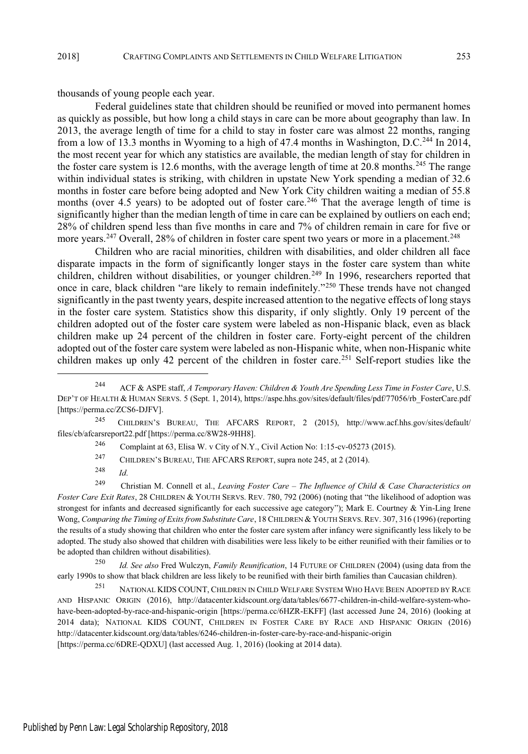thousands of young people each year.

Federal guidelines state that children should be reunified or moved into permanent homes as quickly as possible, but how long a child stays in care can be more about geography than law. In 2013, the average length of time for a child to stay in foster care was almost 22 months, ranging from a low of 13.3 months in Wyoming to a high of 47.4 months in Washington, D.C.[244] In 2014, the most recent year for which any statistics are available, the median length of stay for children in the foster care system is 12.6 months, with the average length of time at 20.8 months.[245] The range within individual states is striking, with children in upstate New York spending a median of 32.6 months in foster care before being adopted and New York City children waiting a median of 55.8 months (over 4.5 years) to be adopted out of foster care.[246] That the average length of time is significantly higher than the median length of time in care can be explained by outliers on each end; 28% of children spend less than five months in care and 7% of children remain in care for five or more years.[247] Overall, 28% of children in foster care spent two years or more in a placement.[248]

Children who are racial minorities, children with disabilities, and older children all face disparate impacts in the form of significantly longer stays in the foster care system than white children, children without disabilities, or younger children.[249] In 1996, researchers reported that once in care, black children "are likely to remain indefinitely."[250] These trends have not changed significantly in the past twenty years, despite increased attention to the negative effects of long stays in the foster care system. Statistics show this disparity, if only slightly. Only 19 percent of the children adopted out of the foster care system were labeled as non-Hispanic black, even as black children make up 24 percent of the children in foster care. Forty-eight percent of the children adopted out of the foster care system were labeled as non-Hispanic white, when non-Hispanic white children makes up only 42 percent of the children in foster care.[251] Self-report studies like the

---

[244] ACF & ASPE staff, *A Temporary Haven: Children & Youth Are Spending Less Time in Foster Care*, U.S. DEP'T OF HEALTH & HUMAN SERVS. 5 (Sept. 1, 2014), https://aspe.hhs.gov/sites/default/files/pdf/77056/rb_FosterCare.pdf [https://perma.cc/ZCS6-DJFV].

[245] CHILDREN'S BUREAU, THE AFCARS REPORT, 2 (2015), http://www.acf.hhs.gov/sites/default/files/cb/afcarsreport22.pdf [https://perma.cc/8W28-9HH8].

[246] Complaint at 63, Elisa W. v City of N.Y., Civil Action No: 1:15-cv-05273 (2015).

[247] CHILDREN'S BUREAU, THE AFCARS REPORT, supra note 245, at 2 (2014).

[248] *Id.*

[249] Christian M. Connell et al., *Leaving Foster Care – The Influence of Child & Case Characteristics on Foster Care Exit Rates*, 28 CHILDREN & YOUTH SERVS. REV. 780, 792 (2006) (noting that "the likelihood of adoption was strongest for infants and decreased significantly for each successive age category"); Mark E. Courtney & Yin-Ling Irene Wong, *Comparing the Timing of Exits from Substitute Care*, 18 CHILDREN & YOUTH SERVS. REV. 307, 316 (1996) (reporting the results of a study showing that children who enter the foster care system after infancy were significantly less likely to be adopted. The study also showed that children with disabilities were less likely to be either reunified with their families or to be adopted than children without disabilities).

[250] *Id. See also* Fred Wulczyn, *Family Reunification*, 14 FUTURE OF CHILDREN (2004) (using data from the early 1990s to show that black children are less likely to be reunified with their birth families than Caucasian children).

[251] NATIONAL KIDS COUNT, CHILDREN IN CHILD WELFARE SYSTEM WHO HAVE BEEN ADOPTED BY RACE AND HISPANIC ORIGIN (2016), http://datacenter.kidscount.org/data/tables/6677-children-in-child-welfare-system-who-have-been-adopted-by-race-and-hispanic-origin [https://perma.cc/6HZR-EKFF] (last accessed June 24, 2016) (looking at 2014 data); NATIONAL KIDS COUNT, CHILDREN IN FOSTER CARE BY RACE AND HISPANIC ORIGIN (2016) http://datacenter.kidscount.org/data/tables/6246-children-in-foster-care-by-race-and-hispanic-origin [https://perma.cc/6DRE-QDXU] (last accessed Aug. 1, 2016) (looking at 2014 data).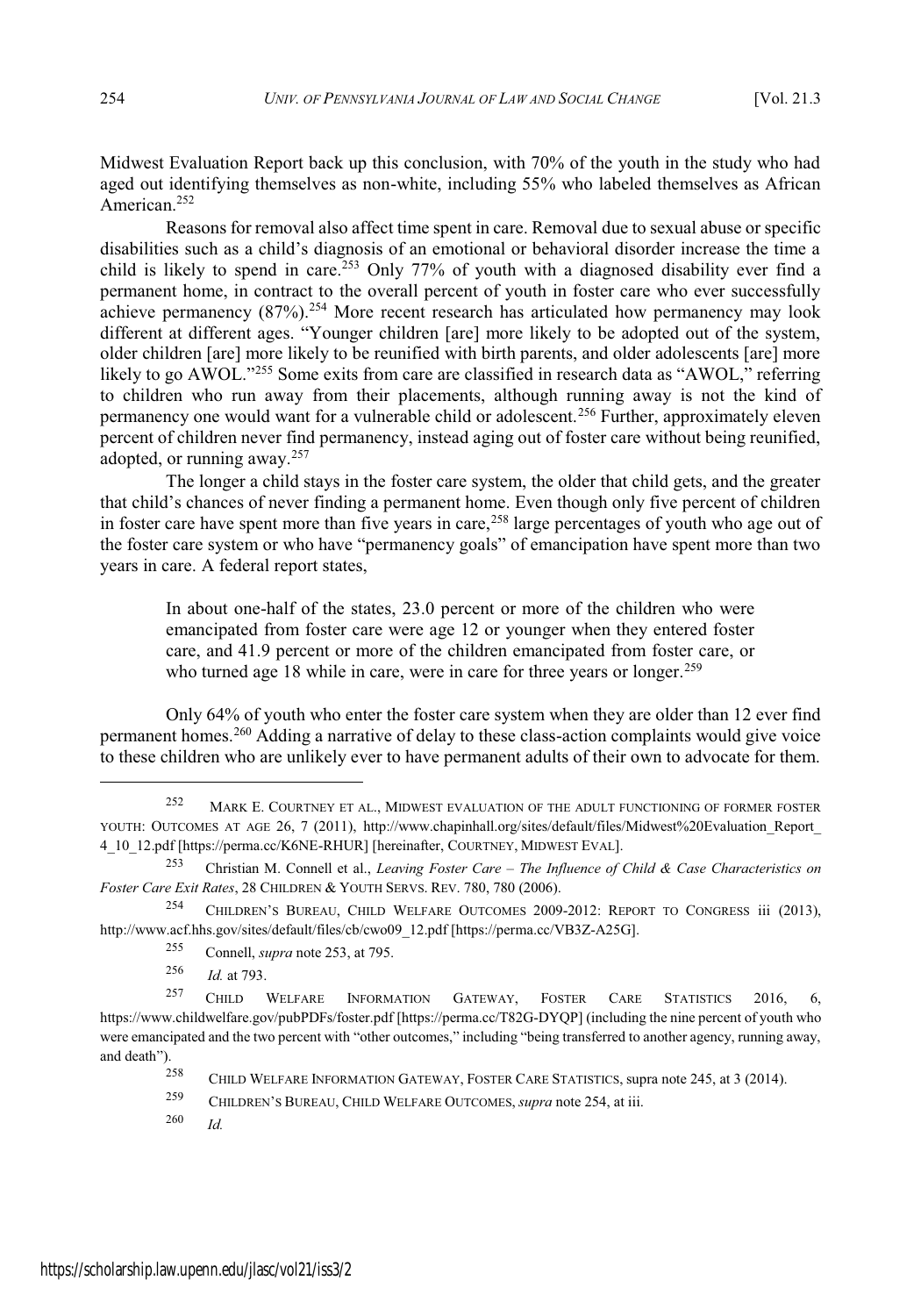Midwest Evaluation Report back up this conclusion, with 70% of the youth in the study who had aged out identifying themselves as non-white, including 55% who labeled themselves as African American.[252]

Reasons for removal also affect time spent in care. Removal due to sexual abuse or specific disabilities such as a child's diagnosis of an emotional or behavioral disorder increase the time a child is likely to spend in care.[253] Only 77% of youth with a diagnosed disability ever find a permanent home, in contract to the overall percent of youth in foster care who ever successfully achieve permanency (87%).[254] More recent research has articulated how permanency may look different at different ages. "Younger children [are] more likely to be adopted out of the system, older children [are] more likely to be reunified with birth parents, and older adolescents [are] more likely to go AWOL."[255] Some exits from care are classified in research data as "AWOL," referring to children who run away from their placements, although running away is not the kind of permanency one would want for a vulnerable child or adolescent.[256] Further, approximately eleven percent of children never find permanency, instead aging out of foster care without being reunified, adopted, or running away.[257]

The longer a child stays in the foster care system, the older that child gets, and the greater that child's chances of never finding a permanent home. Even though only five percent of children in foster care have spent more than five years in care,[258] large percentages of youth who age out of the foster care system or who have "permanency goals" of emancipation have spent more than two years in care. A federal report states,

> In about one-half of the states, 23.0 percent or more of the children who were emancipated from foster care were age 12 or younger when they entered foster care, and 41.9 percent or more of the children emancipated from foster care, or who turned age 18 while in care, were in care for three years or longer.[259]

Only 64% of youth who enter the foster care system when they are older than 12 ever find permanent homes.[260] Adding a narrative of delay to these class-action complaints would give voice to these children who are unlikely ever to have permanent adults of their own to advocate for them.

---

[252] MARK E. COURTNEY ET AL., MIDWEST EVALUATION OF THE ADULT FUNCTIONING OF FORMER FOSTER YOUTH: OUTCOMES AT AGE 26, 7 (2011), http://www.chapinhall.org/sites/default/files/Midwest%20Evaluation_Report_4_10_12.pdf [https://perma.cc/K6NE-RHUR] [hereinafter, COURTNEY, MIDWEST EVAL].

[253] Christian M. Connell et al., *Leaving Foster Care – The Influence of Child & Case Characteristics on Foster Care Exit Rates*, 28 CHILDREN & YOUTH SERVS. REV. 780, 780 (2006).

[254] CHILDREN'S BUREAU, CHILD WELFARE OUTCOMES 2009-2012: REPORT TO CONGRESS iii (2013), http://www.acf.hhs.gov/sites/default/files/cb/cwo09_12.pdf [https://perma.cc/VB3Z-A25G].

[255] Connell, *supra* note 253, at 795.

[256] *Id.* at 793.

[257] CHILD WELFARE INFORMATION GATEWAY, FOSTER CARE STATISTICS 2016, 6, https://www.childwelfare.gov/pubPDFs/foster.pdf [https://perma.cc/T82G-DYQP] (including the nine percent of youth who were emancipated and the two percent with "other outcomes," including "being transferred to another agency, running away, and death").

[258] CHILD WELFARE INFORMATION GATEWAY, FOSTER CARE STATISTICS, supra note 245, at 3 (2014).

[259] CHILDREN'S BUREAU, CHILD WELFARE OUTCOMES, *supra* note 254, at iii.

[260] *Id.*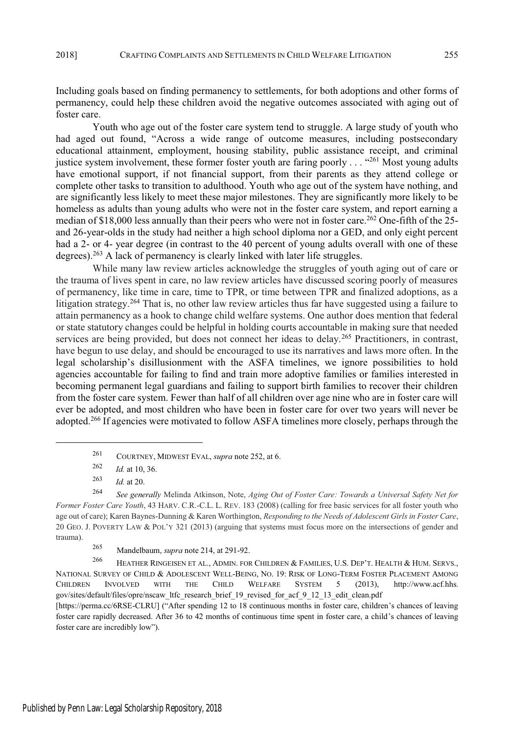Including goals based on finding permanency to settlements, for both adoptions and other forms of permanency, could help these children avoid the negative outcomes associated with aging out of foster care.

Youth who age out of the foster care system tend to struggle. A large study of youth who had aged out found, "Across a wide range of outcome measures, including postsecondary educational attainment, employment, housing stability, public assistance receipt, and criminal justice system involvement, these former foster youth are faring poorly . . . "[261] Most young adults have emotional support, if not financial support, from their parents as they attend college or complete other tasks to transition to adulthood. Youth who age out of the system have nothing, and are significantly less likely to meet these major milestones. They are significantly more likely to be homeless as adults than young adults who were not in the foster care system, and report earning a median of $18,000 less annually than their peers who were not in foster care.[262] One-fifth of the 25- and 26-year-olds in the study had neither a high school diploma nor a GED, and only eight percent had a 2- or 4- year degree (in contrast to the 40 percent of young adults overall with one of these degrees).[263] A lack of permanency is clearly linked with later life struggles.

While many law review articles acknowledge the struggles of youth aging out of care or the trauma of lives spent in care, no law review articles have discussed scoring poorly of measures of permanency, like time in care, time to TPR, or time between TPR and finalized adoptions, as a litigation strategy.[264] That is, no other law review articles thus far have suggested using a failure to attain permanency as a hook to change child welfare systems. One author does mention that federal or state statutory changes could be helpful in holding courts accountable in making sure that needed services are being provided, but does not connect her ideas to delay.[265] Practitioners, in contrast, have begun to use delay, and should be encouraged to use its narratives and laws more often. In the legal scholarship's disillusionment with the ASFA timelines, we ignore possibilities to hold agencies accountable for failing to find and train more adoptive families or families interested in becoming permanent legal guardians and failing to support birth families to recover their children from the foster care system. Fewer than half of all children over age nine who are in foster care will ever be adopted, and most children who have been in foster care for over two years will never be adopted.[266] If agencies were motivated to follow ASFA timelines more closely, perhaps through the

---

[261] COURTNEY, MIDWEST EVAL, *supra* note 252, at 6.

[262] *Id.* at 10, 36.

[263] *Id.* at 20.

[264] *See generally* Melinda Atkinson, Note, *Aging Out of Foster Care: Towards a Universal Safety Net for Former Foster Care Youth*, 43 HARV. C.R.-C.L. L. REV. 183 (2008) (calling for free basic services for all foster youth who age out of care); Karen Baynes-Dunning & Karen Worthington, *Responding to the Needs of Adolescent Girls in Foster Care*, 20 GEO. J. POVERTY LAW & POL'Y 321 (2013) (arguing that systems must focus more on the intersections of gender and trauma).

[265] Mandelbaum, *supra* note 214, at 291-92.

[266] HEATHER RINGEISEN ET AL., ADMIN. FOR CHILDREN & FAMILIES, U.S. DEP'T. HEALTH & HUM. SERVS., NATIONAL SURVEY OF CHILD & ADOLESCENT WELL-BEING, NO. 19: RISK OF LONG-TERM FOSTER PLACEMENT AMONG CHILDREN INVOLVED WITH THE CHILD WELFARE SYSTEM 5 (2013), http://www.acf.hhs.gov/sites/default/files/opre/nscaw_ltfc_research_brief_19_revised_for_acf_9_12_13_edit_clean.pdf [https://perma.cc/6RSE-CLRU] ("After spending 12 to 18 continuous months in foster care, children's chances of leaving foster care rapidly decreased. After 36 to 42 months of continuous time spent in foster care, a child's chances of leaving foster care are incredibly low").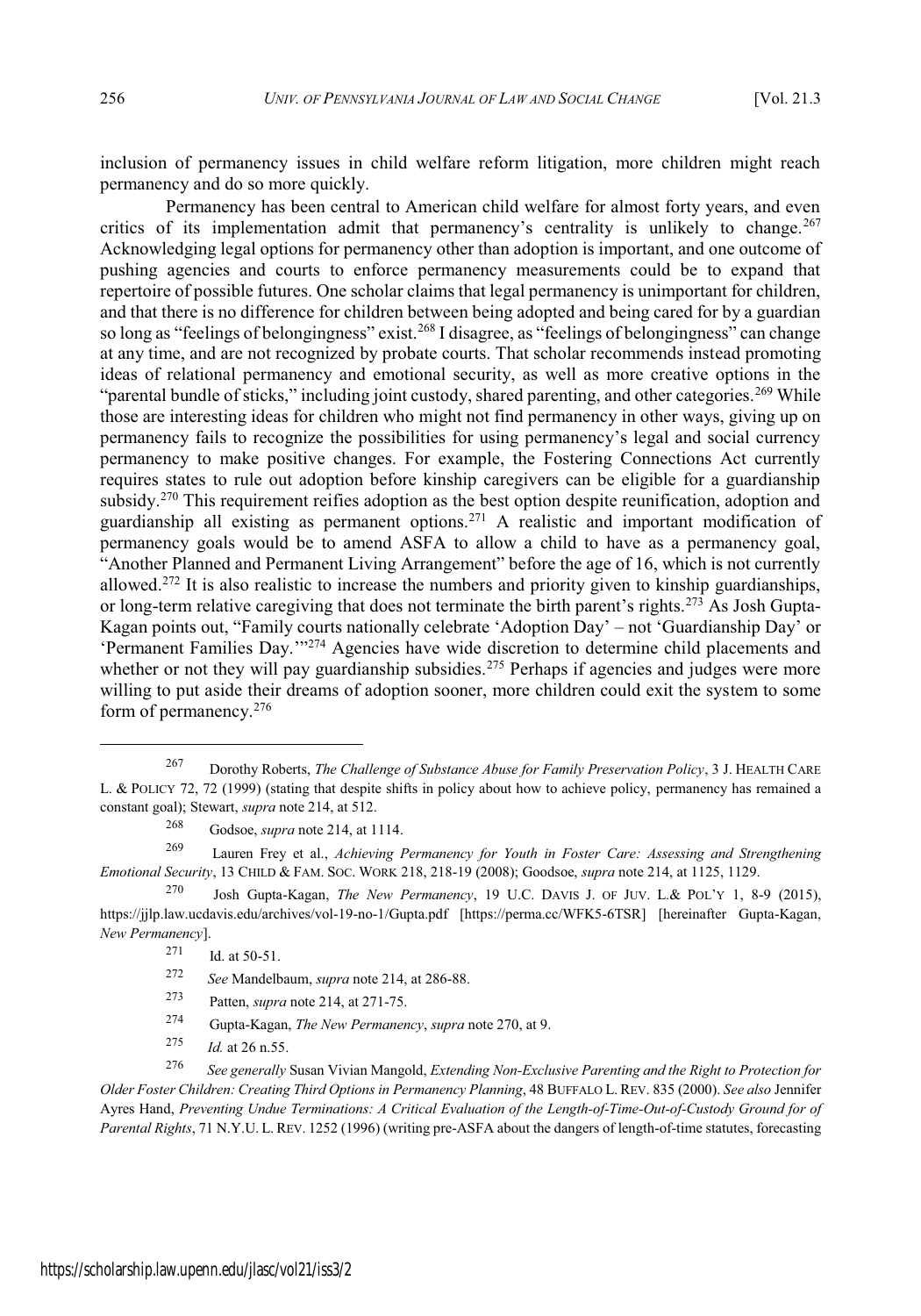inclusion of permanency issues in child welfare reform litigation, more children might reach permanency and do so more quickly.

Permanency has been central to American child welfare for almost forty years, and even critics of its implementation admit that permanency's centrality is unlikely to change.[267] Acknowledging legal options for permanency other than adoption is important, and one outcome of pushing agencies and courts to enforce permanency measurements could be to expand that repertoire of possible futures. One scholar claims that legal permanency is unimportant for children, and that there is no difference for children between being adopted and being cared for by a guardian so long as "feelings of belongingness" exist.[268] I disagree, as "feelings of belongingness" can change at any time, and are not recognized by probate courts. That scholar recommends instead promoting ideas of relational permanency and emotional security, as well as more creative options in the "parental bundle of sticks," including joint custody, shared parenting, and other categories.[269] While those are interesting ideas for children who might not find permanency in other ways, giving up on permanency fails to recognize the possibilities for using permanency's legal and social currency permanency to make positive changes. For example, the Fostering Connections Act currently requires states to rule out adoption before kinship caregivers can be eligible for a guardianship subsidy.[270] This requirement reifies adoption as the best option despite reunification, adoption and guardianship all existing as permanent options.[271] A realistic and important modification of permanency goals would be to amend ASFA to allow a child to have as a permanency goal, "Another Planned and Permanent Living Arrangement" before the age of 16, which is not currently allowed.[272] It is also realistic to increase the numbers and priority given to kinship guardianships, or long-term relative caregiving that does not terminate the birth parent's rights.[273] As Josh Gupta-Kagan points out, "Family courts nationally celebrate 'Adoption Day' – not 'Guardianship Day' or 'Permanent Families Day.'"[274] Agencies have wide discretion to determine child placements and whether or not they will pay guardianship subsidies.[275] Perhaps if agencies and judges were more willing to put aside their dreams of adoption sooner, more children could exit the system to some form of permanency.[276]

---

[267] Dorothy Roberts, *The Challenge of Substance Abuse for Family Preservation Policy*, 3 J. HEALTH CARE L. & POLICY 72, 72 (1999) (stating that despite shifts in policy about how to achieve policy, permanency has remained a constant goal); Stewart, *supra* note 214, at 512.

[268] Godsoe, *supra* note 214, at 1114.

[269] Lauren Frey et al., *Achieving Permanency for Youth in Foster Care: Assessing and Strengthening Emotional Security*, 13 CHILD & FAM. SOC. WORK 218, 218-19 (2008); Goodsoe, *supra* note 214, at 1125, 1129.

[270] Josh Gupta-Kagan, *The New Permanency*, 19 U.C. DAVIS J. OF JUV. L.& POL'Y 1, 8-9 (2015), https://jjlp.law.ucdavis.edu/archives/vol-19-no-1/Gupta.pdf [https://perma.cc/WFK5-6TSR] [hereinafter Gupta-Kagan, *New Permanency*].

[271] Id. at 50-51.

[272] *See* Mandelbaum, *supra* note 214, at 286-88.

[273] Patten, *supra* note 214, at 271-75.

[274] Gupta-Kagan, *The New Permanency*, *supra* note 270, at 9.

[275] *Id.* at 26 n.55.

[276] *See generally* Susan Vivian Mangold, *Extending Non-Exclusive Parenting and the Right to Protection for Older Foster Children: Creating Third Options in Permanency Planning*, 48 BUFFALO L. REV. 835 (2000). *See also* Jennifer Ayres Hand, *Preventing Undue Terminations: A Critical Evaluation of the Length-of-Time-Out-of-Custody Ground for of Parental Rights*, 71 N.Y.U. L. REV. 1252 (1996) (writing pre-ASFA about the dangers of length-of-time statutes, forecasting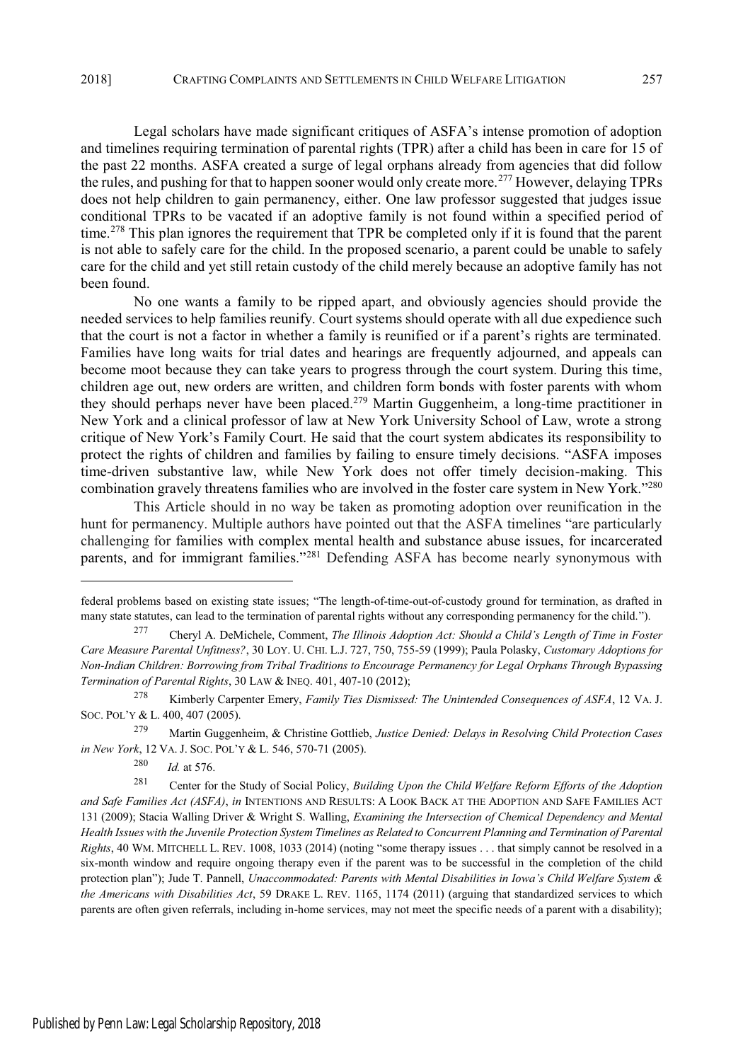Legal scholars have made significant critiques of ASFA's intense promotion of adoption and timelines requiring termination of parental rights (TPR) after a child has been in care for 15 of the past 22 months. ASFA created a surge of legal orphans already from agencies that did follow the rules, and pushing for that to happen sooner would only create more.[277] However, delaying TPRs does not help children to gain permanency, either. One law professor suggested that judges issue conditional TPRs to be vacated if an adoptive family is not found within a specified period of time.[278] This plan ignores the requirement that TPR be completed only if it is found that the parent is not able to safely care for the child. In the proposed scenario, a parent could be unable to safely care for the child and yet still retain custody of the child merely because an adoptive family has not been found.

No one wants a family to be ripped apart, and obviously agencies should provide the needed services to help families reunify. Court systems should operate with all due expedience such that the court is not a factor in whether a family is reunified or if a parent's rights are terminated. Families have long waits for trial dates and hearings are frequently adjourned, and appeals can become moot because they can take years to progress through the court system. During this time, children age out, new orders are written, and children form bonds with foster parents with whom they should perhaps never have been placed.[279] Martin Guggenheim, a long-time practitioner in New York and a clinical professor of law at New York University School of Law, wrote a strong critique of New York's Family Court. He said that the court system abdicates its responsibility to protect the rights of children and families by failing to ensure timely decisions. "ASFA imposes time-driven substantive law, while New York does not offer timely decision-making. This combination gravely threatens families who are involved in the foster care system in New York."[280]

This Article should in no way be taken as promoting adoption over reunification in the hunt for permanency. Multiple authors have pointed out that the ASFA timelines "are particularly challenging for families with complex mental health and substance abuse issues, for incarcerated parents, and for immigrant families."[281] Defending ASFA has become nearly synonymous with

---

federal problems based on existing state issues; "The length-of-time-out-of-custody ground for termination, as drafted in many state statutes, can lead to the termination of parental rights without any corresponding permanency for the child.").

[277] Cheryl A. DeMichele, Comment, *The Illinois Adoption Act: Should a Child's Length of Time in Foster Care Measure Parental Unfitness?*, 30 LOY. U. CHI. L.J. 727, 750, 755-59 (1999); Paula Polasky, *Customary Adoptions for Non-Indian Children: Borrowing from Tribal Traditions to Encourage Permanency for Legal Orphans Through Bypassing Termination of Parental Rights*, 30 LAW & INEQ. 401, 407-10 (2012);

[278] Kimberly Carpenter Emery, *Family Ties Dismissed: The Unintended Consequences of ASFA*, 12 VA. J. SOC. POL'Y & L. 400, 407 (2005).

[279] Martin Guggenheim, & Christine Gottlieb, *Justice Denied: Delays in Resolving Child Protection Cases in New York*, 12 VA. J. SOC. POL'Y & L. 546, 570-71 (2005).

[280] *Id.* at 576.

[281] Center for the Study of Social Policy, *Building Upon the Child Welfare Reform Efforts of the Adoption and Safe Families Act (ASFA)*, *in* INTENTIONS AND RESULTS: A LOOK BACK AT THE ADOPTION AND SAFE FAMILIES ACT 131 (2009); Stacia Walling Driver & Wright S. Walling, *Examining the Intersection of Chemical Dependency and Mental Health Issues with the Juvenile Protection System Timelines as Related to Concurrent Planning and Termination of Parental Rights*, 40 WM. MITCHELL L. REV. 1008, 1033 (2014) (noting "some therapy issues . . . that simply cannot be resolved in a six-month window and require ongoing therapy even if the parent was to be successful in the completion of the child protection plan"); Jude T. Pannell, *Unaccommodated: Parents with Mental Disabilities in Iowa's Child Welfare System & the Americans with Disabilities Act*, 59 DRAKE L. REV. 1165, 1174 (2011) (arguing that standardized services to which parents are often given referrals, including in-home services, may not meet the specific needs of a parent with a disability);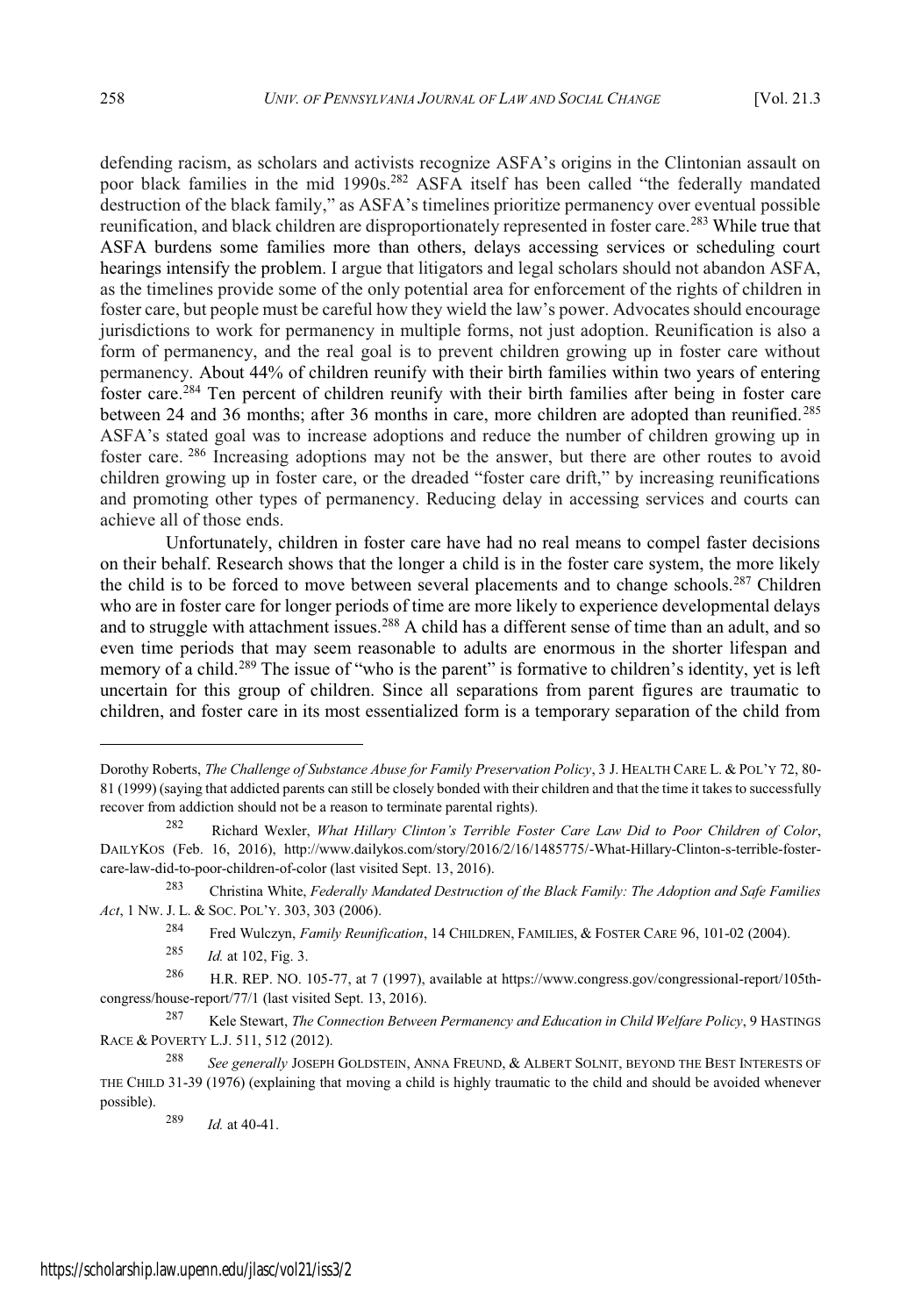defending racism, as scholars and activists recognize ASFA's origins in the Clintonian assault on poor black families in the mid 1990s.[282] ASFA itself has been called "the federally mandated destruction of the black family," as ASFA's timelines prioritize permanency over eventual possible reunification, and black children are disproportionately represented in foster care.[283] While true that ASFA burdens some families more than others, delays accessing services or scheduling court hearings intensify the problem. I argue that litigators and legal scholars should not abandon ASFA, as the timelines provide some of the only potential area for enforcement of the rights of children in foster care, but people must be careful how they wield the law's power. Advocates should encourage jurisdictions to work for permanency in multiple forms, not just adoption. Reunification is also a form of permanency, and the real goal is to prevent children growing up in foster care without permanency. About 44% of children reunify with their birth families within two years of entering foster care.[284] Ten percent of children reunify with their birth families after being in foster care between 24 and 36 months; after 36 months in care, more children are adopted than reunified.[285] ASFA's stated goal was to increase adoptions and reduce the number of children growing up in foster care.[286] Increasing adoptions may not be the answer, but there are other routes to avoid children growing up in foster care, or the dreaded "foster care drift," by increasing reunifications and promoting other types of permanency. Reducing delay in accessing services and courts can achieve all of those ends.

Unfortunately, children in foster care have had no real means to compel faster decisions on their behalf. Research shows that the longer a child is in the foster care system, the more likely the child is to be forced to move between several placements and to change schools.[287] Children who are in foster care for longer periods of time are more likely to experience developmental delays and to struggle with attachment issues.[288] A child has a different sense of time than an adult, and so even time periods that may seem reasonable to adults are enormous in the shorter lifespan and memory of a child.[289] The issue of "who is the parent" is formative to children's identity, yet is left uncertain for this group of children. Since all separations from parent figures are traumatic to children, and foster care in its most essentialized form is a temporary separation of the child from

---

Dorothy Roberts, *The Challenge of Substance Abuse for Family Preservation Policy*, 3 J. HEALTH CARE L. & POL'Y 72, 80-81 (1999) (saying that addicted parents can still be closely bonded with their children and that the time it takes to successfully recover from addiction should not be a reason to terminate parental rights).

[282] Richard Wexler, *What Hillary Clinton's Terrible Foster Care Law Did to Poor Children of Color*, DAILYKOS (Feb. 16, 2016), http://www.dailykos.com/story/2016/2/16/1485775/-What-Hillary-Clinton-s-terrible-foster-care-law-did-to-poor-children-of-color (last visited Sept. 13, 2016).

[283] Christina White, *Federally Mandated Destruction of the Black Family: The Adoption and Safe Families Act*, 1 NW. J. L. & SOC. POL'Y. 303, 303 (2006).

[284] Fred Wulczyn, *Family Reunification*, 14 CHILDREN, FAMILIES, & FOSTER CARE 96, 101-02 (2004).

[285] *Id.* at 102, Fig. 3.

[286] H.R. REP. NO. 105-77, at 7 (1997), available at https://www.congress.gov/congressional-report/105th-congress/house-report/77/1 (last visited Sept. 13, 2016).

[287] Kele Stewart, *The Connection Between Permanency and Education in Child Welfare Policy*, 9 HASTINGS RACE & POVERTY L.J. 511, 512 (2012).

[288] *See generally* JOSEPH GOLDSTEIN, ANNA FREUND, & ALBERT SOLNIT, BEYOND THE BEST INTERESTS OF THE CHILD 31-39 (1976) (explaining that moving a child is highly traumatic to the child and should be avoided whenever possible).

[289] *Id.* at 40-41.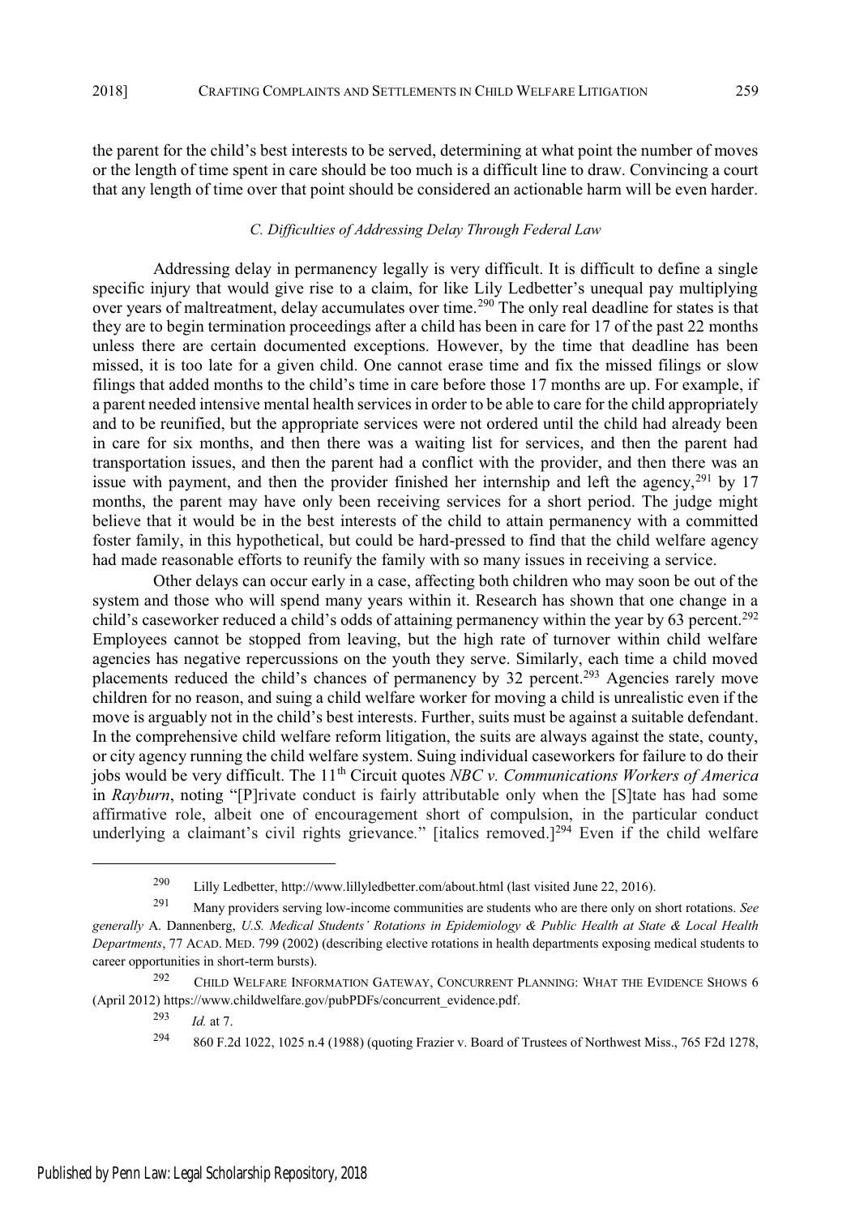the parent for the child's best interests to be served, determining at what point the number of moves or the length of time spent in care should be too much is a difficult line to draw. Convincing a court that any length of time over that point should be considered an actionable harm will be even harder.

### *C. Difficulties of Addressing Delay Through Federal Law*

Addressing delay in permanency legally is very difficult. It is difficult to define a single specific injury that would give rise to a claim, for like Lily Ledbetter's unequal pay multiplying over years of maltreatment, delay accumulates over time.[290] The only real deadline for states is that they are to begin termination proceedings after a child has been in care for 17 of the past 22 months unless there are certain documented exceptions. However, by the time that deadline has been missed, it is too late for a given child. One cannot erase time and fix the missed filings or slow filings that added months to the child's time in care before those 17 months are up. For example, if a parent needed intensive mental health services in order to be able to care for the child appropriately and to be reunified, but the appropriate services were not ordered until the child had already been in care for six months, and then there was a waiting list for services, and then the parent had transportation issues, and then the parent had a conflict with the provider, and then there was an issue with payment, and then the provider finished her internship and left the agency,[291] by 17 months, the parent may have only been receiving services for a short period. The judge might believe that it would be in the best interests of the child to attain permanency with a committed foster family, in this hypothetical, but could be hard-pressed to find that the child welfare agency had made reasonable efforts to reunify the family with so many issues in receiving a service.

Other delays can occur early in a case, affecting both children who may soon be out of the system and those who will spend many years within it. Research has shown that one change in a child's caseworker reduced a child's odds of attaining permanency within the year by 63 percent.[292] Employees cannot be stopped from leaving, but the high rate of turnover within child welfare agencies has negative repercussions on the youth they serve. Similarly, each time a child moved placements reduced the child's chances of permanency by 32 percent.[293] Agencies rarely move children for no reason, and suing a child welfare worker for moving a child is unrealistic even if the move is arguably not in the child's best interests. Further, suits must be against a suitable defendant. In the comprehensive child welfare reform litigation, the suits are always against the state, county, or city agency running the child welfare system. Suing individual caseworkers for failure to do their jobs would be very difficult. The 11th Circuit quotes *NBC v. Communications Workers of America* in *Rayburn*, noting "[P]rivate conduct is fairly attributable only when the [S]tate has had some affirmative role, albeit one of encouragement short of compulsion, in the particular conduct underlying a claimant's civil rights grievance." [italics removed.][294] Even if the child welfare

---

[290] Lilly Ledbetter, http://www.lillyledbetter.com/about.html (last visited June 22, 2016).

[291] Many providers serving low-income communities are students who are there only on short rotations. *See generally* A. Dannenberg, *U.S. Medical Students' Rotations in Epidemiology & Public Health at State & Local Health Departments*, 77 ACAD. MED. 799 (2002) (describing elective rotations in health departments exposing medical students to career opportunities in short-term bursts).

[292] CHILD WELFARE INFORMATION GATEWAY, CONCURRENT PLANNING: WHAT THE EVIDENCE SHOWS 6 (April 2012) https://www.childwelfare.gov/pubPDFs/concurrent_evidence.pdf.

[293] *Id.* at 7.

[294] 860 F.2d 1022, 1025 n.4 (1988) (quoting Frazier v. Board of Trustees of Northwest Miss., 765 F2d 1278,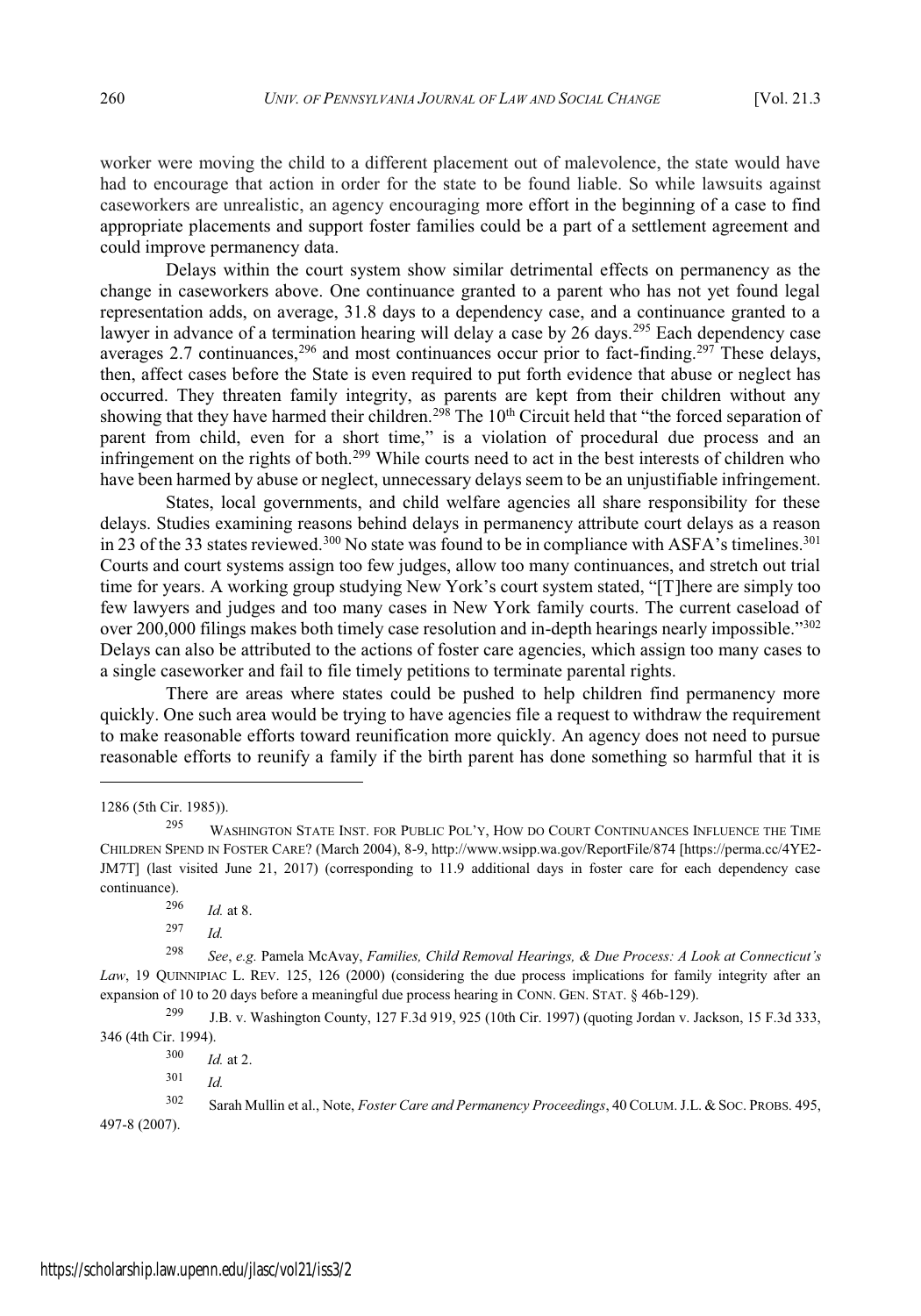worker were moving the child to a different placement out of malevolence, the state would have had to encourage that action in order for the state to be found liable. So while lawsuits against caseworkers are unrealistic, an agency encouraging more effort in the beginning of a case to find appropriate placements and support foster families could be a part of a settlement agreement and could improve permanency data.

Delays within the court system show similar detrimental effects on permanency as the change in caseworkers above. One continuance granted to a parent who has not yet found legal representation adds, on average, 31.8 days to a dependency case, and a continuance granted to a lawyer in advance of a termination hearing will delay a case by 26 days.[295] Each dependency case averages 2.7 continuances,[296] and most continuances occur prior to fact-finding.[297] These delays, then, affect cases before the State is even required to put forth evidence that abuse or neglect has occurred. They threaten family integrity, as parents are kept from their children without any showing that they have harmed their children.[298] The 10th Circuit held that "the forced separation of parent from child, even for a short time," is a violation of procedural due process and an infringement on the rights of both.[299] While courts need to act in the best interests of children who have been harmed by abuse or neglect, unnecessary delays seem to be an unjustifiable infringement.

States, local governments, and child welfare agencies all share responsibility for these delays. Studies examining reasons behind delays in permanency attribute court delays as a reason in 23 of the 33 states reviewed.[300] No state was found to be in compliance with ASFA's timelines.[301] Courts and court systems assign too few judges, allow too many continuances, and stretch out trial time for years. A working group studying New York's court system stated, "[T]here are simply too few lawyers and judges and too many cases in New York family courts. The current caseload of over 200,000 filings makes both timely case resolution and in-depth hearings nearly impossible."[302] Delays can also be attributed to the actions of foster care agencies, which assign too many cases to a single caseworker and fail to file timely petitions to terminate parental rights.

There are areas where states could be pushed to help children find permanency more quickly. One such area would be trying to have agencies file a request to withdraw the requirement to make reasonable efforts toward reunification more quickly. An agency does not need to pursue reasonable efforts to reunify a family if the birth parent has done something so harmful that it is

---

1286 (5th Cir. 1985)).

[295] WASHINGTON STATE INST. FOR PUBLIC POL'Y, HOW DO COURT CONTINUANCES INFLUENCE THE TIME CHILDREN SPEND IN FOSTER CARE? (March 2004), 8-9, http://www.wsipp.wa.gov/ReportFile/874 [https://perma.cc/4YE2-JM7T] (last visited June 21, 2017) (corresponding to 11.9 additional days in foster care for each dependency case continuance).

[296] *Id.* at 8.

[297] *Id.*

[298] *See*, *e.g.* Pamela McAvay, *Families, Child Removal Hearings, & Due Process: A Look at Connecticut's Law*, 19 QUINNIPIAC L. REV. 125, 126 (2000) (considering the due process implications for family integrity after an expansion of 10 to 20 days before a meaningful due process hearing in CONN. GEN. STAT. § 46b-129).

[299] J.B. v. Washington County, 127 F.3d 919, 925 (10th Cir. 1997) (quoting Jordan v. Jackson, 15 F.3d 333, 346 (4th Cir. 1994).

[300] *Id.* at 2.

[301] *Id.*

[302] Sarah Mullin et al., Note, *Foster Care and Permanency Proceedings*, 40 COLUM. J.L. & SOC. PROBS. 495, 497-8 (2007).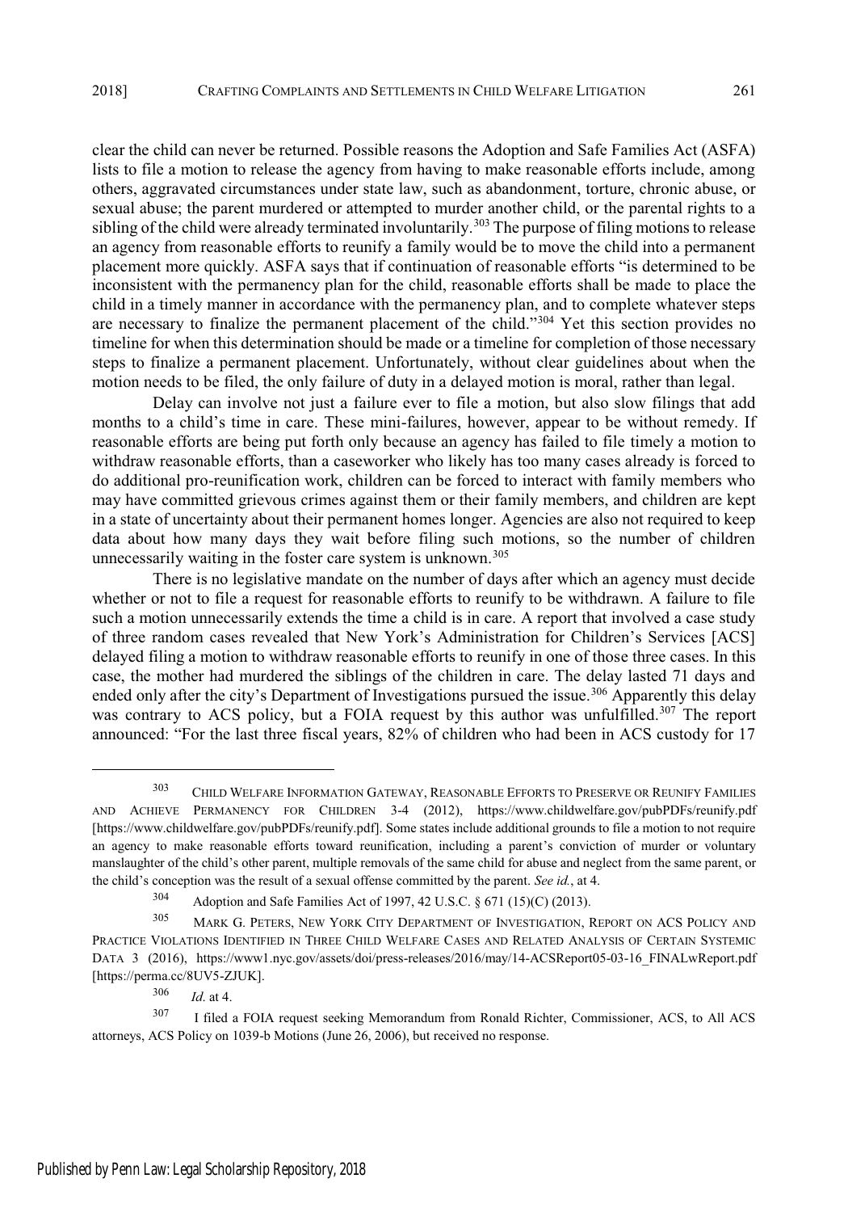clear the child can never be returned. Possible reasons the Adoption and Safe Families Act (ASFA) lists to file a motion to release the agency from having to make reasonable efforts include, among others, aggravated circumstances under state law, such as abandonment, torture, chronic abuse, or sexual abuse; the parent murdered or attempted to murder another child, or the parental rights to a sibling of the child were already terminated involuntarily.[303] The purpose of filing motions to release an agency from reasonable efforts to reunify a family would be to move the child into a permanent placement more quickly. ASFA says that if continuation of reasonable efforts "is determined to be inconsistent with the permanency plan for the child, reasonable efforts shall be made to place the child in a timely manner in accordance with the permanency plan, and to complete whatever steps are necessary to finalize the permanent placement of the child."[304] Yet this section provides no timeline for when this determination should be made or a timeline for completion of those necessary steps to finalize a permanent placement. Unfortunately, without clear guidelines about when the motion needs to be filed, the only failure of duty in a delayed motion is moral, rather than legal.

Delay can involve not just a failure ever to file a motion, but also slow filings that add months to a child's time in care. These mini-failures, however, appear to be without remedy. If reasonable efforts are being put forth only because an agency has failed to file timely a motion to withdraw reasonable efforts, than a caseworker who likely has too many cases already is forced to do additional pro-reunification work, children can be forced to interact with family members who may have committed grievous crimes against them or their family members, and children are kept in a state of uncertainty about their permanent homes longer. Agencies are also not required to keep data about how many days they wait before filing such motions, so the number of children unnecessarily waiting in the foster care system is unknown.[305]

There is no legislative mandate on the number of days after which an agency must decide whether or not to file a request for reasonable efforts to reunify to be withdrawn. A failure to file such a motion unnecessarily extends the time a child is in care. A report that involved a case study of three random cases revealed that New York's Administration for Children's Services [ACS] delayed filing a motion to withdraw reasonable efforts to reunify in one of those three cases. In this case, the mother had murdered the siblings of the children in care. The delay lasted 71 days and ended only after the city's Department of Investigations pursued the issue.[306] Apparently this delay was contrary to ACS policy, but a FOIA request by this author was unfulfilled.[307] The report announced: "For the last three fiscal years, 82% of children who had been in ACS custody for 17

---

[303] CHILD WELFARE INFORMATION GATEWAY, REASONABLE EFFORTS TO PRESERVE OR REUNIFY FAMILIES AND ACHIEVE PERMANENCY FOR CHILDREN 3-4 (2012), https://www.childwelfare.gov/pubPDFs/reunify.pdf [https://www.childwelfare.gov/pubPDFs/reunify.pdf]. Some states include additional grounds to file a motion to not require an agency to make reasonable efforts toward reunification, including a parent's conviction of murder or voluntary manslaughter of the child's other parent, multiple removals of the same child for abuse and neglect from the same parent, or the child's conception was the result of a sexual offense committed by the parent. *See id.*, at 4.

[304] Adoption and Safe Families Act of 1997, 42 U.S.C. § 671 (15)(C) (2013).

[305] MARK G. PETERS, NEW YORK CITY DEPARTMENT OF INVESTIGATION, REPORT ON ACS POLICY AND PRACTICE VIOLATIONS IDENTIFIED IN THREE CHILD WELFARE CASES AND RELATED ANALYSIS OF CERTAIN SYSTEMIC DATA 3 (2016), https://www1.nyc.gov/assets/doi/press-releases/2016/may/14-ACSReport05-03-16_FINALwReport.pdf [https://perma.cc/8UV5-ZJUK].

[306] *Id.* at 4.

[307] I filed a FOIA request seeking Memorandum from Ronald Richter, Commissioner, ACS, to All ACS attorneys, ACS Policy on 1039-b Motions (June 26, 2006), but received no response.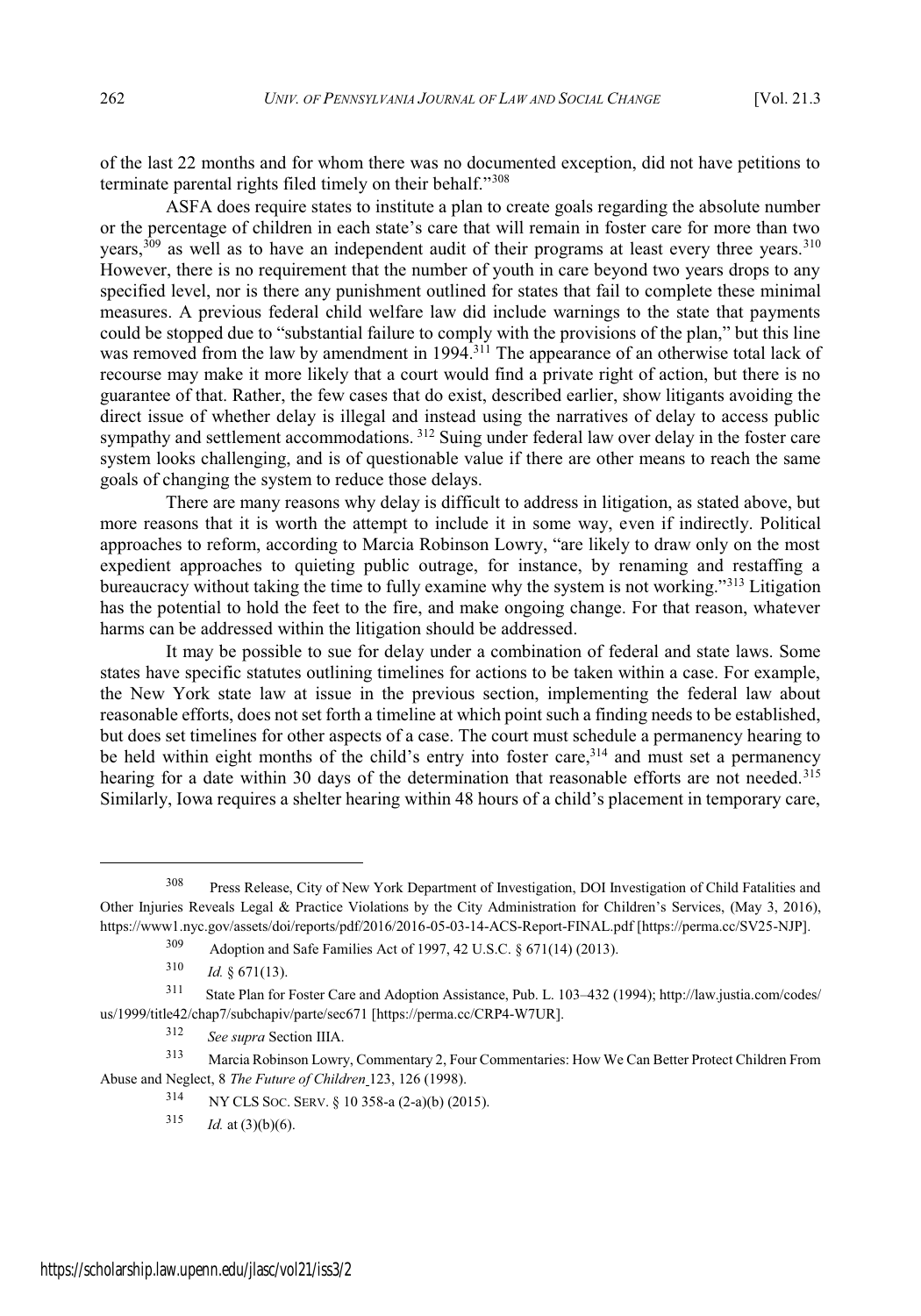of the last 22 months and for whom there was no documented exception, did not have petitions to terminate parental rights filed timely on their behalf."[308]

ASFA does require states to institute a plan to create goals regarding the absolute number or the percentage of children in each state's care that will remain in foster care for more than two years,[309] as well as to have an independent audit of their programs at least every three years.[310] However, there is no requirement that the number of youth in care beyond two years drops to any specified level, nor is there any punishment outlined for states that fail to complete these minimal measures. A previous federal child welfare law did include warnings to the state that payments could be stopped due to "substantial failure to comply with the provisions of the plan," but this line was removed from the law by amendment in 1994.[311] The appearance of an otherwise total lack of recourse may make it more likely that a court would find a private right of action, but there is no guarantee of that. Rather, the few cases that do exist, described earlier, show litigants avoiding the direct issue of whether delay is illegal and instead using the narratives of delay to access public sympathy and settlement accommodations.[312] Suing under federal law over delay in the foster care system looks challenging, and is of questionable value if there are other means to reach the same goals of changing the system to reduce those delays.

There are many reasons why delay is difficult to address in litigation, as stated above, but more reasons that it is worth the attempt to include it in some way, even if indirectly. Political approaches to reform, according to Marcia Robinson Lowry, "are likely to draw only on the most expedient approaches to quieting public outrage, for instance, by renaming and restaffing a bureaucracy without taking the time to fully examine why the system is not working."[313] Litigation has the potential to hold the feet to the fire, and make ongoing change. For that reason, whatever harms can be addressed within the litigation should be addressed.

It may be possible to sue for delay under a combination of federal and state laws. Some states have specific statutes outlining timelines for actions to be taken within a case. For example, the New York state law at issue in the previous section, implementing the federal law about reasonable efforts, does not set forth a timeline at which point such a finding needs to be established, but does set timelines for other aspects of a case. The court must schedule a permanency hearing to be held within eight months of the child's entry into foster care,[314] and must set a permanency hearing for a date within 30 days of the determination that reasonable efforts are not needed.[315] Similarly, Iowa requires a shelter hearing within 48 hours of a child's placement in temporary care,

---

[308] Press Release, City of New York Department of Investigation, DOI Investigation of Child Fatalities and Other Injuries Reveals Legal & Practice Violations by the City Administration for Children's Services, (May 3, 2016), https://www1.nyc.gov/assets/doi/reports/pdf/2016/2016-05-03-14-ACS-Report-FINAL.pdf [https://perma.cc/SV25-NJP].

[309] Adoption and Safe Families Act of 1997, 42 U.S.C. § 671(14) (2013).

[310] *Id.* § 671(13).

[311] State Plan for Foster Care and Adoption Assistance, Pub. L. 103–432 (1994); http://law.justia.com/codes/us/1999/title42/chap7/subchapiv/parte/sec671 [https://perma.cc/CRP4-W7UR].

[312] *See supra* Section IIIA.

[313] Marcia Robinson Lowry, Commentary 2, Four Commentaries: How We Can Better Protect Children From Abuse and Neglect, 8 *The Future of Children* 123, 126 (1998).

[314] NY CLS SOC. SERV. § 10 358-a (2-a)(b) (2015).

[315] *Id.* at (3)(b)(6).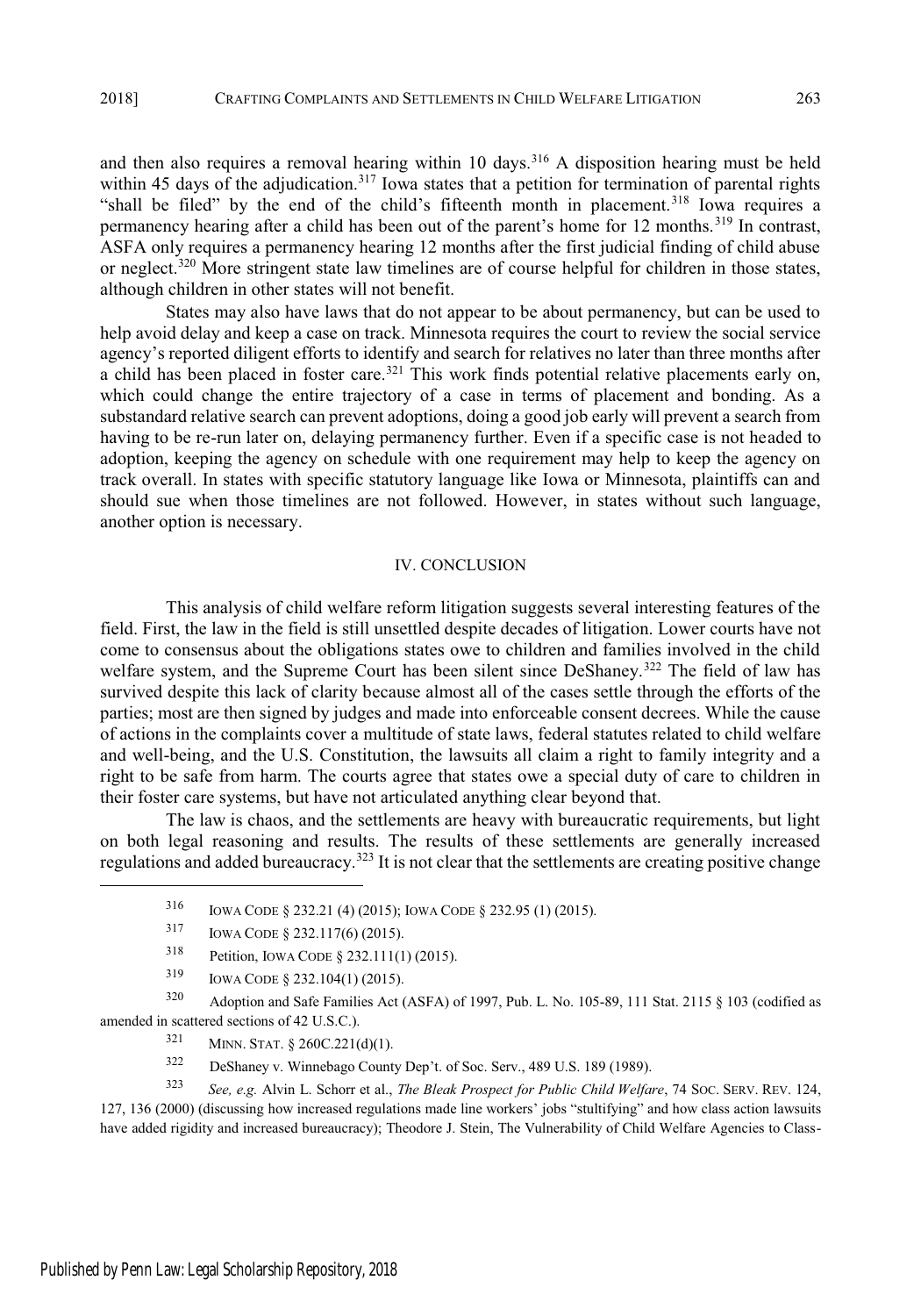and then also requires a removal hearing within 10 days.[316] A disposition hearing must be held within 45 days of the adjudication.[317] Iowa states that a petition for termination of parental rights "shall be filed" by the end of the child's fifteenth month in placement.[318] Iowa requires a permanency hearing after a child has been out of the parent's home for 12 months.[319] In contrast, ASFA only requires a permanency hearing 12 months after the first judicial finding of child abuse or neglect.[320] More stringent state law timelines are of course helpful for children in those states, although children in other states will not benefit.

States may also have laws that do not appear to be about permanency, but can be used to help avoid delay and keep a case on track. Minnesota requires the court to review the social service agency's reported diligent efforts to identify and search for relatives no later than three months after a child has been placed in foster care.[321] This work finds potential relative placements early on, which could change the entire trajectory of a case in terms of placement and bonding. As a substandard relative search can prevent adoptions, doing a good job early will prevent a search from having to be re-run later on, delaying permanency further. Even if a specific case is not headed to adoption, keeping the agency on schedule with one requirement may help to keep the agency on track overall. In states with specific statutory language like Iowa or Minnesota, plaintiffs can and should sue when those timelines are not followed. However, in states without such language, another option is necessary.

## IV. CONCLUSION

This analysis of child welfare reform litigation suggests several interesting features of the field. First, the law in the field is still unsettled despite decades of litigation. Lower courts have not come to consensus about the obligations states owe to children and families involved in the child welfare system, and the Supreme Court has been silent since DeShaney.[322] The field of law has survived despite this lack of clarity because almost all of the cases settle through the efforts of the parties; most are then signed by judges and made into enforceable consent decrees. While the cause of actions in the complaints cover a multitude of state laws, federal statutes related to child welfare and well-being, and the U.S. Constitution, the lawsuits all claim a right to family integrity and a right to be safe from harm. The courts agree that states owe a special duty of care to children in their foster care systems, but have not articulated anything clear beyond that.

The law is chaos, and the settlements are heavy with bureaucratic requirements, but light on both legal reasoning and results. The results of these settlements are generally increased regulations and added bureaucracy.[323] It is not clear that the settlements are creating positive change

---

[316] IOWA CODE § 232.21 (4) (2015); IOWA CODE § 232.95 (1) (2015).

[317] IOWA CODE § 232.117(6) (2015).

[318] Petition, IOWA CODE § 232.111(1) (2015).

[319] IOWA CODE § 232.104(1) (2015).

[320] Adoption and Safe Families Act (ASFA) of 1997, Pub. L. No. 105-89, 111 Stat. 2115 § 103 (codified as amended in scattered sections of 42 U.S.C.).

[321] MINN. STAT. § 260C.221(d)(1).

[322] DeShaney v. Winnebago County Dep't. of Soc. Serv., 489 U.S. 189 (1989).

[323] *See, e.g.* Alvin L. Schorr et al., *The Bleak Prospect for Public Child Welfare*, 74 SOC. SERV. REV. 124, 127, 136 (2000) (discussing how increased regulations made line workers' jobs "stultifying" and how class action lawsuits have added rigidity and increased bureaucracy); Theodore J. Stein, The Vulnerability of Child Welfare Agencies to Class-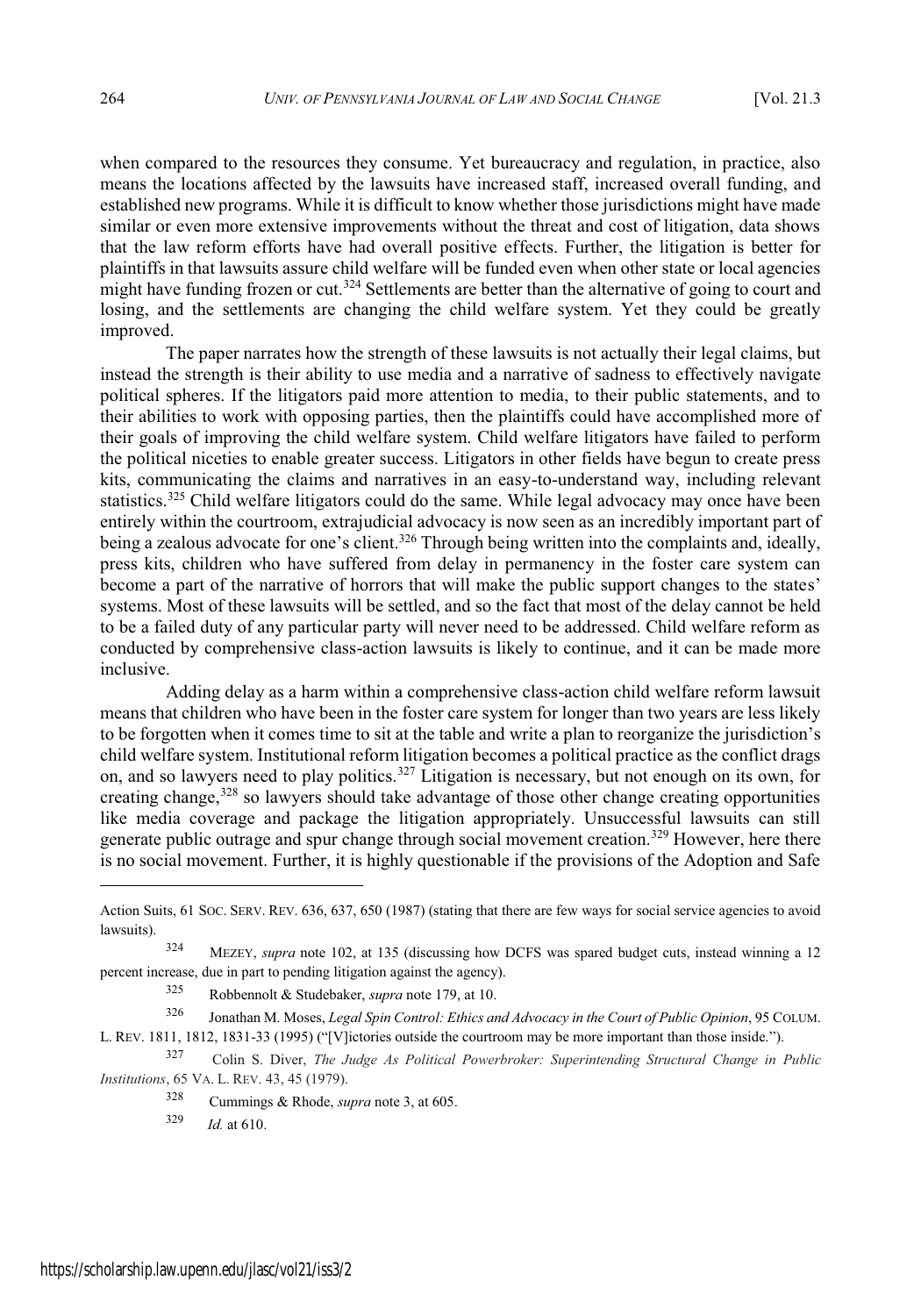when compared to the resources they consume. Yet bureaucracy and regulation, in practice, also means the locations affected by the lawsuits have increased staff, increased overall funding, and established new programs. While it is difficult to know whether those jurisdictions might have made similar or even more extensive improvements without the threat and cost of litigation, data shows that the law reform efforts have had overall positive effects. Further, the litigation is better for plaintiffs in that lawsuits assure child welfare will be funded even when other state or local agencies might have funding frozen or cut.[324] Settlements are better than the alternative of going to court and losing, and the settlements are changing the child welfare system. Yet they could be greatly improved.

The paper narrates how the strength of these lawsuits is not actually their legal claims, but instead the strength is their ability to use media and a narrative of sadness to effectively navigate political spheres. If the litigators paid more attention to media, to their public statements, and to their abilities to work with opposing parties, then the plaintiffs could have accomplished more of their goals of improving the child welfare system. Child welfare litigators have failed to perform the political niceties to enable greater success. Litigators in other fields have begun to create press kits, communicating the claims and narratives in an easy-to-understand way, including relevant statistics.[325] Child welfare litigators could do the same. While legal advocacy may once have been entirely within the courtroom, extrajudicial advocacy is now seen as an incredibly important part of being a zealous advocate for one's client.[326] Through being written into the complaints and, ideally, press kits, children who have suffered from delay in permanency in the foster care system can become a part of the narrative of horrors that will make the public support changes to the states' systems. Most of these lawsuits will be settled, and so the fact that most of the delay cannot be held to be a failed duty of any particular party will never need to be addressed. Child welfare reform as conducted by comprehensive class-action lawsuits is likely to continue, and it can be made more inclusive.

Adding delay as a harm within a comprehensive class-action child welfare reform lawsuit means that children who have been in the foster care system for longer than two years are less likely to be forgotten when it comes time to sit at the table and write a plan to reorganize the jurisdiction's child welfare system. Institutional reform litigation becomes a political practice as the conflict drags on, and so lawyers need to play politics.[327] Litigation is necessary, but not enough on its own, for creating change,[328] so lawyers should take advantage of those other change creating opportunities like media coverage and package the litigation appropriately. Unsuccessful lawsuits can still generate public outrage and spur change through social movement creation.[329] However, here there is no social movement. Further, it is highly questionable if the provisions of the Adoption and Safe

---

Action Suits, 61 SOC. SERV. REV. 636, 637, 650 (1987) (stating that there are few ways for social service agencies to avoid lawsuits).

[324] MEZEY, *supra* note 102, at 135 (discussing how DCFS was spared budget cuts, instead winning a 12 percent increase, due in part to pending litigation against the agency).

[325] Robbennolt & Studebaker, *supra* note 179, at 10.

[326] Jonathan M. Moses, *Legal Spin Control: Ethics and Advocacy in the Court of Public Opinion*, 95 COLUM. L. REV. 1811, 1812, 1831-33 (1995) ("[V]ictories outside the courtroom may be more important than those inside.").

[327] Colin S. Diver, *The Judge As Political Powerbroker: Superintending Structural Change in Public Institutions*, 65 VA. L. REV. 43, 45 (1979).

[328] Cummings & Rhode, *supra* note 3, at 605.

[329] *Id.* at 610.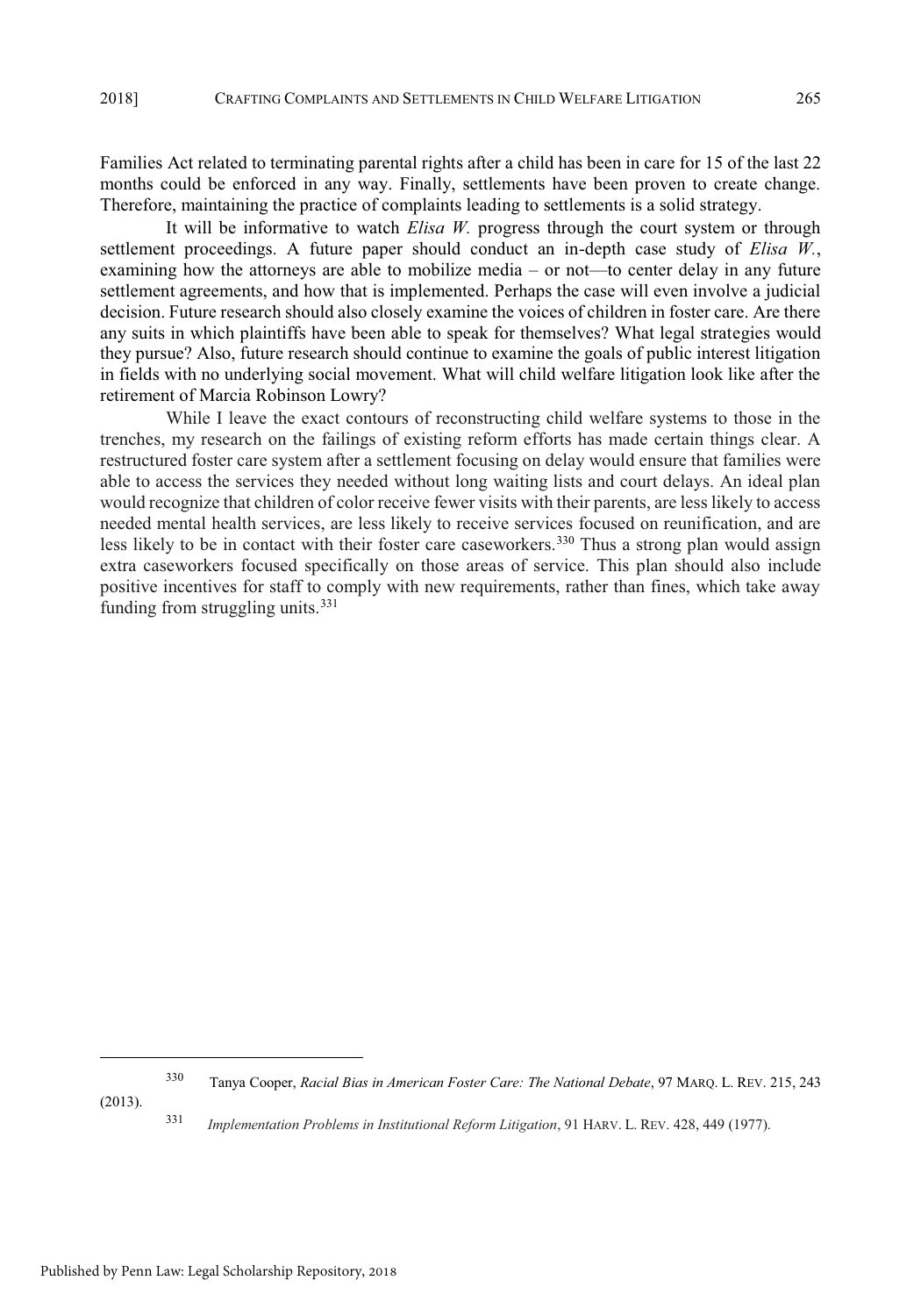Families Act related to terminating parental rights after a child has been in care for 15 of the last 22 months could be enforced in any way. Finally, settlements have been proven to create change. Therefore, maintaining the practice of complaints leading to settlements is a solid strategy.

It will be informative to watch *Elisa W.* progress through the court system or through settlement proceedings. A future paper should conduct an in-depth case study of *Elisa W.*, examining how the attorneys are able to mobilize media – or not—to center delay in any future settlement agreements, and how that is implemented. Perhaps the case will even involve a judicial decision. Future research should also closely examine the voices of children in foster care. Are there any suits in which plaintiffs have been able to speak for themselves? What legal strategies would they pursue? Also, future research should continue to examine the goals of public interest litigation in fields with no underlying social movement. What will child welfare litigation look like after the retirement of Marcia Robinson Lowry?

While I leave the exact contours of reconstructing child welfare systems to those in the trenches, my research on the failings of existing reform efforts has made certain things clear. A restructured foster care system after a settlement focusing on delay would ensure that families were able to access the services they needed without long waiting lists and court delays. An ideal plan would recognize that children of color receive fewer visits with their parents, are less likely to access needed mental health services, are less likely to receive services focused on reunification, and are less likely to be in contact with their foster care caseworkers.[330] Thus a strong plan would assign extra caseworkers focused specifically on those areas of service. This plan should also include positive incentives for staff to comply with new requirements, rather than fines, which take away funding from struggling units.[331]

---

[330] Tanya Cooper, *Racial Bias in American Foster Care: The National Debate*, 97 MARQ. L. REV. 215, 243 (2013).

[331] *Implementation Problems in Institutional Reform Litigation*, 91 HARV. L. REV. 428, 449 (1977).